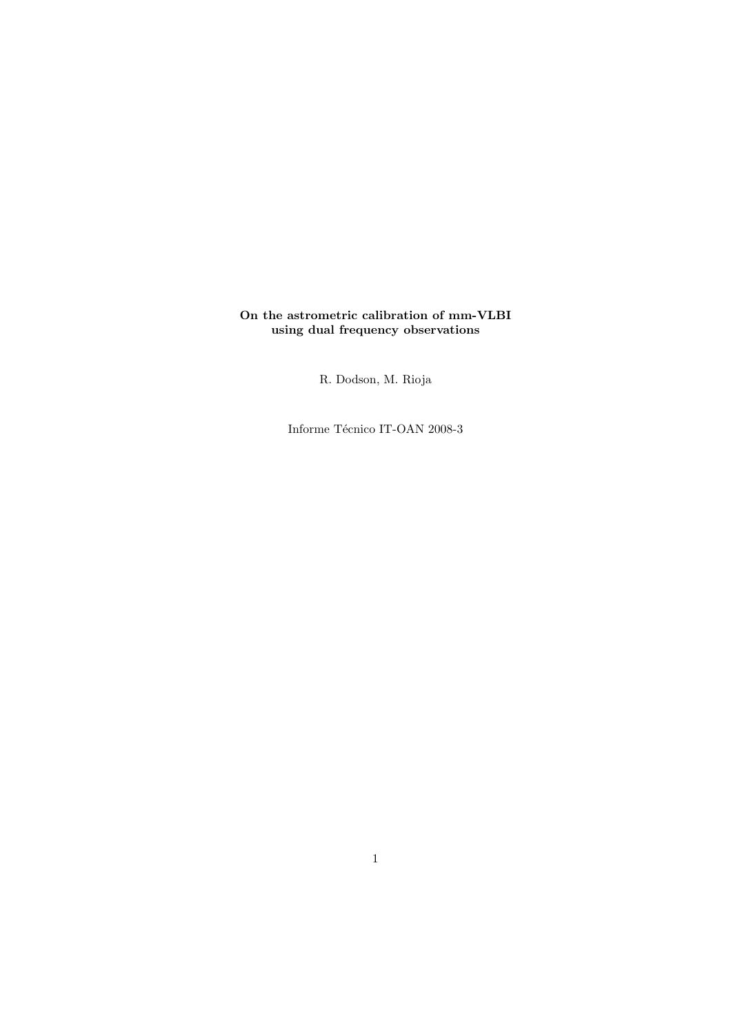# On the astrometric calibration of mm-VLBI using dual frequency observations

R. Dodson, M. Rioja

Informe Técnico IT-OAN 2008-3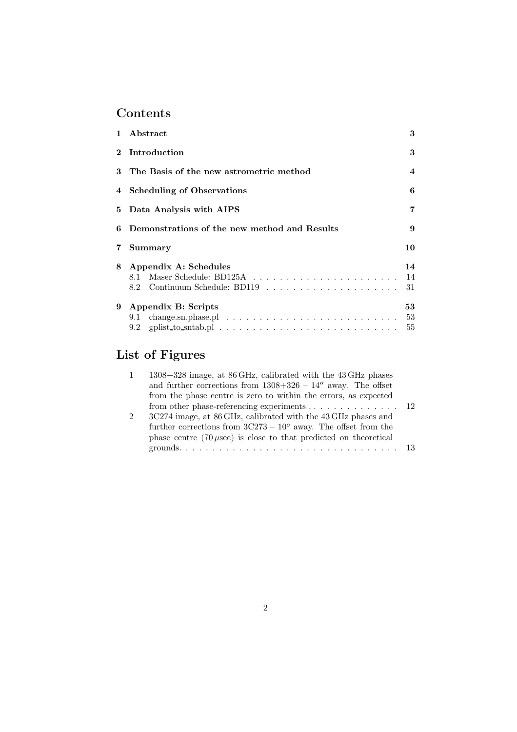# Contents

1 Abstract 3

2 Introduction 3

3 The Basis of the new astrometric method 4

4 Scheduling of Observations 6

5 Data Analysis with AIPS 7

6 Demonstrations of the new method and Results 9

7 Summary 10

8 Appendix A: Schedules 14
- 8.1 Maser Schedule: BD125A 14
- 8.2 Continuum Schedule: BD119 31

9 Appendix B: Scripts 53
- 9.1 change.sn.phase.pl 53
- 9.2 gplist_to_sntab.pl 55

# List of Figures

1. 1308+328 image, at 86 GHz, calibrated with the 43 GHz phases and further corrections from 1308+326 – 14″ away. The offset from the phase centre is zero to within the errors, as expected from other phase-referencing experiments 12
2. 3C274 image, at 86 GHz, calibrated with the 43 GHz phases and further corrections from 3C273 – $10^o$ away. The offset from the phase centre ($70\,\mu$sec) is close to that predicted on theoretical grounds. 13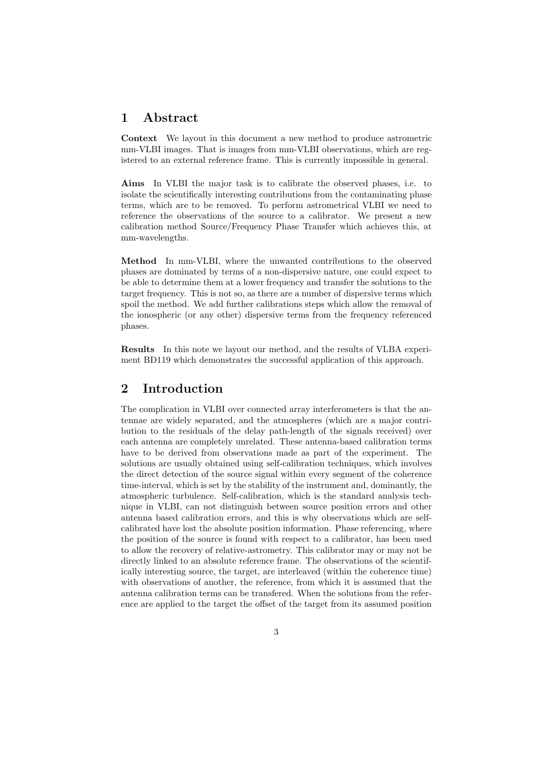# 1 Abstract

**Context** We layout in this document a new method to produce astrometric mm-VLBI images. That is images from mm-VLBI observations, which are registered to an external reference frame. This is currently impossible in general.

**Aims** In VLBI the major task is to calibrate the observed phases, i.e. to isolate the scientifically interesting contributions from the contaminating phase terms, which are to be removed. To perform astrometrical VLBI we need to reference the observations of the source to a calibrator. We present a new calibration method Source/Frequency Phase Transfer which achieves this, at mm-wavelengths.

**Method** In mm-VLBI, where the unwanted contributions to the observed phases are dominated by terms of a non-dispersive nature, one could expect to be able to determine them at a lower frequency and transfer the solutions to the target frequency. This is not so, as there are a number of dispersive terms which spoil the method. We add further calibrations steps which allow the removal of the ionospheric (or any other) dispersive terms from the frequency referenced phases.

**Results** In this note we layout our method, and the results of VLBA experiment BD119 which demonstrates the successful application of this approach.

# 2 Introduction

The complication in VLBI over connected array interferometers is that the antennae are widely separated, and the atmospheres (which are a major contribution to the residuals of the delay path-length of the signals received) over each antenna are completely unrelated. These antenna-based calibration terms have to be derived from observations made as part of the experiment. The solutions are usually obtained using self-calibration techniques, which involves the direct detection of the source signal within every segment of the coherence time-interval, which is set by the stability of the instrument and, dominantly, the atmospheric turbulence. Self-calibration, which is the standard analysis technique in VLBI, can not distinguish between source position errors and other antenna based calibration errors, and this is why observations which are self-calibrated have lost the absolute position information. Phase referencing, where the position of the source is found with respect to a calibrator, has been used to allow the recovery of relative-astrometry. This calibrator may or may not be directly linked to an absolute reference frame. The observations of the scientifically interesting source, the target, are interleaved (within the coherence time) with observations of another, the reference, from which it is assumed that the antenna calibration terms can be transfered. When the solutions from the reference are applied to the target the offset of the target from its assumed position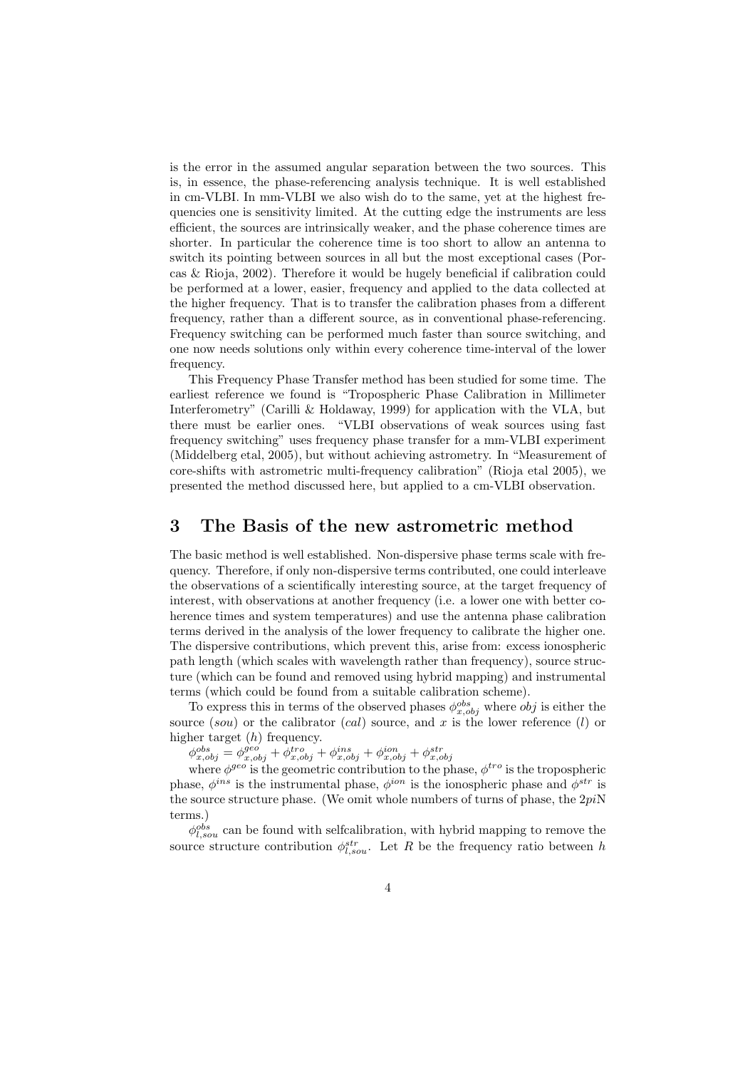is the error in the assumed angular separation between the two sources. This is, in essence, the phase-referencing analysis technique. It is well established in cm-VLBI. In mm-VLBI we also wish do to the same, yet at the highest frequencies one is sensitivity limited. At the cutting edge the instruments are less efficient, the sources are intrinsically weaker, and the phase coherence times are shorter. In particular the coherence time is too short to allow an antenna to switch its pointing between sources in all but the most exceptional cases (Porcas & Rioja, 2002). Therefore it would be hugely beneficial if calibration could be performed at a lower, easier, frequency and applied to the data collected at the higher frequency. That is to transfer the calibration phases from a different frequency, rather than a different source, as in conventional phase-referencing. Frequency switching can be performed much faster than source switching, and one now needs solutions only within every coherence time-interval of the lower frequency.

This Frequency Phase Transfer method has been studied for some time. The earliest reference we found is "Tropospheric Phase Calibration in Millimeter Interferometry" (Carilli & Holdaway, 1999) for application with the VLA, but there must be earlier ones. "VLBI observations of weak sources using fast frequency switching" uses frequency phase transfer for a mm-VLBI experiment (Middelberg etal, 2005), but without achieving astrometry. In "Measurement of core-shifts with astrometric multi-frequency calibration" (Rioja etal 2005), we presented the method discussed here, but applied to a cm-VLBI observation.

# 3 The Basis of the new astrometric method

The basic method is well established. Non-dispersive phase terms scale with frequency. Therefore, if only non-dispersive terms contributed, one could interleave the observations of a scientifically interesting source, at the target frequency of interest, with observations at another frequency (i.e. a lower one with better coherence times and system temperatures) and use the antenna phase calibration terms derived in the analysis of the lower frequency to calibrate the higher one. The dispersive contributions, which prevent this, arise from: excess ionospheric path length (which scales with wavelength rather than frequency), source structure (which can be found and removed using hybrid mapping) and instrumental terms (which could be found from a suitable calibration scheme).

To express this in terms of the observed phases $\phi^{obs}_{x,obj}$ where $obj$ is either the source ($sou$) or the calibrator ($cal$) source, and $x$ is the lower reference ($l$) or higher target ($h$) frequency.

$\phi^{obs}_{x,obj} = \phi^{geo}_{x,obj} + \phi^{tro}_{x,obj} + \phi^{ins}_{x,obj} + \phi^{ion}_{x,obj} + \phi^{str}_{x,obj}$

where $\phi^{geo}$ is the geometric contribution to the phase, $\phi^{tro}$ is the tropospheric phase, $\phi^{ins}$ is the instrumental phase, $\phi^{ion}$ is the ionospheric phase and $\phi^{str}$ is the source structure phase. (We omit whole numbers of turns of phase, the $2pi$N terms.)

$\phi^{obs}_{l,sou}$ can be found with selfcalibration, with hybrid mapping to remove the source structure contribution $\phi^{str}_{l,sou}$. Let $R$ be the frequency ratio between $h$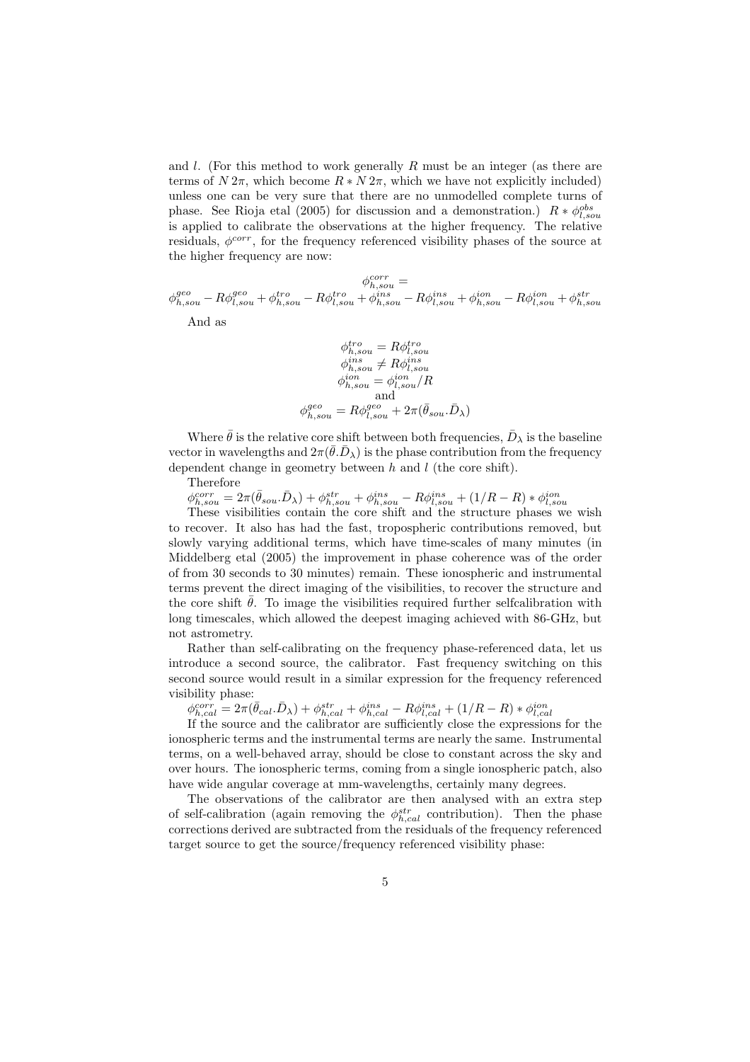and $l$. (For this method to work generally $R$ must be an integer (as there are terms of $N\,2\pi$, which become $R * N\,2\pi$, which we have not explicitly included) unless one can be very sure that there are no unmodelled complete turns of phase. See Rioja etal (2005) for discussion and a demonstration.) $R * \phi^{obs}_{l,sou}$ is applied to calibrate the observations at the higher frequency. The relative residuals, $\phi^{corr}$, for the frequency referenced visibility phases of the source at the higher frequency are now:

$$\phi^{corr}_{h,sou} =$$
$$\phi^{geo}_{h,sou} - R\phi^{geo}_{l,sou} + \phi^{tro}_{h,sou} - R\phi^{tro}_{l,sou} + \phi^{ins}_{h,sou} - R\phi^{ins}_{l,sou} + \phi^{ion}_{h,sou} - R\phi^{ion}_{l,sou} + \phi^{str}_{h,sou}$$

And as

$$\phi^{tro}_{h,sou} = R\phi^{tro}_{l,sou}$$
$$\phi^{ins}_{h,sou} \neq R\phi^{ins}_{l,sou}$$
$$\phi^{ion}_{h,sou} = \phi^{ion}_{l,sou}/R$$
and
$$\phi^{geo}_{h,sou} = R\phi^{geo}_{l,sou} + 2\pi(\bar{\theta}_{sou}.\bar{D}_{\lambda})$$

Where $\bar{\theta}$ is the relative core shift between both frequencies, $\bar{D}_{\lambda}$ is the baseline vector in wavelengths and $2\pi(\bar{\theta}.\bar{D}_{\lambda})$ is the phase contribution from the frequency dependent change in geometry between $h$ and $l$ (the core shift).

Therefore

$\phi^{corr}_{h,sou} = 2\pi(\bar{\theta}_{sou}.\bar{D}_{\lambda}) + \phi^{str}_{h,sou} + \phi^{ins}_{h,sou} - R\phi^{ins}_{l,sou} + (1/R - R) * \phi^{ion}_{l,sou}$

These visibilities contain the core shift and the structure phases we wish to recover. It also has had the fast, tropospheric contributions removed, but slowly varying additional terms, which have time-scales of many minutes (in Middelberg etal (2005) the improvement in phase coherence was of the order of from 30 seconds to 30 minutes) remain. These ionospheric and instrumental terms prevent the direct imaging of the visibilities, to recover the structure and the core shift $\bar{\theta}$. To image the visibilities required further selfcalibration with long timescales, which allowed the deepest imaging achieved with 86-GHz, but not astrometry.

Rather than self-calibrating on the frequency phase-referenced data, let us introduce a second source, the calibrator. Fast frequency switching on this second source would result in a similar expression for the frequency referenced visibility phase:

$\phi^{corr}_{h,cal} = 2\pi(\bar{\theta}_{cal}.\bar{D}_{\lambda}) + \phi^{str}_{h,cal} + \phi^{ins}_{h,cal} - R\phi^{ins}_{l,cal} + (1/R - R) * \phi^{ion}_{l,cal}$

If the source and the calibrator are sufficiently close the expressions for the ionospheric terms and the instrumental terms are nearly the same. Instrumental terms, on a well-behaved array, should be close to constant across the sky and over hours. The ionospheric terms, coming from a single ionospheric patch, also have wide angular coverage at mm-wavelengths, certainly many degrees.

The observations of the calibrator are then analysed with an extra step of self-calibration (again removing the $\phi^{str}_{h,cal}$ contribution). Then the phase corrections derived are subtracted from the residuals of the frequency referenced target source to get the source/frequency referenced visibility phase: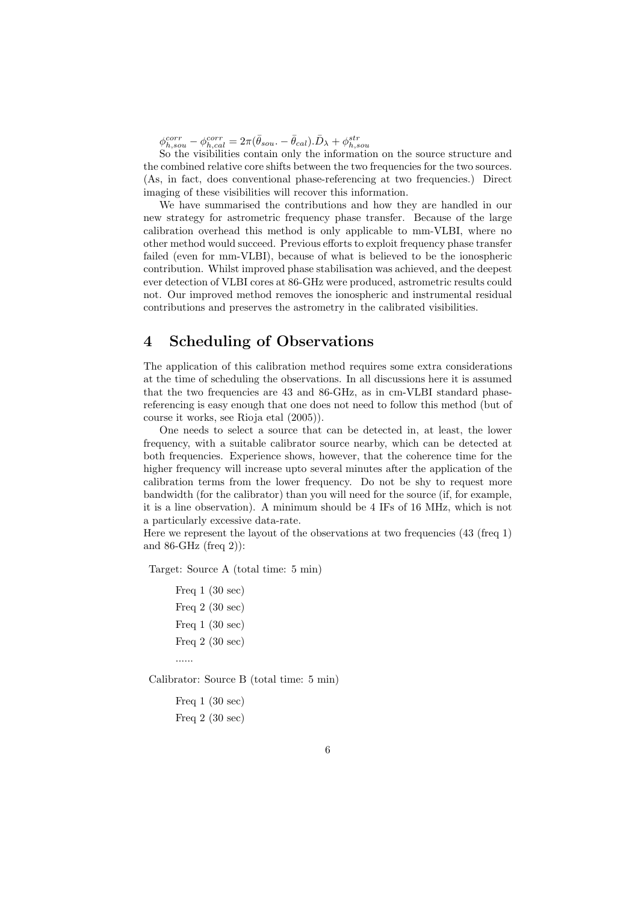$\phi^{corr}_{h,sou} - \phi^{corr}_{h,cal} = 2\pi(\bar{\theta}_{sou}. - \bar{\theta}_{cal}).\bar{D}_{\lambda} + \phi^{str}_{h,sou}$

So the visibilities contain only the information on the source structure and the combined relative core shifts between the two frequencies for the two sources. (As, in fact, does conventional phase-referencing at two frequencies.) Direct imaging of these visibilities will recover this information.

We have summarised the contributions and how they are handled in our new strategy for astrometric frequency phase transfer. Because of the large calibration overhead this method is only applicable to mm-VLBI, where no other method would succeed. Previous efforts to exploit frequency phase transfer failed (even for mm-VLBI), because of what is believed to be the ionospheric contribution. Whilst improved phase stabilisation was achieved, and the deepest ever detection of VLBI cores at 86-GHz were produced, astrometric results could not. Our improved method removes the ionospheric and instrumental residual contributions and preserves the astrometry in the calibrated visibilities.

## 4 Scheduling of Observations

The application of this calibration method requires some extra considerations at the time of scheduling the observations. In all discussions here it is assumed that the two frequencies are 43 and 86-GHz, as in cm-VLBI standard phase-referencing is easy enough that one does not need to follow this method (but of course it works, see Rioja etal (2005)).

One needs to select a source that can be detected in, at least, the lower frequency, with a suitable calibrator source nearby, which can be detected at both frequencies. Experience shows, however, that the coherence time for the higher frequency will increase upto several minutes after the application of the calibration terms from the lower frequency. Do not be shy to request more bandwidth (for the calibrator) than you will need for the source (if, for example, it is a line observation). A minimum should be 4 IFs of 16 MHz, which is not a particularly excessive data-rate.

Here we represent the layout of the observations at two frequencies (43 (freq 1) and 86-GHz (freq 2)):

Target: Source A (total time: 5 min)

Freq 1 (30 sec)
Freq 2 (30 sec)
Freq 1 (30 sec)
Freq 2 (30 sec)
......

Calibrator: Source B (total time: 5 min)

Freq 1 (30 sec)
Freq 2 (30 sec)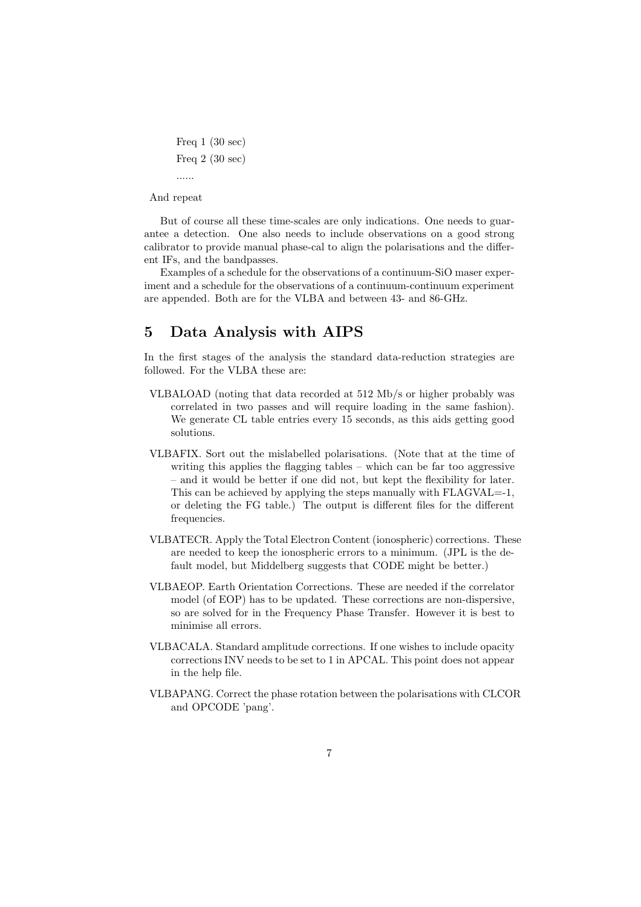Freq 1 (30 sec)

Freq 2 (30 sec)

......

And repeat

But of course all these time-scales are only indications. One needs to guarantee a detection. One also needs to include observations on a good strong calibrator to provide manual phase-cal to align the polarisations and the different IFs, and the bandpasses.

Examples of a schedule for the observations of a continuum-SiO maser experiment and a schedule for the observations of a continuum-continuum experiment are appended. Both are for the VLBA and between 43- and 86-GHz.

# 5 Data Analysis with AIPS

In the first stages of the analysis the standard data-reduction strategies are followed. For the VLBA these are:

VLBALOAD (noting that data recorded at 512 Mb/s or higher probably was correlated in two passes and will require loading in the same fashion). We generate CL table entries every 15 seconds, as this aids getting good solutions.

VLBAFIX. Sort out the mislabelled polarisations. (Note that at the time of writing this applies the flagging tables – which can be far too aggressive – and it would be better if one did not, but kept the flexibility for later. This can be achieved by applying the steps manually with FLAGVAL=-1, or deleting the FG table.) The output is different files for the different frequencies.

VLBATECR. Apply the Total Electron Content (ionospheric) corrections. These are needed to keep the ionospheric errors to a minimum. (JPL is the default model, but Middelberg suggests that CODE might be better.)

VLBAEOP. Earth Orientation Corrections. These are needed if the correlator model (of EOP) has to be updated. These corrections are non-dispersive, so are solved for in the Frequency Phase Transfer. However it is best to minimise all errors.

VLBACALA. Standard amplitude corrections. If one wishes to include opacity corrections INV needs to be set to 1 in APCAL. This point does not appear in the help file.

VLBAPANG. Correct the phase rotation between the polarisations with CLCOR and OPCODE 'pang'.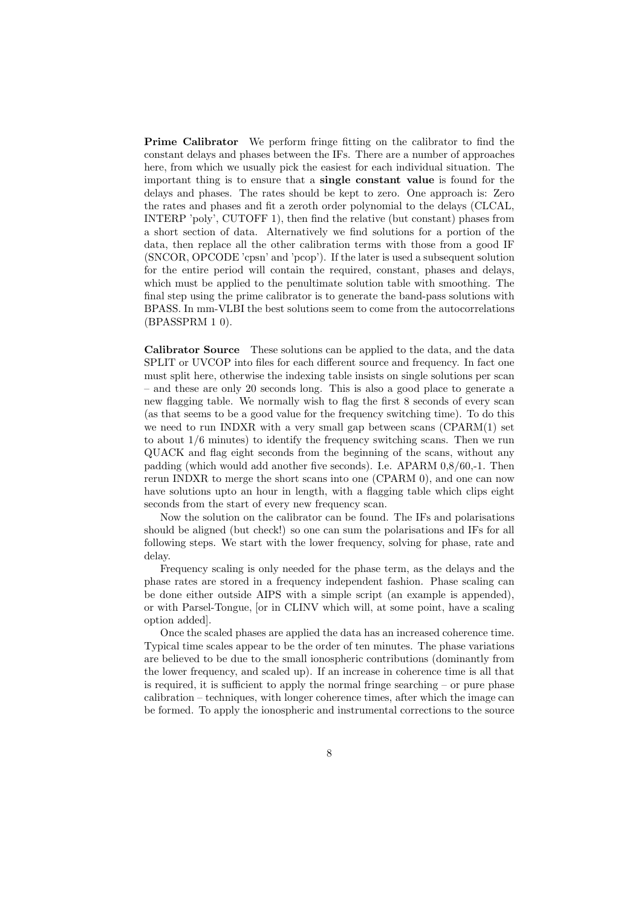**Prime Calibrator** We perform fringe fitting on the calibrator to find the constant delays and phases between the IFs. There are a number of approaches here, from which we usually pick the easiest for each individual situation. The important thing is to ensure that a **single constant value** is found for the delays and phases. The rates should be kept to zero. One approach is: Zero the rates and phases and fit a zeroth order polynomial to the delays (CLCAL, INTERP 'poly', CUTOFF 1), then find the relative (but constant) phases from a short section of data. Alternatively we find solutions for a portion of the data, then replace all the other calibration terms with those from a good IF (SNCOR, OPCODE 'cpsn' and 'pcop'). If the later is used a subsequent solution for the entire period will contain the required, constant, phases and delays, which must be applied to the penultimate solution table with smoothing. The final step using the prime calibrator is to generate the band-pass solutions with BPASS. In mm-VLBI the best solutions seem to come from the autocorrelations (BPASSPRM 1 0).

**Calibrator Source** These solutions can be applied to the data, and the data SPLIT or UVCOP into files for each different source and frequency. In fact one must split here, otherwise the indexing table insists on single solutions per scan – and these are only 20 seconds long. This is also a good place to generate a new flagging table. We normally wish to flag the first 8 seconds of every scan (as that seems to be a good value for the frequency switching time). To do this we need to run INDXR with a very small gap between scans (CPARM(1) set to about 1/6 minutes) to identify the frequency switching scans. Then we run QUACK and flag eight seconds from the beginning of the scans, without any padding (which would add another five seconds). I.e. APARM 0,8/60,-1. Then rerun INDXR to merge the short scans into one (CPARM 0), and one can now have solutions upto an hour in length, with a flagging table which clips eight seconds from the start of every new frequency scan.

Now the solution on the calibrator can be found. The IFs and polarisations should be aligned (but check!) so one can sum the polarisations and IFs for all following steps. We start with the lower frequency, solving for phase, rate and delay.

Frequency scaling is only needed for the phase term, as the delays and the phase rates are stored in a frequency independent fashion. Phase scaling can be done either outside AIPS with a simple script (an example is appended), or with Parsel-Tongue, [or in CLINV which will, at some point, have a scaling option added].

Once the scaled phases are applied the data has an increased coherence time. Typical time scales appear to be the order of ten minutes. The phase variations are believed to be due to the small ionospheric contributions (dominantly from the lower frequency, and scaled up). If an increase in coherence time is all that is required, it is sufficient to apply the normal fringe searching – or pure phase calibration – techniques, with longer coherence times, after which the image can be formed. To apply the ionospheric and instrumental corrections to the source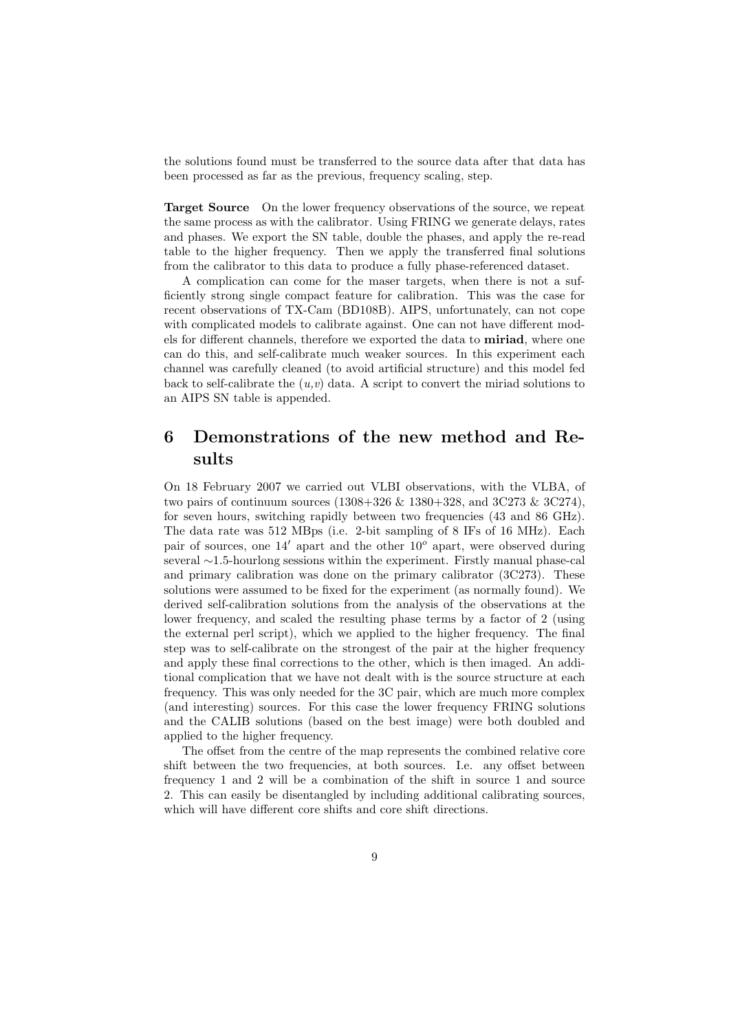the solutions found must be transferred to the source data after that data has been processed as far as the previous, frequency scaling, step.

**Target Source** On the lower frequency observations of the source, we repeat the same process as with the calibrator. Using FRING we generate delays, rates and phases. We export the SN table, double the phases, and apply the re-read table to the higher frequency. Then we apply the transferred final solutions from the calibrator to this data to produce a fully phase-referenced dataset.

A complication can come for the maser targets, when there is not a sufficiently strong single compact feature for calibration. This was the case for recent observations of TX-Cam (BD108B). AIPS, unfortunately, can not cope with complicated models to calibrate against. One can not have different models for different channels, therefore we exported the data to **miriad**, where one can do this, and self-calibrate much weaker sources. In this experiment each channel was carefully cleaned (to avoid artificial structure) and this model fed back to self-calibrate the $(u,v)$ data. A script to convert the miriad solutions to an AIPS SN table is appended.

# 6 Demonstrations of the new method and Results

On 18 February 2007 we carried out VLBI observations, with the VLBA, of two pairs of continuum sources (1308+326 & 1380+328, and 3C273 & 3C274), for seven hours, switching rapidly between two frequencies (43 and 86 GHz). The data rate was 512 MBps (i.e. 2-bit sampling of 8 IFs of 16 MHz). Each pair of sources, one $14'$ apart and the other $10^o$ apart, were observed during several ∼1.5-hourlong sessions within the experiment. Firstly manual phase-cal and primary calibration was done on the primary calibrator (3C273). These solutions were assumed to be fixed for the experiment (as normally found). We derived self-calibration solutions from the analysis of the observations at the lower frequency, and scaled the resulting phase terms by a factor of 2 (using the external perl script), which we applied to the higher frequency. The final step was to self-calibrate on the strongest of the pair at the higher frequency and apply these final corrections to the other, which is then imaged. An additional complication that we have not dealt with is the source structure at each frequency. This was only needed for the 3C pair, which are much more complex (and interesting) sources. For this case the lower frequency FRING solutions and the CALIB solutions (based on the best image) were both doubled and applied to the higher frequency.

The offset from the centre of the map represents the combined relative core shift between the two frequencies, at both sources. I.e. any offset between frequency 1 and 2 will be a combination of the shift in source 1 and source 2. This can easily be disentangled by including additional calibrating sources, which will have different core shifts and core shift directions.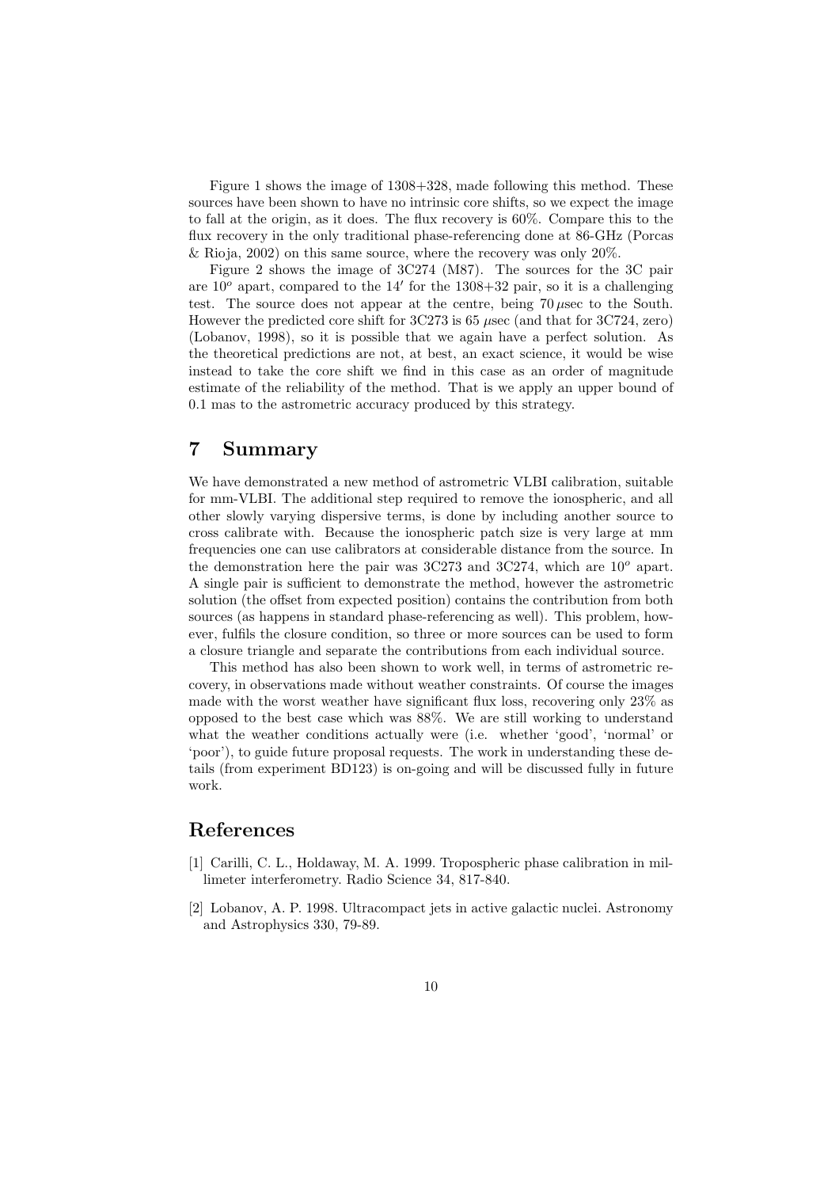Figure 1 shows the image of 1308+328, made following this method. These sources have been shown to have no intrinsic core shifts, so we expect the image to fall at the origin, as it does. The flux recovery is 60%. Compare this to the flux recovery in the only traditional phase-referencing done at 86-GHz (Porcas & Rioja, 2002) on this same source, where the recovery was only 20%.

Figure 2 shows the image of 3C274 (M87). The sources for the 3C pair are $10^o$ apart, compared to the $14'$ for the 1308+32 pair, so it is a challenging test. The source does not appear at the centre, being $70\,\mu$sec to the South. However the predicted core shift for 3C273 is 65 $\mu$sec (and that for 3C724, zero) (Lobanov, 1998), so it is possible that we again have a perfect solution. As the theoretical predictions are not, at best, an exact science, it would be wise instead to take the core shift we find in this case as an order of magnitude estimate of the reliability of the method. That is we apply an upper bound of 0.1 mas to the astrometric accuracy produced by this strategy.

# 7 Summary

We have demonstrated a new method of astrometric VLBI calibration, suitable for mm-VLBI. The additional step required to remove the ionospheric, and all other slowly varying dispersive terms, is done by including another source to cross calibrate with. Because the ionospheric patch size is very large at mm frequencies one can use calibrators at considerable distance from the source. In the demonstration here the pair was 3C273 and 3C274, which are $10^o$ apart. A single pair is sufficient to demonstrate the method, however the astrometric solution (the offset from expected position) contains the contribution from both sources (as happens in standard phase-referencing as well). This problem, however, fulfils the closure condition, so three or more sources can be used to form a closure triangle and separate the contributions from each individual source.

This method has also been shown to work well, in terms of astrometric recovery, in observations made without weather constraints. Of course the images made with the worst weather have significant flux loss, recovering only 23% as opposed to the best case which was 88%. We are still working to understand what the weather conditions actually were (i.e. whether 'good', 'normal' or 'poor'), to guide future proposal requests. The work in understanding these details (from experiment BD123) is on-going and will be discussed fully in future work.

# References

[1] Carilli, C. L., Holdaway, M. A. 1999. Tropospheric phase calibration in millimeter interferometry. Radio Science 34, 817-840.

[2] Lobanov, A. P. 1998. Ultracompact jets in active galactic nuclei. Astronomy and Astrophysics 330, 79-89.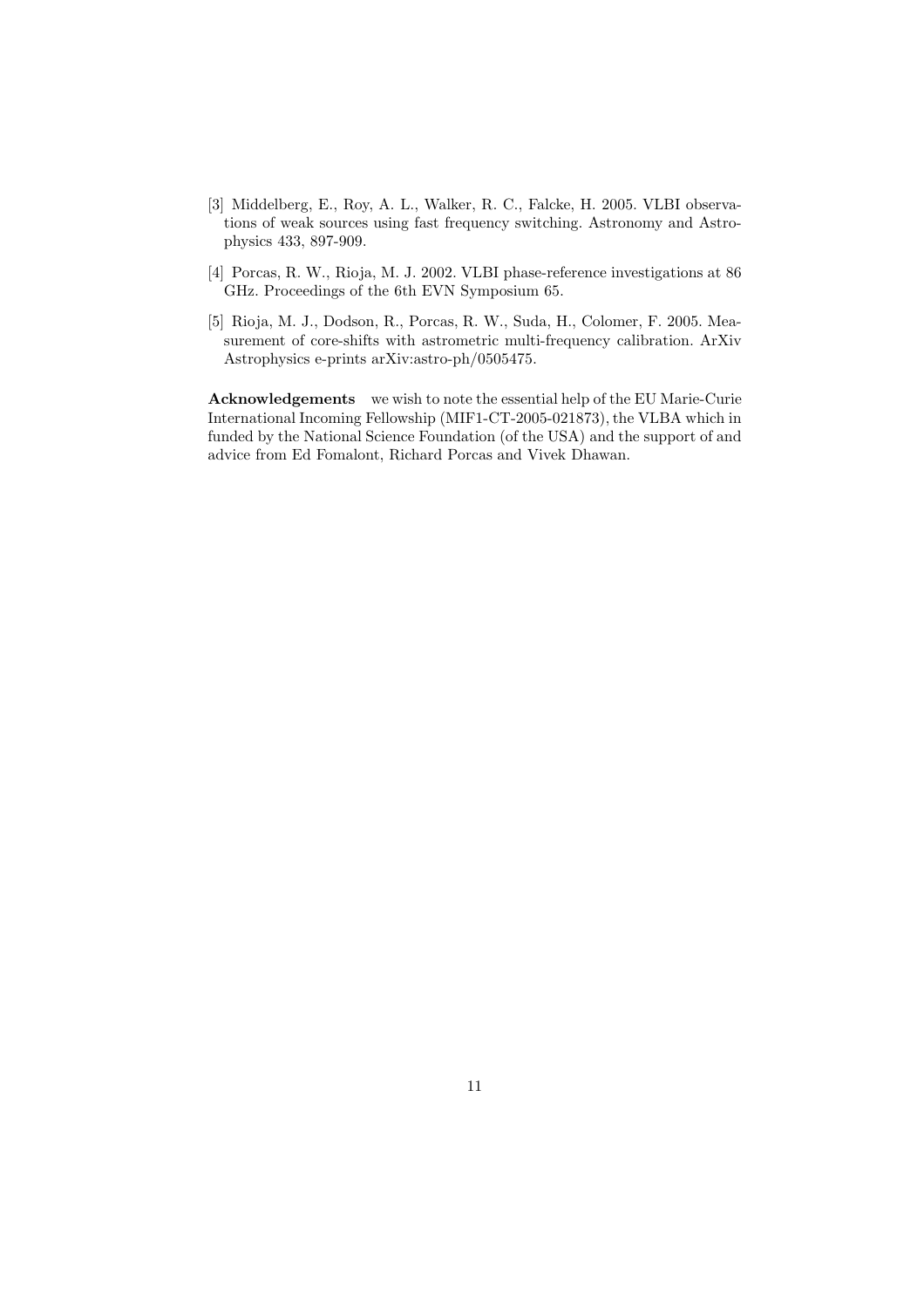[3] Middelberg, E., Roy, A. L., Walker, R. C., Falcke, H. 2005. VLBI observations of weak sources using fast frequency switching. Astronomy and Astrophysics 433, 897-909.

[4] Porcas, R. W., Rioja, M. J. 2002. VLBI phase-reference investigations at 86 GHz. Proceedings of the 6th EVN Symposium 65.

[5] Rioja, M. J., Dodson, R., Porcas, R. W., Suda, H., Colomer, F. 2005. Measurement of core-shifts with astrometric multi-frequency calibration. ArXiv Astrophysics e-prints arXiv:astro-ph/0505475.

**Acknowledgements** we wish to note the essential help of the EU Marie-Curie International Incoming Fellowship (MIF1-CT-2005-021873), the VLBA which in funded by the National Science Foundation (of the USA) and the support of and advice from Ed Fomalont, Richard Porcas and Vivek Dhawan.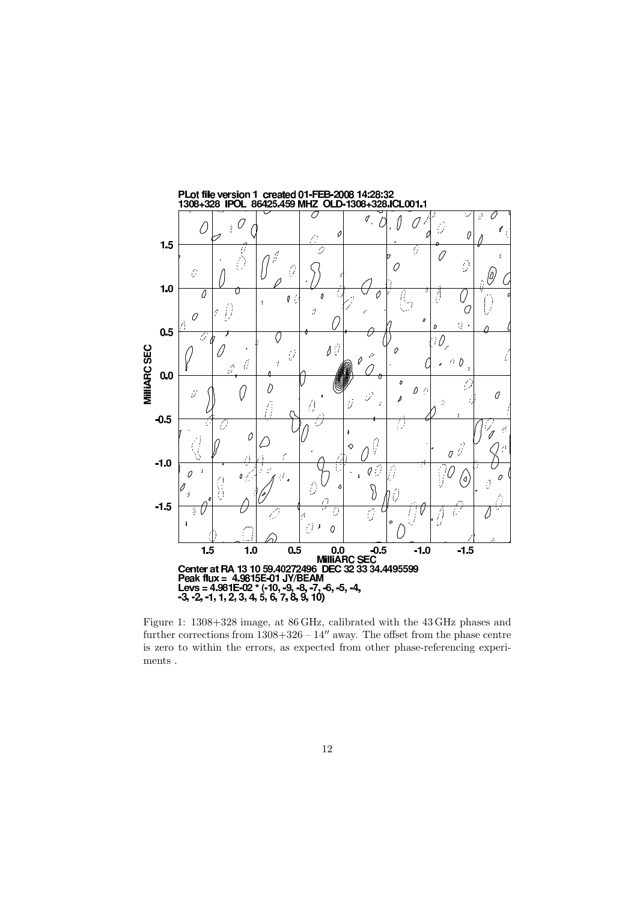Figure 1: 1308+328 image, at 86 GHz, calibrated with the 43 GHz phases and further corrections from 1308+326 – 14″ away. The offset from the phase centre is zero to within the errors, as expected from other phase-referencing experiments .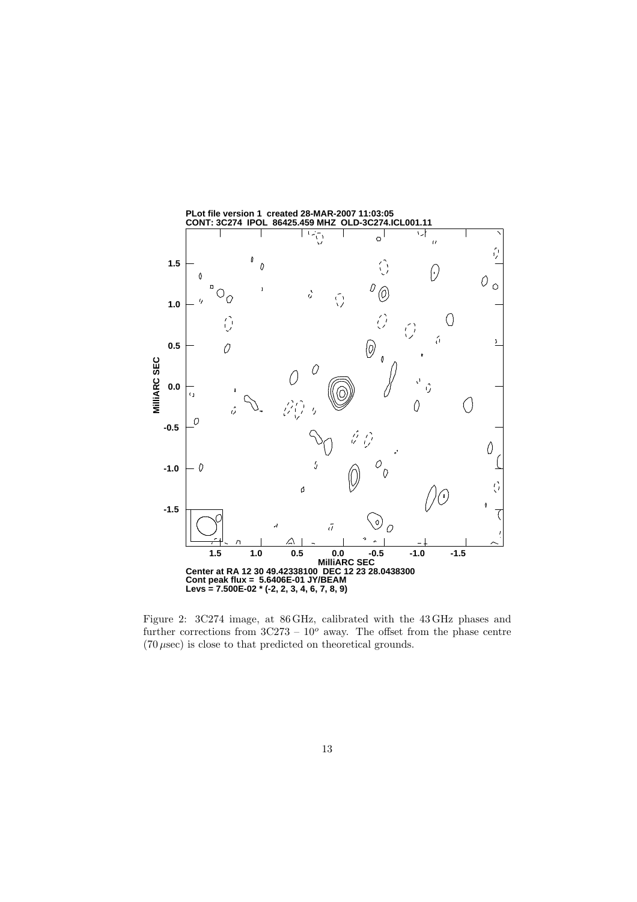PLot file version 1 created 28-MAR-2007 11:03:05
CONT: 3C274 IPOL 86425.459 MHZ OLD-3C274.ICL001.11

Center at RA 12 30 49.42338100 DEC 12 23 28.0438300
Cont peak flux = 5.6406E-01 JY/BEAM
Levs = 7.500E-02 * (-2, 2, 3, 4, 6, 7, 8, 9)

Figure 2: 3C274 image, at 86 GHz, calibrated with the 43 GHz phases and further corrections from 3C273 – $10^o$ away. The offset from the phase centre ($70\,\mu$sec) is close to that predicted on theoretical grounds.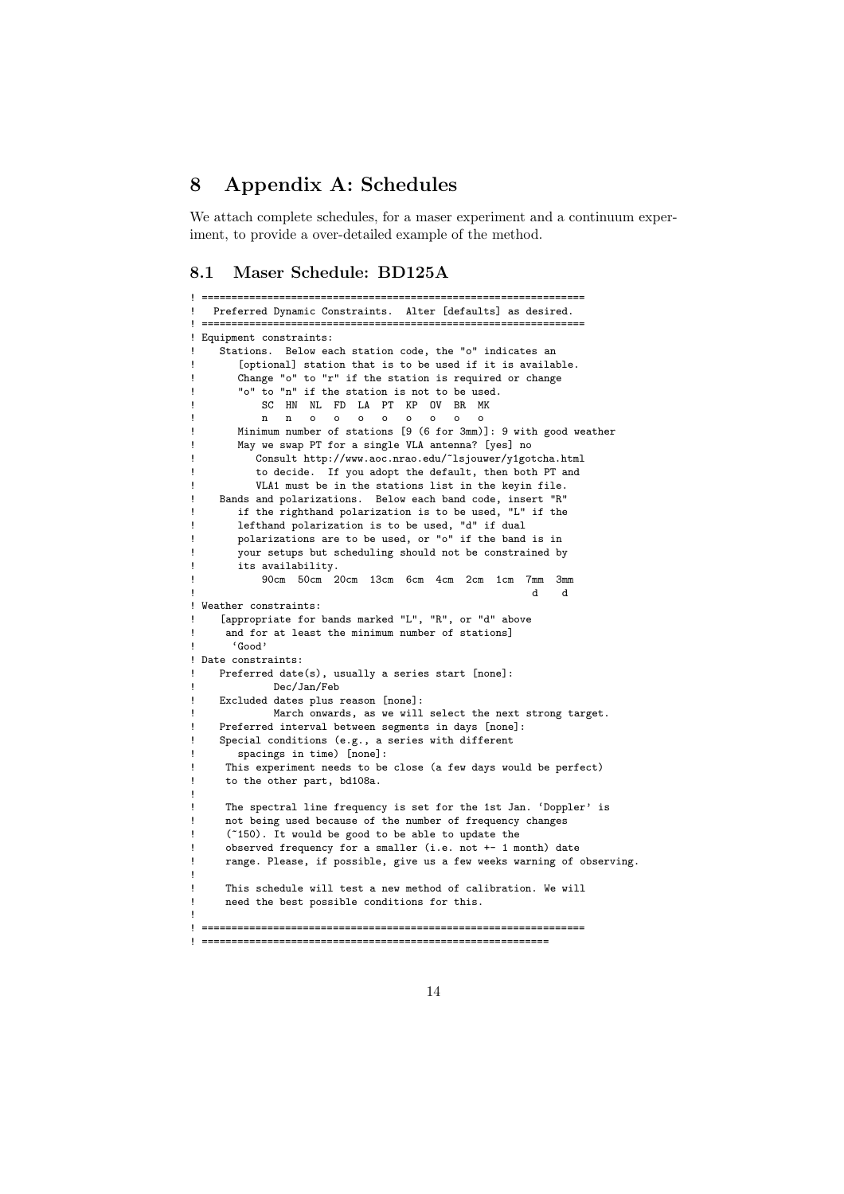# 8 Appendix A: Schedules

We attach complete schedules, for a maser experiment and a continuum experiment, to provide a over-detailed example of the method.

## 8.1 Maser Schedule: BD125A

```
! ================================================================
!   Preferred Dynamic Constraints.  Alter [defaults] as desired.
! ================================================================
! Equipment constraints:
!    Stations.  Below each station code, the "o" indicates an
!       [optional] station that is to be used if it is available.
!       Change "o" to "r" if the station is required or change
!       "o" to "n" if the station is not to be used.
!          SC  HN  NL  FD  LA  PT  KP  OV  BR  MK
!          n   n   o   o   o   o   o   o   o   o
!       Minimum number of stations [9 (6 for 3mm)]: 9 with good weather
!       May we swap PT for a single VLA antenna? [yes] no
!          Consult http://www.aoc.nrao.edu/~lsjouwer/y1gotcha.html
!          to decide.  If you adopt the default, then both PT and
!          VLA1 must be in the stations list in the keyin file.
!    Bands and polarizations.  Below each band code, insert "R"
!       if the righthand polarization is to be used, "L" if the
!       lefthand polarization is to be used, "d" if dual
!       polarizations are to be used, or "o" if the band is in
!       your setups but scheduling should not be constrained by
!       its availability.
!          90cm  50cm  20cm  13cm  6cm  4cm  2cm  1cm  7mm  3mm
!                                                       d    d
! Weather constraints:
!    [appropriate for bands marked "L", "R", or "d" above
!     and for at least the minimum number of stations]
!      'Good'
! Date constraints:
!    Preferred date(s), usually a series start [none]:
!            Dec/Jan/Feb
!    Excluded dates plus reason [none]:
!            March onwards, as we will select the next strong target.
!    Preferred interval between segments in days [none]:
!    Special conditions (e.g., a series with different
!       spacings in time) [none]:
!     This experiment needs to be close (a few days would be perfect)
!     to the other part, bd108a.
!
!     The spectral line frequency is set for the 1st Jan. 'Doppler' is
!     not being used because of the number of frequency changes
!     (~150). It would be good to be able to update the
!     observed frequency for a smaller (i.e. not +- 1 month) date
!     range. Please, if possible, give us a few weeks warning of observing.
!
!     This schedule will test a new method of calibration. We will
!     need the best possible conditions for this.
!
! ================================================================
! ==========================================================
```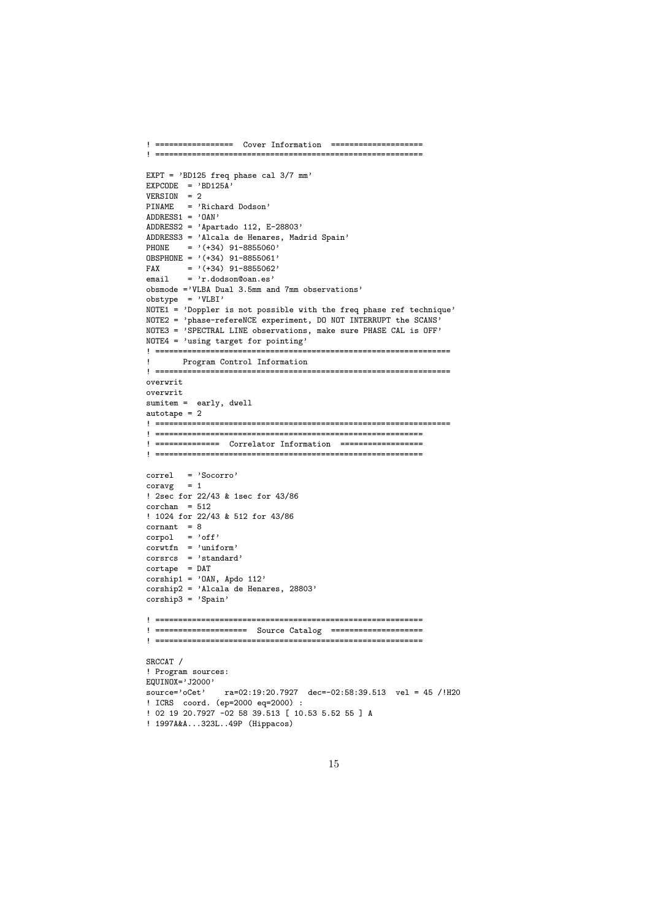```
! =================  Cover Information  ====================
! ==========================================================

EXPT = 'BD125 freq phase cal 3/7 mm'
EXPCODE  = 'BD125A'
VERSION  = 2
PINAME   = 'Richard Dodson'
ADDRESS1 = 'OAN'
ADDRESS2 = 'Apartado 112, E-28803'
ADDRESS3 = 'Alcala de Henares, Madrid Spain'
PHONE    = '(+34) 91-8855060'
OBSPHONE = '(+34) 91-8855061'
FAX      = '(+34) 91-8855062'
email    = 'r.dodson@oan.es'
obsmode ='VLBA Dual 3.5mm and 7mm observations'
obstype  = 'VLBI'
NOTE1 = 'Doppler is not possible with the freq phase ref technique'
NOTE2 = 'phase-refereNCE experiment, DO NOT INTERRUPT the SCANS'
NOTE3 = 'SPECTRAL LINE observations, make sure PHASE CAL is OFF'
NOTE4 = 'using target for pointing'
! ================================================================
!       Program Control Information
! ================================================================
overwrit
overwrit
sumitem =  early, dwell
autotape = 2
! ================================================================
! ==========================================================
! ==============  Correlator Information  ==================
! ==========================================================

correl   = 'Socorro'
coravg   = 1
! 2sec for 22/43 & 1sec for 43/86
corchan  = 512
! 1024 for 22/43 & 512 for 43/86
cornant  = 8
corpol   = 'off'
corwtfn  = 'uniform'
corsrcs  = 'standard'
cortape  = DAT
corship1 = 'OAN, Apdo 112'
corship2 = 'Alcala de Henares, 28803'
corship3 = 'Spain'

! ==========================================================
! ===================  Source Catalog  ====================
! ==========================================================

SRCCAT /
! Program sources:
EQUINOX='J2000'
source='oCet'    ra=02:19:20.7927  dec=-02:58:39.513  vel = 45 /!H20
! ICRS  coord. (ep=2000 eq=2000) :
! 02 19 20.7927 -02 58 39.513 [ 10.53 5.52 55 ] A
! 1997A&A...323L..49P (Hippacos)
```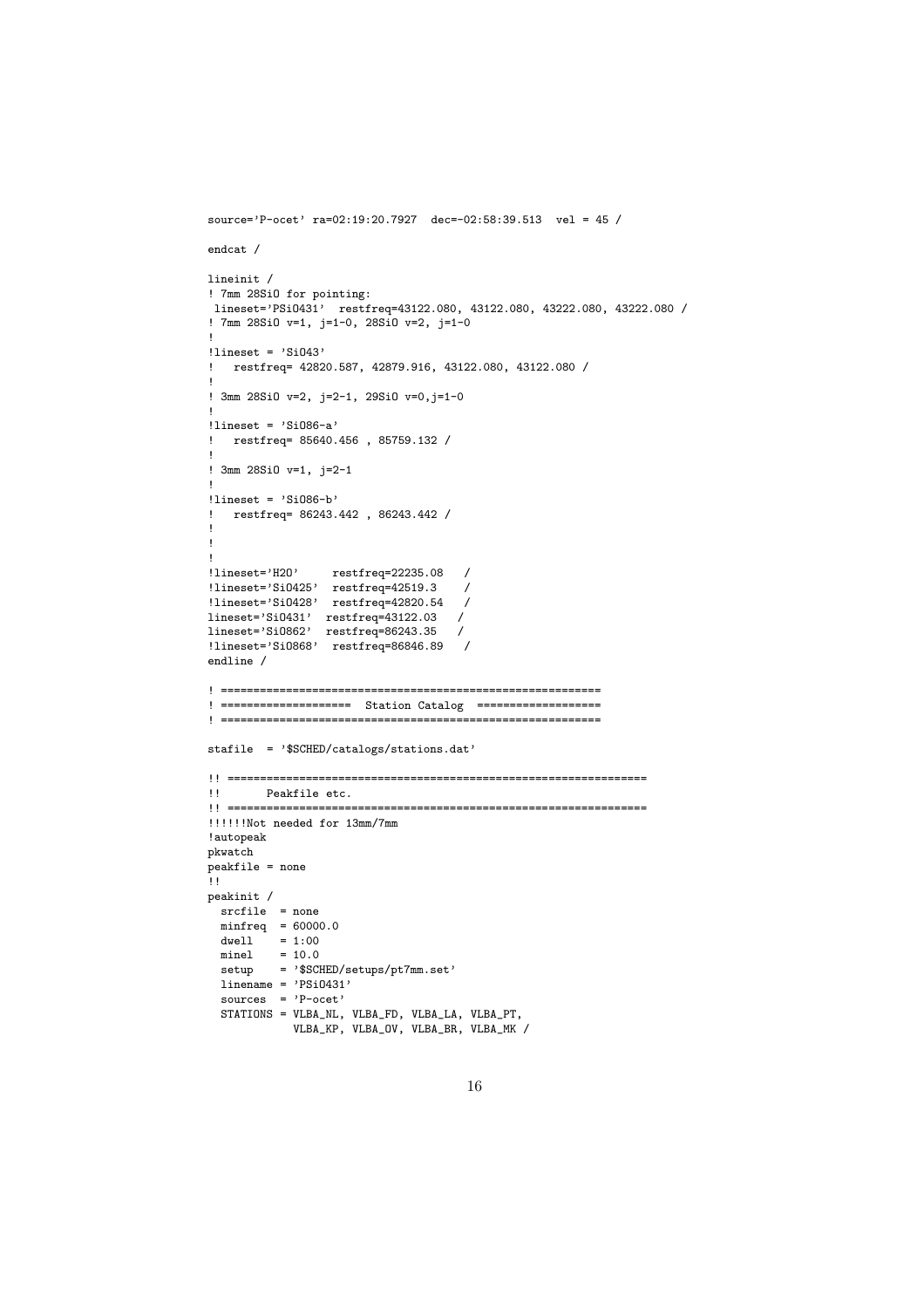```
source='P-ocet' ra=02:19:20.7927  dec=-02:58:39.513  vel = 45 /

endcat /

lineinit /
! 7mm 28SiO for pointing:
 lineset='PSiO431'  restfreq=43122.080, 43122.080, 43222.080, 43222.080 /
! 7mm 28SiO v=1, j=1-0, 28SiO v=2, j=1-0
!
!lineset = 'SiO43'
!   restfreq= 42820.587, 42879.916, 43122.080, 43122.080 /
!
! 3mm 28SiO v=2, j=2-1, 29SiO v=0,j=1-0
!
!lineset = 'SiO86-a'
!   restfreq= 85640.456 , 85759.132 /
!
! 3mm 28SiO v=1, j=2-1
!
!lineset = 'SiO86-b'
!   restfreq= 86243.442 , 86243.442 /
!
!
!
!lineset='H2O'     restfreq=22235.08   /
!lineset='SiO425'  restfreq=42519.3    /
!lineset='SiO428'  restfreq=42820.54   /
lineset='SiO431'  restfreq=43122.03   /
lineset='SiO862'  restfreq=86243.35   /
!lineset='SiO868'  restfreq=86846.89   /
endline /

! ==========================================================
! ===================  Station Catalog  ==================
! ==========================================================

stafile  = '$SCHED/catalogs/stations.dat'

!! ==============================================================
!!       Peakfile etc.
!! ==============================================================
!!!!!!Not needed for 13mm/7mm
!autopeak
pkwatch
peakfile = none
!!
peakinit /
  srcfile  = none
  minfreq  = 60000.0
  dwell    = 1:00
  minel    = 10.0
  setup    = '$SCHED/setups/pt7mm.set'
  linename = 'PSiO431'
  sources  = 'P-ocet'
  STATIONS = VLBA_NL, VLBA_FD, VLBA_LA, VLBA_PT,
             VLBA_KP, VLBA_OV, VLBA_BR, VLBA_MK /
```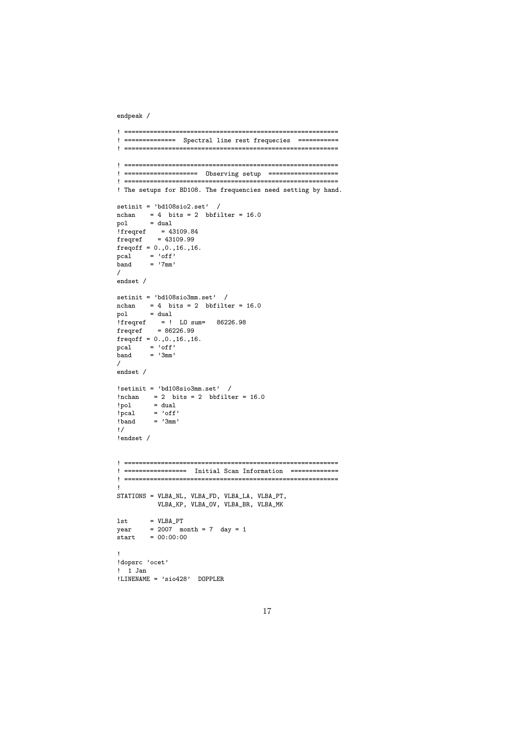```
endpeak /

! ==========================================================
! ==============  Spectral line rest frequecies  ==========
! ==========================================================

! ==========================================================
! ===================  Observing setup  ===================
! ==========================================================
! The setups for BD108. The frequencies need setting by hand.

setinit = 'bd108sio2.set'  /
nchan    = 4  bits = 2  bbfilter = 16.0
pol      = dual
!freqref    = 43109.84
freqref    = 43109.99
freqoff = 0.,0.,16.,16.
pcal     = 'off'
band     = '7mm'
/
endset /

setinit = 'bd108sio3mm.set'  /
nchan    = 4  bits = 2  bbfilter = 16.0
pol      = dual
!freqref    = !  LO sum=   86226.98
freqref    = 86226.99
freqoff = 0.,0.,16.,16.
pcal     = 'off'
band     = '3mm'
/
endset /

!setinit = 'bd108sio3mm.set'  /
!nchan    = 2  bits = 2  bbfilter = 16.0
!pol      = dual
!pcal     = 'off'
!band     = '3mm'
!/
!endset /


! ==========================================================
! =================  Initial Scan Information  ============
! ==========================================================
!
STATIONS = VLBA_NL, VLBA_FD, VLBA_LA, VLBA_PT,
           VLBA_KP, VLBA_OV, VLBA_BR, VLBA_MK

lst      = VLBA_PT
year     = 2007  month = 7  day = 1
start    = 00:00:00

!
!dopsrc 'ocet'
!  1 Jan
!LINENAME = 'sio428'  DOPPLER
```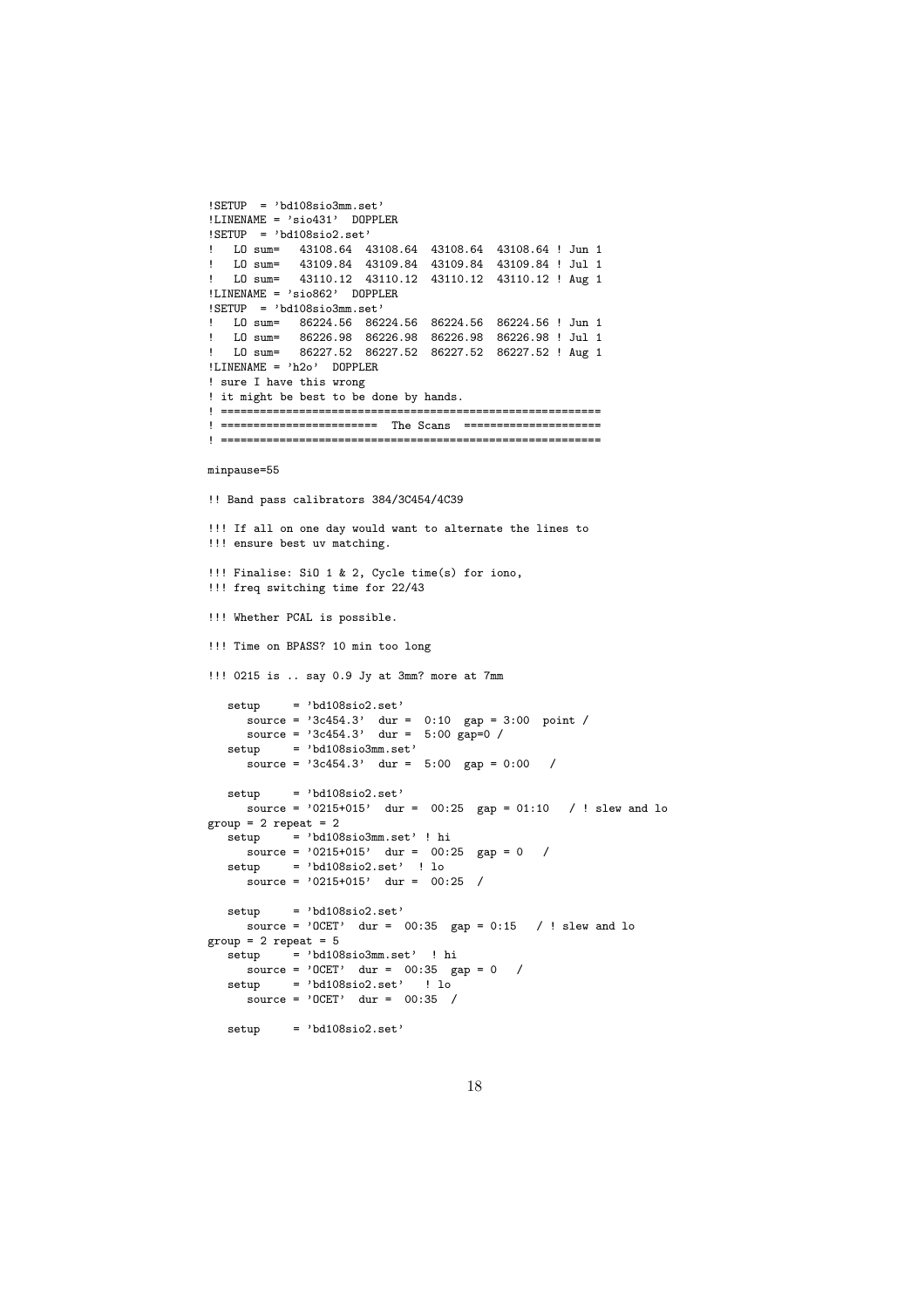```
!SETUP  = 'bd108sio3mm.set'
!LINENAME = 'sio431'  DOPPLER
!SETUP  = 'bd108sio2.set'
!   LO sum=   43108.64  43108.64  43108.64  43108.64 ! Jun 1
!   LO sum=   43109.84  43109.84  43109.84  43109.84 ! Jul 1
!   LO sum=   43110.12  43110.12  43110.12  43110.12 ! Aug 1
!LINENAME = 'sio862'  DOPPLER
!SETUP  = 'bd108sio3mm.set'
!   LO sum=   86224.56  86224.56  86224.56  86224.56 ! Jun 1
!   LO sum=   86226.98  86226.98  86226.98  86226.98 ! Jul 1
!   LO sum=   86227.52  86227.52  86227.52  86227.52 ! Aug 1
!LINENAME = 'h2o'  DOPPLER
! sure I have this wrong
! it might be best to be done by hands.
! ==========================================================
! ========================  The Scans  ====================
! ==========================================================

minpause=55

!! Band pass calibrators 384/3C454/4C39

!!! If all on one day would want to alternate the lines to
!!! ensure best uv matching.

!!! Finalise: SiO 1 & 2, Cycle time(s) for iono,
!!! freq switching time for 22/43

!!! Whether PCAL is possible.

!!! Time on BPASS? 10 min too long

!!! 0215 is .. say 0.9 Jy at 3mm? more at 7mm

   setup     = 'bd108sio2.set'
      source = '3c454.3'  dur =  0:10  gap = 3:00  point /
      source = '3c454.3'  dur =  5:00 gap=0 /
   setup     = 'bd108sio3mm.set'
      source = '3c454.3'  dur =  5:00  gap = 0:00   /

   setup     = 'bd108sio2.set'
      source = '0215+015'  dur =  00:25  gap = 01:10   / ! slew and lo
group = 2 repeat = 2
   setup     = 'bd108sio3mm.set' ! hi
      source = '0215+015'  dur =  00:25  gap = 0   /
   setup     = 'bd108sio2.set'  ! lo
      source = '0215+015'  dur =  00:25  /

   setup     = 'bd108sio2.set'
      source = 'OCET'  dur =  00:35  gap = 0:15   / ! slew and lo
group = 2 repeat = 5
   setup     = 'bd108sio3mm.set'  ! hi
      source = 'OCET'  dur =  00:35  gap = 0   /
   setup     = 'bd108sio2.set'   ! lo
      source = 'OCET'  dur =  00:35  /

   setup     = 'bd108sio2.set'
```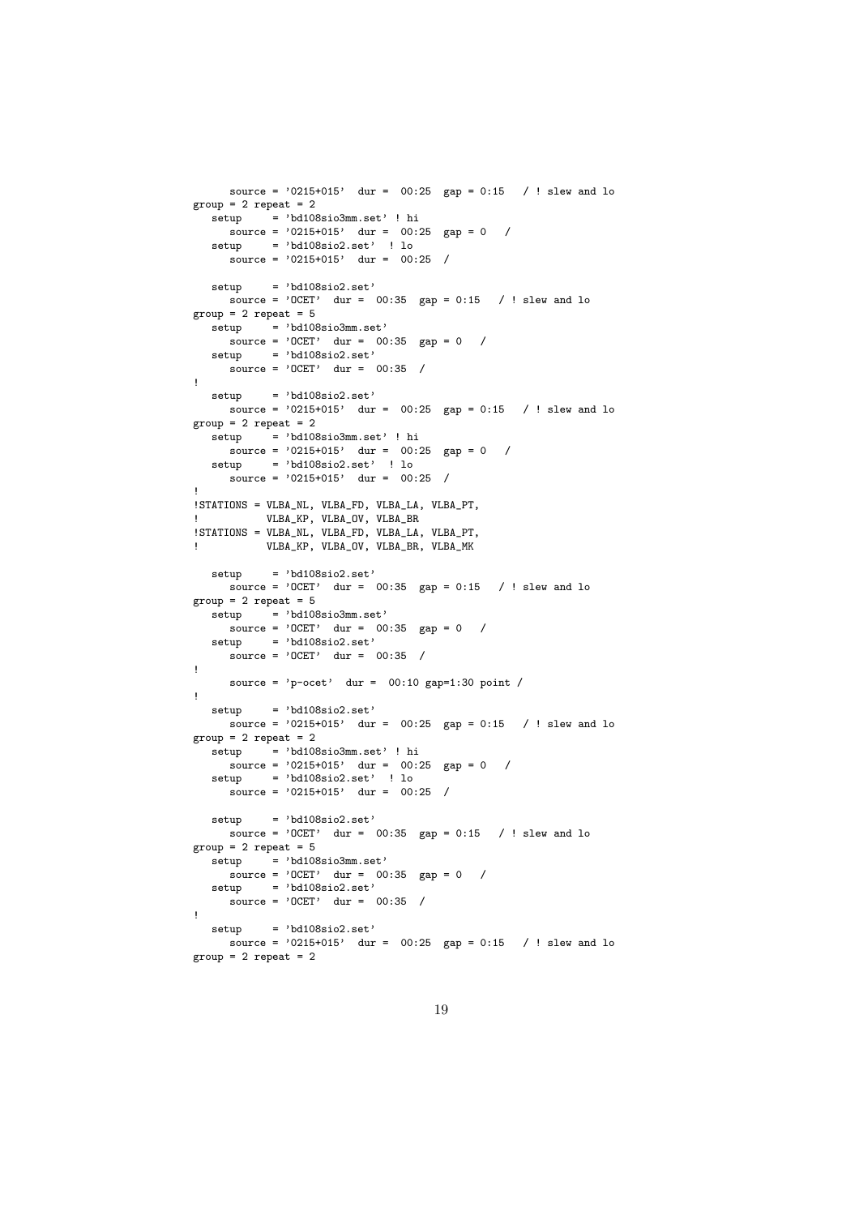```
      source = '0215+015'  dur =  00:25  gap = 0:15   / ! slew and lo
group = 2 repeat = 2
   setup     = 'bd108sio3mm.set' ! hi
      source = '0215+015'  dur =  00:25  gap = 0   /
   setup     = 'bd108sio2.set'  ! lo
      source = '0215+015'  dur =  00:25  /

   setup     = 'bd108sio2.set'
      source = 'OCET'  dur =  00:35  gap = 0:15   / ! slew and lo
group = 2 repeat = 5
   setup     = 'bd108sio3mm.set'
      source = 'OCET'  dur =  00:35  gap = 0   /
   setup     = 'bd108sio2.set'
      source = 'OCET'  dur =  00:35  /
!
   setup     = 'bd108sio2.set'
      source = '0215+015'  dur =  00:25  gap = 0:15   / ! slew and lo
group = 2 repeat = 2
   setup     = 'bd108sio3mm.set' ! hi
      source = '0215+015'  dur =  00:25  gap = 0   /
   setup     = 'bd108sio2.set'  ! lo
      source = '0215+015'  dur =  00:25  /
!
!STATIONS = VLBA_NL, VLBA_FD, VLBA_LA, VLBA_PT,
!           VLBA_KP, VLBA_OV, VLBA_BR
!STATIONS = VLBA_NL, VLBA_FD, VLBA_LA, VLBA_PT,
!           VLBA_KP, VLBA_OV, VLBA_BR, VLBA_MK

   setup     = 'bd108sio2.set'
      source = 'OCET'  dur =  00:35  gap = 0:15   / ! slew and lo
group = 2 repeat = 5
   setup     = 'bd108sio3mm.set'
      source = 'OCET'  dur =  00:35  gap = 0   /
   setup     = 'bd108sio2.set'
      source = 'OCET'  dur =  00:35  /
!
      source = 'p-ocet'  dur =  00:10 gap=1:30 point /
!
   setup     = 'bd108sio2.set'
      source = '0215+015'  dur =  00:25  gap = 0:15   / ! slew and lo
group = 2 repeat = 2
   setup     = 'bd108sio3mm.set' ! hi
      source = '0215+015'  dur =  00:25  gap = 0   /
   setup     = 'bd108sio2.set'  ! lo
      source = '0215+015'  dur =  00:25  /

   setup     = 'bd108sio2.set'
      source = 'OCET'  dur =  00:35  gap = 0:15   / ! slew and lo
group = 2 repeat = 5
   setup     = 'bd108sio3mm.set'
      source = 'OCET'  dur =  00:35  gap = 0   /
   setup     = 'bd108sio2.set'
      source = 'OCET'  dur =  00:35  /
!
   setup     = 'bd108sio2.set'
      source = '0215+015'  dur =  00:25  gap = 0:15   / ! slew and lo
group = 2 repeat = 2
```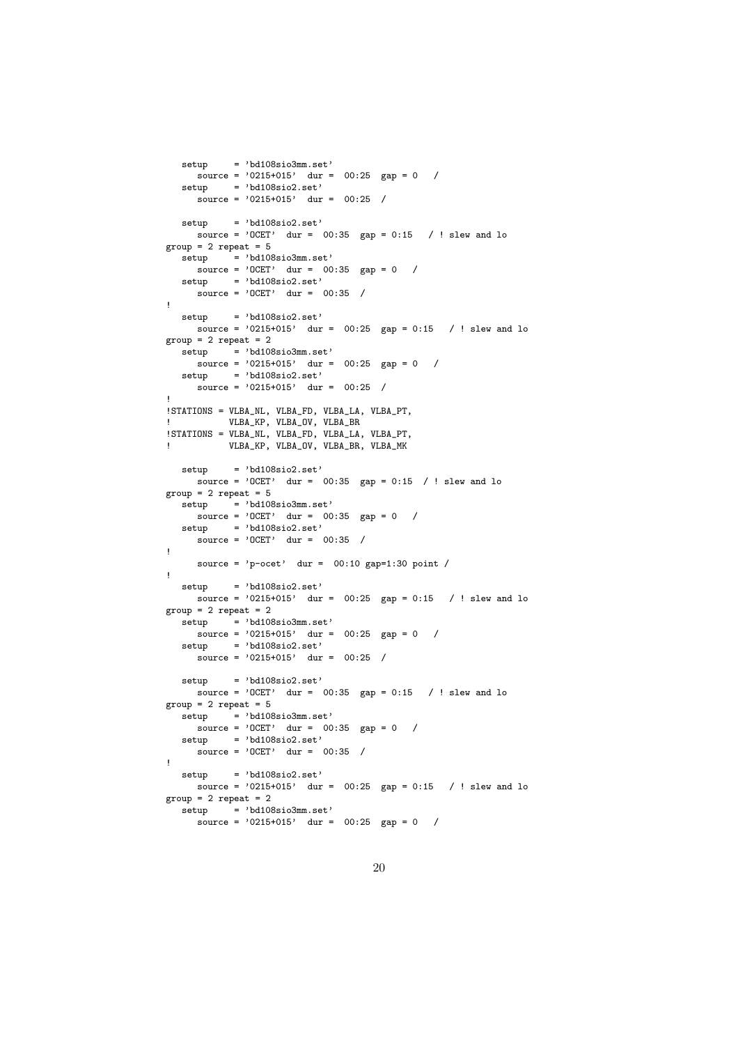```
   setup     = 'bd108sio3mm.set'
      source = '0215+015'  dur =  00:25  gap = 0   /
   setup     = 'bd108sio2.set'
      source = '0215+015'  dur =  00:25  /

   setup     = 'bd108sio2.set'
      source = 'OCET'  dur =  00:35  gap = 0:15   / ! slew and lo
group = 2 repeat = 5
   setup     = 'bd108sio3mm.set'
      source = 'OCET'  dur =  00:35  gap = 0   /
   setup     = 'bd108sio2.set'
      source = 'OCET'  dur =  00:35  /
!
   setup     = 'bd108sio2.set'
      source = '0215+015'  dur =  00:25  gap = 0:15   / ! slew and lo
group = 2 repeat = 2
   setup     = 'bd108sio3mm.set'
      source = '0215+015'  dur =  00:25  gap = 0   /
   setup     = 'bd108sio2.set'
      source = '0215+015'  dur =  00:25  /
!
!STATIONS = VLBA_NL, VLBA_FD, VLBA_LA, VLBA_PT,
!           VLBA_KP, VLBA_OV, VLBA_BR
!STATIONS = VLBA_NL, VLBA_FD, VLBA_LA, VLBA_PT,
!           VLBA_KP, VLBA_OV, VLBA_BR, VLBA_MK

   setup     = 'bd108sio2.set'
      source = 'OCET'  dur =  00:35  gap = 0:15  / ! slew and lo
group = 2 repeat = 5
   setup     = 'bd108sio3mm.set'
      source = 'OCET'  dur =  00:35  gap = 0   /
   setup     = 'bd108sio2.set'
      source = 'OCET'  dur =  00:35  /
!
      source = 'p-ocet'  dur =  00:10 gap=1:30 point /
!
   setup     = 'bd108sio2.set'
      source = '0215+015'  dur =  00:25  gap = 0:15   / ! slew and lo
group = 2 repeat = 2
   setup     = 'bd108sio3mm.set'
      source = '0215+015'  dur =  00:25  gap = 0   /
   setup     = 'bd108sio2.set'
      source = '0215+015'  dur =  00:25  /

   setup     = 'bd108sio2.set'
      source = 'OCET'  dur =  00:35  gap = 0:15   / ! slew and lo
group = 2 repeat = 5
   setup     = 'bd108sio3mm.set'
      source = 'OCET'  dur =  00:35  gap = 0   /
   setup     = 'bd108sio2.set'
      source = 'OCET'  dur =  00:35  /
!
   setup     = 'bd108sio2.set'
      source = '0215+015'  dur =  00:25  gap = 0:15   / ! slew and lo
group = 2 repeat = 2
   setup     = 'bd108sio3mm.set'
      source = '0215+015'  dur =  00:25  gap = 0   /
```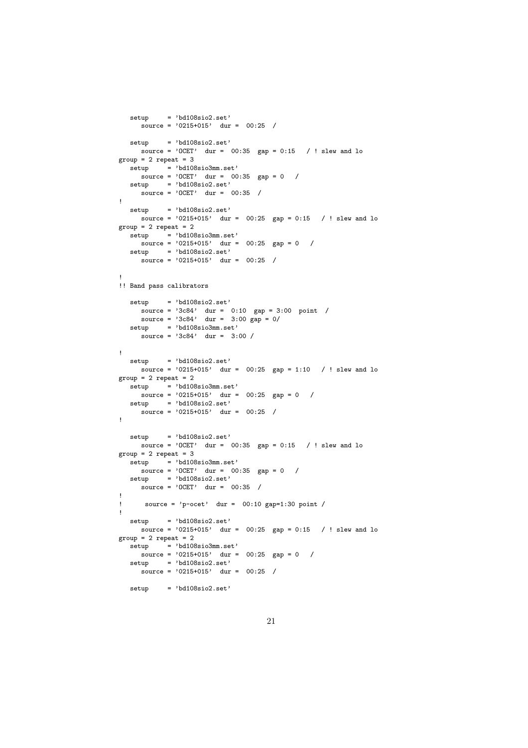```
   setup     = 'bd108sio2.set'
      source = '0215+015'  dur =  00:25  /

   setup     = 'bd108sio2.set'
      source = 'OCET'  dur =  00:35  gap = 0:15   / ! slew and lo
group = 2 repeat = 3
   setup     = 'bd108sio3mm.set'
      source = 'OCET'  dur =  00:35  gap = 0   /
   setup     = 'bd108sio2.set'
      source = 'OCET'  dur =  00:35  /
!
   setup     = 'bd108sio2.set'
      source = '0215+015'  dur =  00:25  gap = 0:15   / ! slew and lo
group = 2 repeat = 2
   setup     = 'bd108sio3mm.set'
      source = '0215+015'  dur =  00:25  gap = 0   /
   setup     = 'bd108sio2.set'
      source = '0215+015'  dur =  00:25  /

!
!! Band pass calibrators

   setup     = 'bd108sio2.set'
      source = '3c84'  dur =  0:10  gap = 3:00  point  /
      source = '3c84'  dur =  3:00 gap = 0/
   setup     = 'bd108sio3mm.set'
      source = '3c84'  dur =  3:00 /

!
   setup     = 'bd108sio2.set'
      source = '0215+015'  dur =  00:25  gap = 1:10   / ! slew and lo
group = 2 repeat = 2
   setup     = 'bd108sio3mm.set'
      source = '0215+015'  dur =  00:25  gap = 0   /
   setup     = 'bd108sio2.set'
      source = '0215+015'  dur =  00:25  /
!

   setup     = 'bd108sio2.set'
      source = 'OCET'  dur =  00:35  gap = 0:15   / ! slew and lo
group = 2 repeat = 3
   setup     = 'bd108sio3mm.set'
      source = 'OCET'  dur =  00:35  gap = 0   /
   setup     = 'bd108sio2.set'
      source = 'OCET'  dur =  00:35  /
!
!      source = 'p-ocet'  dur =  00:10 gap=1:30 point /
!
   setup     = 'bd108sio2.set'
      source = '0215+015'  dur =  00:25  gap = 0:15   / ! slew and lo
group = 2 repeat = 2
   setup     = 'bd108sio3mm.set'
      source = '0215+015'  dur =  00:25  gap = 0   /
   setup     = 'bd108sio2.set'
      source = '0215+015'  dur =  00:25  /

   setup     = 'bd108sio2.set'
```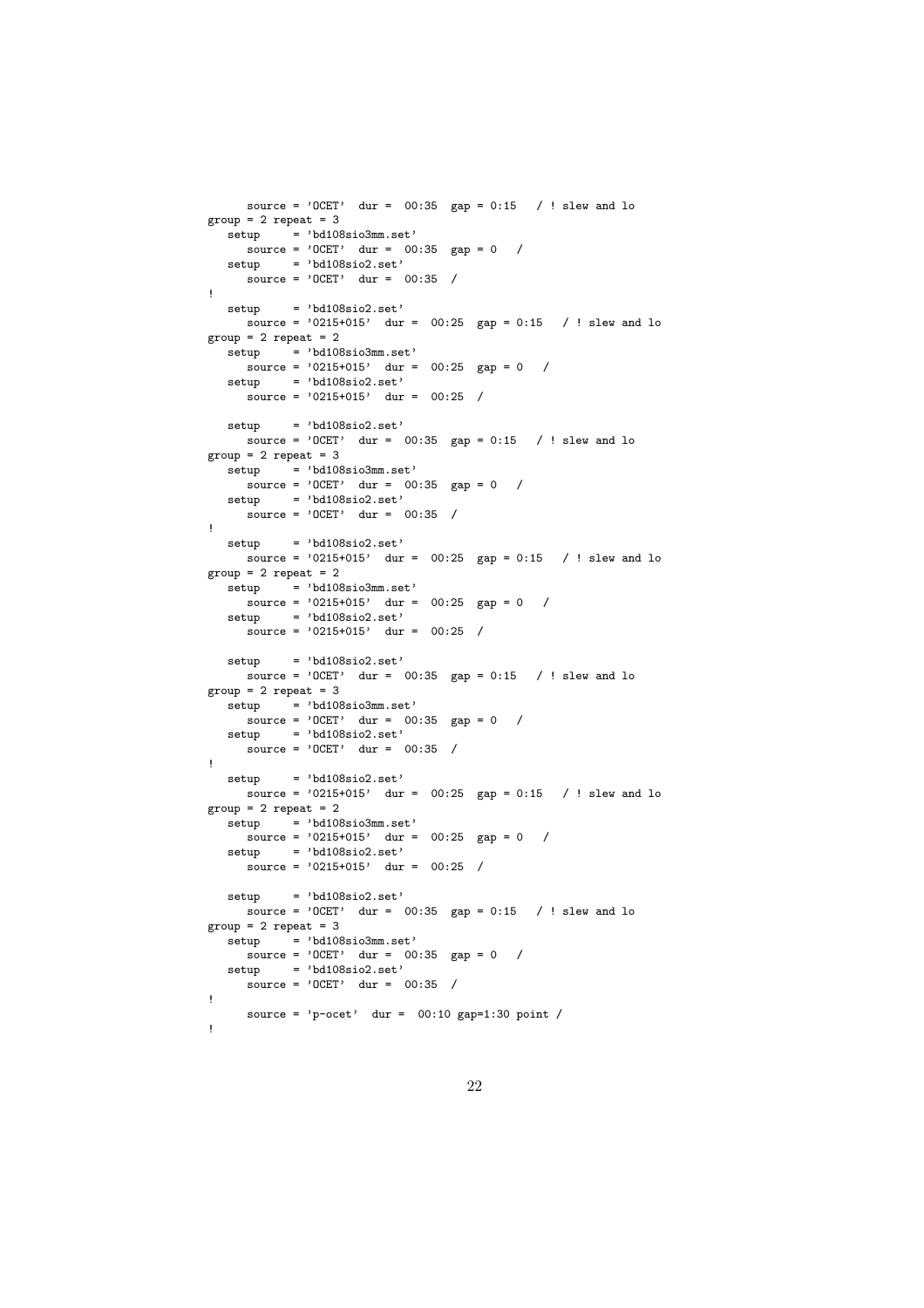```
      source = 'OCET'  dur =  00:35  gap = 0:15   / ! slew and lo
group = 2 repeat = 3
   setup     = 'bd108sio3mm.set'
      source = 'OCET'  dur =  00:35  gap = 0   /
   setup     = 'bd108sio2.set'
      source = 'OCET'  dur =  00:35  /
!
   setup     = 'bd108sio2.set'
      source = '0215+015'  dur =  00:25  gap = 0:15   / ! slew and lo
group = 2 repeat = 2
   setup     = 'bd108sio3mm.set'
      source = '0215+015'  dur =  00:25  gap = 0   /
   setup     = 'bd108sio2.set'
      source = '0215+015'  dur =  00:25  /

   setup     = 'bd108sio2.set'
      source = 'OCET'  dur =  00:35  gap = 0:15   / ! slew and lo
group = 2 repeat = 3
   setup     = 'bd108sio3mm.set'
      source = 'OCET'  dur =  00:35  gap = 0   /
   setup     = 'bd108sio2.set'
      source = 'OCET'  dur =  00:35  /
!
   setup     = 'bd108sio2.set'
      source = '0215+015'  dur =  00:25  gap = 0:15   / ! slew and lo
group = 2 repeat = 2
   setup     = 'bd108sio3mm.set'
      source = '0215+015'  dur =  00:25  gap = 0   /
   setup     = 'bd108sio2.set'
      source = '0215+015'  dur =  00:25  /

   setup     = 'bd108sio2.set'
      source = 'OCET'  dur =  00:35  gap = 0:15   / ! slew and lo
group = 2 repeat = 3
   setup     = 'bd108sio3mm.set'
      source = 'OCET'  dur =  00:35  gap = 0   /
   setup     = 'bd108sio2.set'
      source = 'OCET'  dur =  00:35  /
!
   setup     = 'bd108sio2.set'
      source = '0215+015'  dur =  00:25  gap = 0:15   / ! slew and lo
group = 2 repeat = 2
   setup     = 'bd108sio3mm.set'
      source = '0215+015'  dur =  00:25  gap = 0   /
   setup     = 'bd108sio2.set'
      source = '0215+015'  dur =  00:25  /

   setup     = 'bd108sio2.set'
      source = 'OCET'  dur =  00:35  gap = 0:15   / ! slew and lo
group = 2 repeat = 3
   setup     = 'bd108sio3mm.set'
      source = 'OCET'  dur =  00:35  gap = 0   /
   setup     = 'bd108sio2.set'
      source = 'OCET'  dur =  00:35  /
!
      source = 'p-ocet'  dur =  00:10 gap=1:30 point /
!
```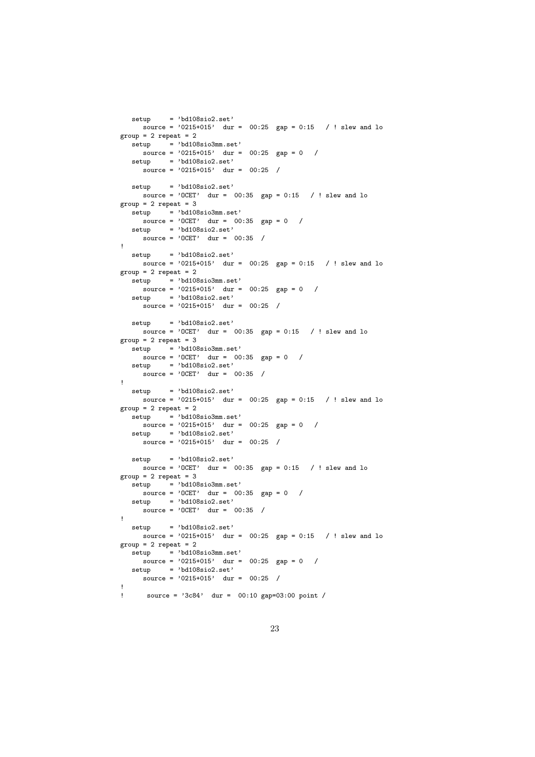```
   setup     = 'bd108sio2.set'
      source = '0215+015'  dur =  00:25  gap = 0:15   / ! slew and lo
group = 2 repeat = 2
   setup     = 'bd108sio3mm.set'
      source = '0215+015'  dur =  00:25  gap = 0   /
   setup     = 'bd108sio2.set'
      source = '0215+015'  dur =  00:25  /

   setup     = 'bd108sio2.set'
      source = 'OCET'  dur =  00:35  gap = 0:15   / ! slew and lo
group = 2 repeat = 3
   setup     = 'bd108sio3mm.set'
      source = 'OCET'  dur =  00:35  gap = 0   /
   setup     = 'bd108sio2.set'
      source = 'OCET'  dur =  00:35  /
!
   setup     = 'bd108sio2.set'
      source = '0215+015'  dur =  00:25  gap = 0:15   / ! slew and lo
group = 2 repeat = 2
   setup     = 'bd108sio3mm.set'
      source = '0215+015'  dur =  00:25  gap = 0   /
   setup     = 'bd108sio2.set'
      source = '0215+015'  dur =  00:25  /

   setup     = 'bd108sio2.set'
      source = 'OCET'  dur =  00:35  gap = 0:15   / ! slew and lo
group = 2 repeat = 3
   setup     = 'bd108sio3mm.set'
      source = 'OCET'  dur =  00:35  gap = 0   /
   setup     = 'bd108sio2.set'
      source = 'OCET'  dur =  00:35  /
!
   setup     = 'bd108sio2.set'
      source = '0215+015'  dur =  00:25  gap = 0:15   / ! slew and lo
group = 2 repeat = 2
   setup     = 'bd108sio3mm.set'
      source = '0215+015'  dur =  00:25  gap = 0   /
   setup     = 'bd108sio2.set'
      source = '0215+015'  dur =  00:25  /

   setup     = 'bd108sio2.set'
      source = 'OCET'  dur =  00:35  gap = 0:15   / ! slew and lo
group = 2 repeat = 3
   setup     = 'bd108sio3mm.set'
      source = 'OCET'  dur =  00:35  gap = 0   /
   setup     = 'bd108sio2.set'
      source = 'OCET'  dur =  00:35  /
!
   setup     = 'bd108sio2.set'
      source = '0215+015'  dur =  00:25  gap = 0:15   / ! slew and lo
group = 2 repeat = 2
   setup     = 'bd108sio3mm.set'
      source = '0215+015'  dur =  00:25  gap = 0   /
   setup     = 'bd108sio2.set'
      source = '0215+015'  dur =  00:25  /
!
!      source = '3c84'  dur =  00:10 gap=03:00 point /
```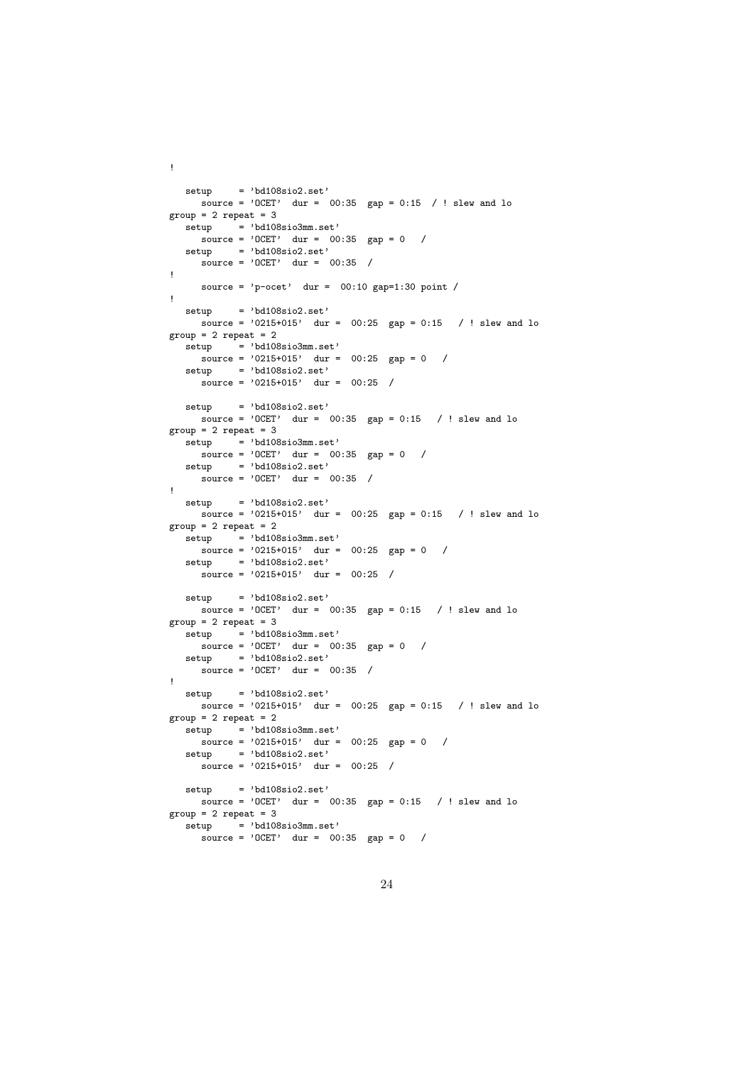```
!

   setup     = 'bd108sio2.set'
      source = 'OCET'  dur =  00:35  gap = 0:15  / ! slew and lo
group = 2 repeat = 3
   setup     = 'bd108sio3mm.set'
      source = 'OCET'  dur =  00:35  gap = 0   /
   setup     = 'bd108sio2.set'
      source = 'OCET'  dur =  00:35  /
!
      source = 'p-ocet'  dur =  00:10 gap=1:30 point /
!
   setup     = 'bd108sio2.set'
      source = '0215+015'  dur =  00:25  gap = 0:15   / ! slew and lo
group = 2 repeat = 2
   setup     = 'bd108sio3mm.set'
      source = '0215+015'  dur =  00:25  gap = 0   /
   setup     = 'bd108sio2.set'
      source = '0215+015'  dur =  00:25  /

   setup     = 'bd108sio2.set'
      source = 'OCET'  dur =  00:35  gap = 0:15   / ! slew and lo
group = 2 repeat = 3
   setup     = 'bd108sio3mm.set'
      source = 'OCET'  dur =  00:35  gap = 0   /
   setup     = 'bd108sio2.set'
      source = 'OCET'  dur =  00:35  /
!
   setup     = 'bd108sio2.set'
      source = '0215+015'  dur =  00:25  gap = 0:15   / ! slew and lo
group = 2 repeat = 2
   setup     = 'bd108sio3mm.set'
      source = '0215+015'  dur =  00:25  gap = 0   /
   setup     = 'bd108sio2.set'
      source = '0215+015'  dur =  00:25  /

   setup     = 'bd108sio2.set'
      source = 'OCET'  dur =  00:35  gap = 0:15   / ! slew and lo
group = 2 repeat = 3
   setup     = 'bd108sio3mm.set'
      source = 'OCET'  dur =  00:35  gap = 0   /
   setup     = 'bd108sio2.set'
      source = 'OCET'  dur =  00:35  /
!
   setup     = 'bd108sio2.set'
      source = '0215+015'  dur =  00:25  gap = 0:15   / ! slew and lo
group = 2 repeat = 2
   setup     = 'bd108sio3mm.set'
      source = '0215+015'  dur =  00:25  gap = 0   /
   setup     = 'bd108sio2.set'
      source = '0215+015'  dur =  00:25  /

   setup     = 'bd108sio2.set'
      source = 'OCET'  dur =  00:35  gap = 0:15   / ! slew and lo
group = 2 repeat = 3
   setup     = 'bd108sio3mm.set'
      source = 'OCET'  dur =  00:35  gap = 0   /
```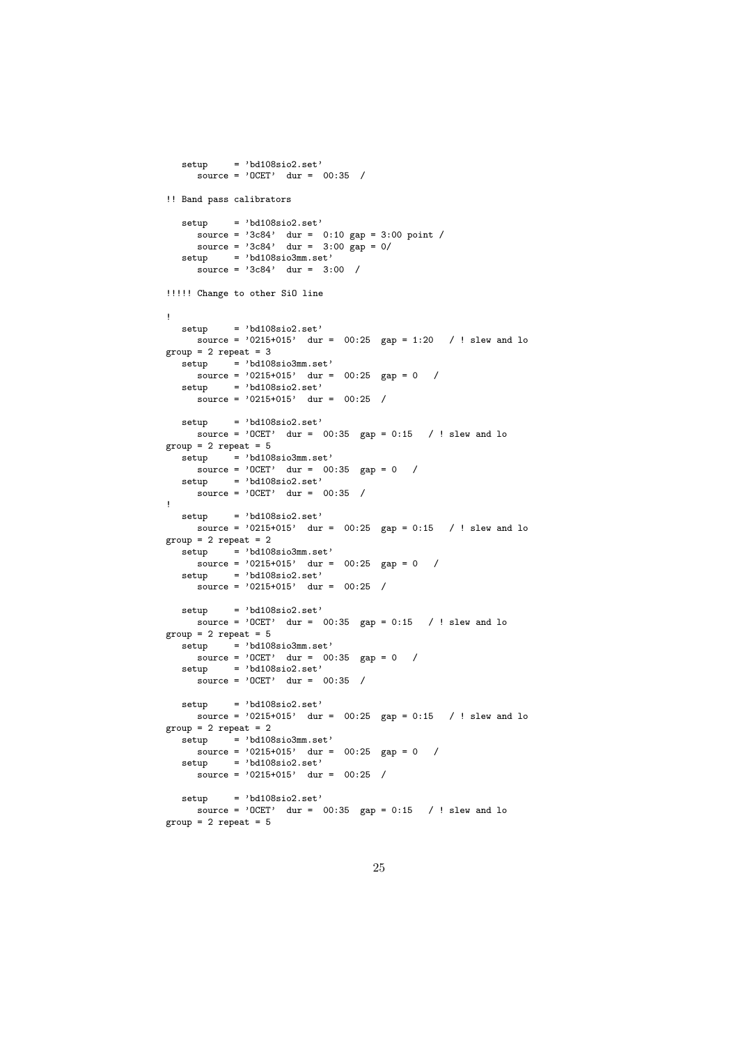```
   setup     = 'bd108sio2.set'
      source = 'OCET'  dur =  00:35  /

!! Band pass calibrators

   setup     = 'bd108sio2.set'
      source = '3c84'  dur =  0:10 gap = 3:00 point /
      source = '3c84'  dur =  3:00 gap = 0/
   setup     = 'bd108sio3mm.set'
      source = '3c84'  dur =  3:00  /

!!!!! Change to other SiO line

!
   setup     = 'bd108sio2.set'
      source = '0215+015'  dur =  00:25  gap = 1:20   / ! slew and lo
group = 2 repeat = 3
   setup     = 'bd108sio3mm.set'
      source = '0215+015'  dur =  00:25  gap = 0   /
   setup     = 'bd108sio2.set'
      source = '0215+015'  dur =  00:25  /

   setup     = 'bd108sio2.set'
      source = 'OCET'  dur =  00:35  gap = 0:15   / ! slew and lo
group = 2 repeat = 5
   setup     = 'bd108sio3mm.set'
      source = 'OCET'  dur =  00:35  gap = 0   /
   setup     = 'bd108sio2.set'
      source = 'OCET'  dur =  00:35  /
!
   setup     = 'bd108sio2.set'
      source = '0215+015'  dur =  00:25  gap = 0:15   / ! slew and lo
group = 2 repeat = 2
   setup     = 'bd108sio3mm.set'
      source = '0215+015'  dur =  00:25  gap = 0   /
   setup     = 'bd108sio2.set'
      source = '0215+015'  dur =  00:25  /

   setup     = 'bd108sio2.set'
      source = 'OCET'  dur =  00:35  gap = 0:15   / ! slew and lo
group = 2 repeat = 5
   setup     = 'bd108sio3mm.set'
      source = 'OCET'  dur =  00:35  gap = 0   /
   setup     = 'bd108sio2.set'
      source = 'OCET'  dur =  00:35  /

   setup     = 'bd108sio2.set'
      source = '0215+015'  dur =  00:25  gap = 0:15   / ! slew and lo
group = 2 repeat = 2
   setup     = 'bd108sio3mm.set'
      source = '0215+015'  dur =  00:25  gap = 0   /
   setup     = 'bd108sio2.set'
      source = '0215+015'  dur =  00:25  /

   setup     = 'bd108sio2.set'
      source = 'OCET'  dur =  00:35  gap = 0:15   / ! slew and lo
group = 2 repeat = 5
```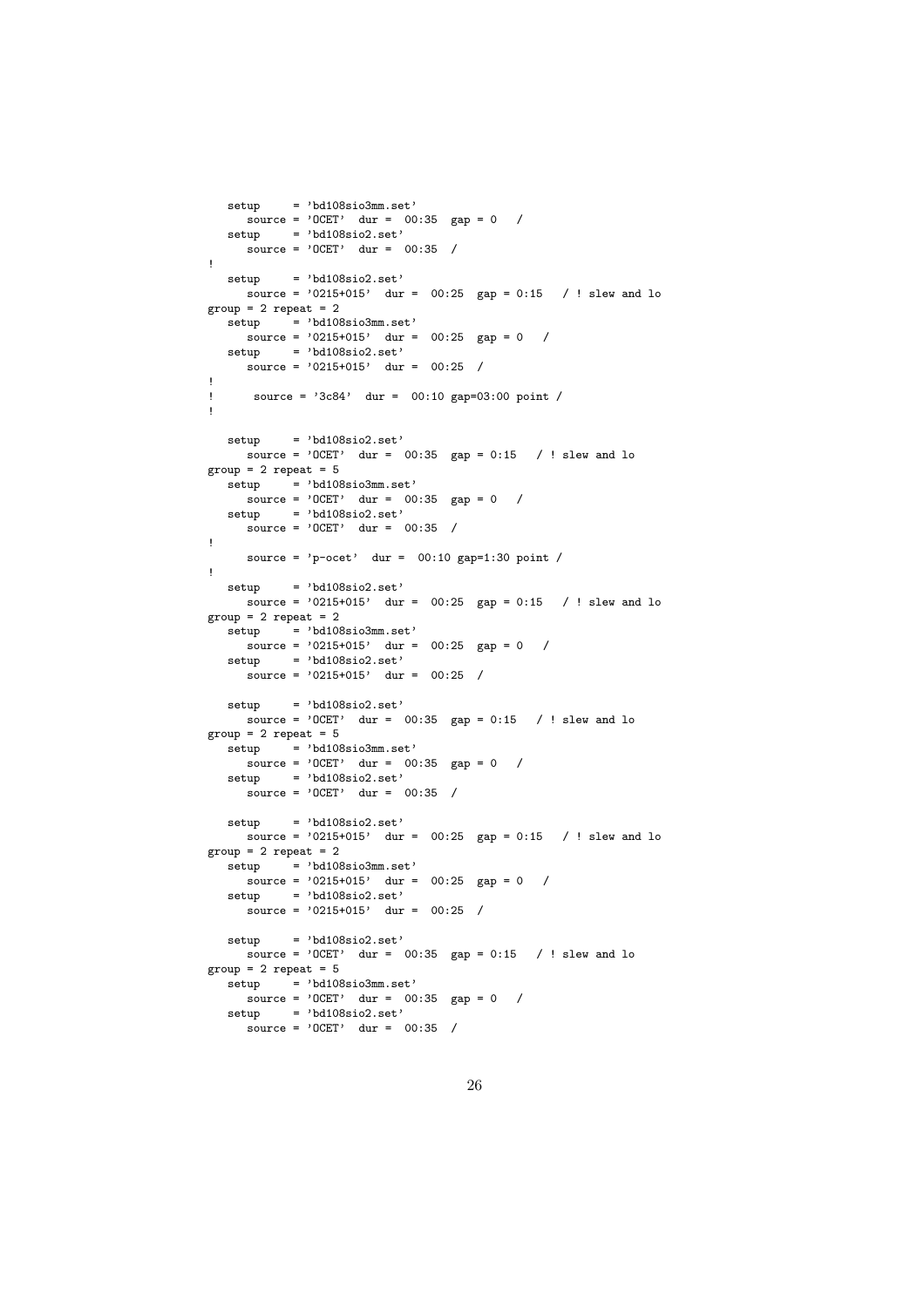```
   setup     = 'bd108sio3mm.set'
      source = 'OCET'  dur =  00:35  gap = 0   /
   setup     = 'bd108sio2.set'
      source = 'OCET'  dur =  00:35  /
!
   setup     = 'bd108sio2.set'
      source = '0215+015'  dur =  00:25  gap = 0:15   / ! slew and lo
group = 2 repeat = 2
   setup     = 'bd108sio3mm.set'
      source = '0215+015'  dur =  00:25  gap = 0   /
   setup     = 'bd108sio2.set'
      source = '0215+015'  dur =  00:25  /
!
!      source = '3c84'  dur =  00:10 gap=03:00 point /
!

   setup     = 'bd108sio2.set'
      source = 'OCET'  dur =  00:35  gap = 0:15   / ! slew and lo
group = 2 repeat = 5
   setup     = 'bd108sio3mm.set'
      source = 'OCET'  dur =  00:35  gap = 0   /
   setup     = 'bd108sio2.set'
      source = 'OCET'  dur =  00:35  /
!
      source = 'p-ocet'  dur =  00:10 gap=1:30 point /
!
   setup     = 'bd108sio2.set'
      source = '0215+015'  dur =  00:25  gap = 0:15   / ! slew and lo
group = 2 repeat = 2
   setup     = 'bd108sio3mm.set'
      source = '0215+015'  dur =  00:25  gap = 0   /
   setup     = 'bd108sio2.set'
      source = '0215+015'  dur =  00:25  /

   setup     = 'bd108sio2.set'
      source = 'OCET'  dur =  00:35  gap = 0:15   / ! slew and lo
group = 2 repeat = 5
   setup     = 'bd108sio3mm.set'
      source = 'OCET'  dur =  00:35  gap = 0   /
   setup     = 'bd108sio2.set'
      source = 'OCET'  dur =  00:35  /

   setup     = 'bd108sio2.set'
      source = '0215+015'  dur =  00:25  gap = 0:15   / ! slew and lo
group = 2 repeat = 2
   setup     = 'bd108sio3mm.set'
      source = '0215+015'  dur =  00:25  gap = 0   /
   setup     = 'bd108sio2.set'
      source = '0215+015'  dur =  00:25  /

   setup     = 'bd108sio2.set'
      source = 'OCET'  dur =  00:35  gap = 0:15   / ! slew and lo
group = 2 repeat = 5
   setup     = 'bd108sio3mm.set'
      source = 'OCET'  dur =  00:35  gap = 0   /
   setup     = 'bd108sio2.set'
      source = 'OCET'  dur =  00:35  /
```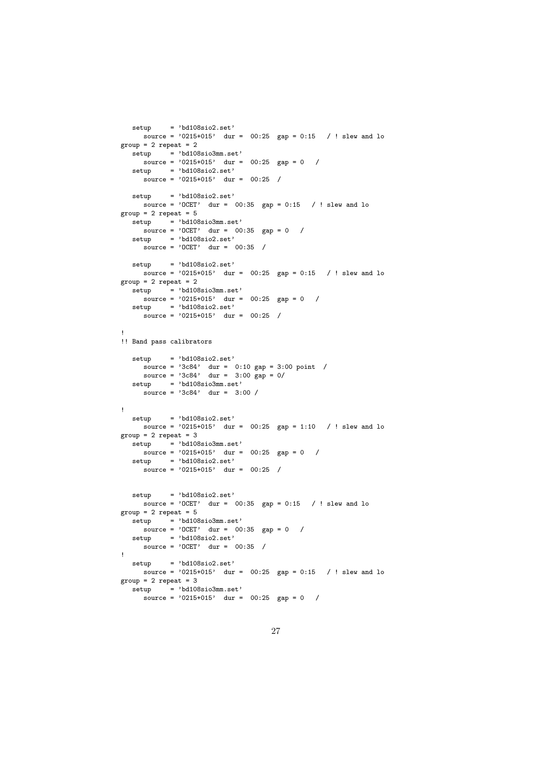```
   setup     = 'bd108sio2.set'
      source = '0215+015'  dur =  00:25  gap = 0:15   / ! slew and lo
group = 2 repeat = 2
   setup     = 'bd108sio3mm.set'
      source = '0215+015'  dur =  00:25  gap = 0   /
   setup     = 'bd108sio2.set'
      source = '0215+015'  dur =  00:25  /

   setup     = 'bd108sio2.set'
      source = 'OCET'  dur =  00:35  gap = 0:15   / ! slew and lo
group = 2 repeat = 5
   setup     = 'bd108sio3mm.set'
      source = 'OCET'  dur =  00:35  gap = 0   /
   setup     = 'bd108sio2.set'
      source = 'OCET'  dur =  00:35  /

   setup     = 'bd108sio2.set'
      source = '0215+015'  dur =  00:25  gap = 0:15   / ! slew and lo
group = 2 repeat = 2
   setup     = 'bd108sio3mm.set'
      source = '0215+015'  dur =  00:25  gap = 0   /
   setup     = 'bd108sio2.set'
      source = '0215+015'  dur =  00:25  /

!
!! Band pass calibrators

   setup     = 'bd108sio2.set'
      source = '3c84'  dur =  0:10 gap = 3:00 point  /
      source = '3c84'  dur =  3:00 gap = 0/
   setup     = 'bd108sio3mm.set'
      source = '3c84'  dur =  3:00 /

!
   setup     = 'bd108sio2.set'
      source = '0215+015'  dur =  00:25  gap = 1:10   / ! slew and lo
group = 2 repeat = 3
   setup     = 'bd108sio3mm.set'
      source = '0215+015'  dur =  00:25  gap = 0   /
   setup     = 'bd108sio2.set'
      source = '0215+015'  dur =  00:25  /


   setup     = 'bd108sio2.set'
      source = 'OCET'  dur =  00:35  gap = 0:15   / ! slew and lo
group = 2 repeat = 5
   setup     = 'bd108sio3mm.set'
      source = 'OCET'  dur =  00:35  gap = 0   /
   setup     = 'bd108sio2.set'
      source = 'OCET'  dur =  00:35  /
!
   setup     = 'bd108sio2.set'
      source = '0215+015'  dur =  00:25  gap = 0:15   / ! slew and lo
group = 2 repeat = 3
   setup     = 'bd108sio3mm.set'
      source = '0215+015'  dur =  00:25  gap = 0   /
```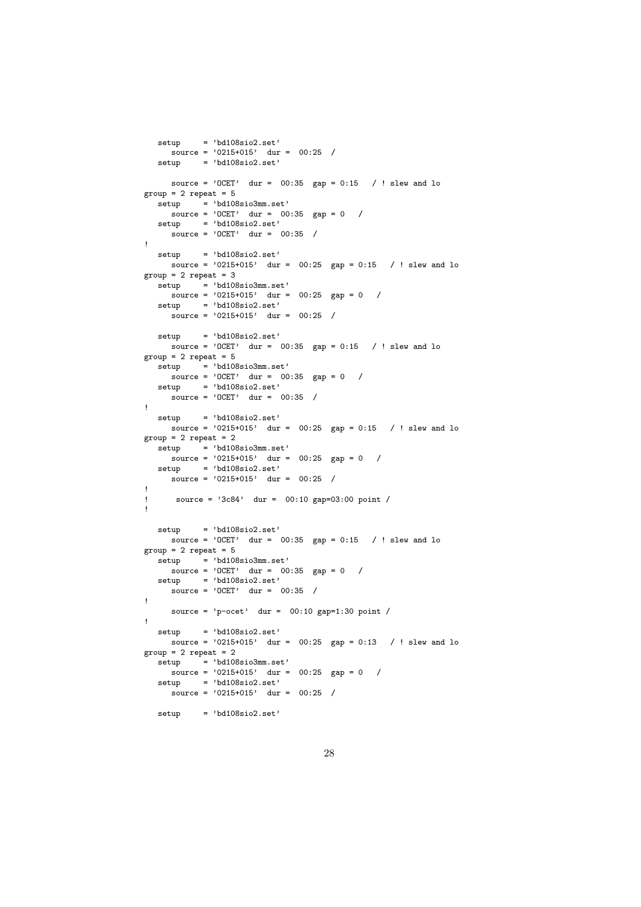```
   setup     = 'bd108sio2.set'
      source = '0215+015'  dur =  00:25  /
   setup     = 'bd108sio2.set'

      source = 'OCET'  dur =  00:35  gap = 0:15   / ! slew and lo
group = 2 repeat = 5
   setup     = 'bd108sio3mm.set'
      source = 'OCET'  dur =  00:35  gap = 0   /
   setup     = 'bd108sio2.set'
      source = 'OCET'  dur =  00:35  /
!
   setup     = 'bd108sio2.set'
      source = '0215+015'  dur =  00:25  gap = 0:15   / ! slew and lo
group = 2 repeat = 3
   setup     = 'bd108sio3mm.set'
      source = '0215+015'  dur =  00:25  gap = 0   /
   setup     = 'bd108sio2.set'
      source = '0215+015'  dur =  00:25  /

   setup     = 'bd108sio2.set'
      source = 'OCET'  dur =  00:35  gap = 0:15   / ! slew and lo
group = 2 repeat = 5
   setup     = 'bd108sio3mm.set'
      source = 'OCET'  dur =  00:35  gap = 0   /
   setup     = 'bd108sio2.set'
      source = 'OCET'  dur =  00:35  /
!
   setup     = 'bd108sio2.set'
      source = '0215+015'  dur =  00:25  gap = 0:15   / ! slew and lo
group = 2 repeat = 2
   setup     = 'bd108sio3mm.set'
      source = '0215+015'  dur =  00:25  gap = 0   /
   setup     = 'bd108sio2.set'
      source = '0215+015'  dur =  00:25  /
!
!      source = '3c84'  dur =  00:10 gap=03:00 point /
!

   setup     = 'bd108sio2.set'
      source = 'OCET'  dur =  00:35  gap = 0:15   / ! slew and lo
group = 2 repeat = 5
   setup     = 'bd108sio3mm.set'
      source = 'OCET'  dur =  00:35  gap = 0   /
   setup     = 'bd108sio2.set'
      source = 'OCET'  dur =  00:35  /
!
      source = 'p-ocet'  dur =  00:10 gap=1:30 point /
!
   setup     = 'bd108sio2.set'
      source = '0215+015'  dur =  00:25  gap = 0:13   / ! slew and lo
group = 2 repeat = 2
   setup     = 'bd108sio3mm.set'
      source = '0215+015'  dur =  00:25  gap = 0   /
   setup     = 'bd108sio2.set'
      source = '0215+015'  dur =  00:25  /

   setup     = 'bd108sio2.set'
```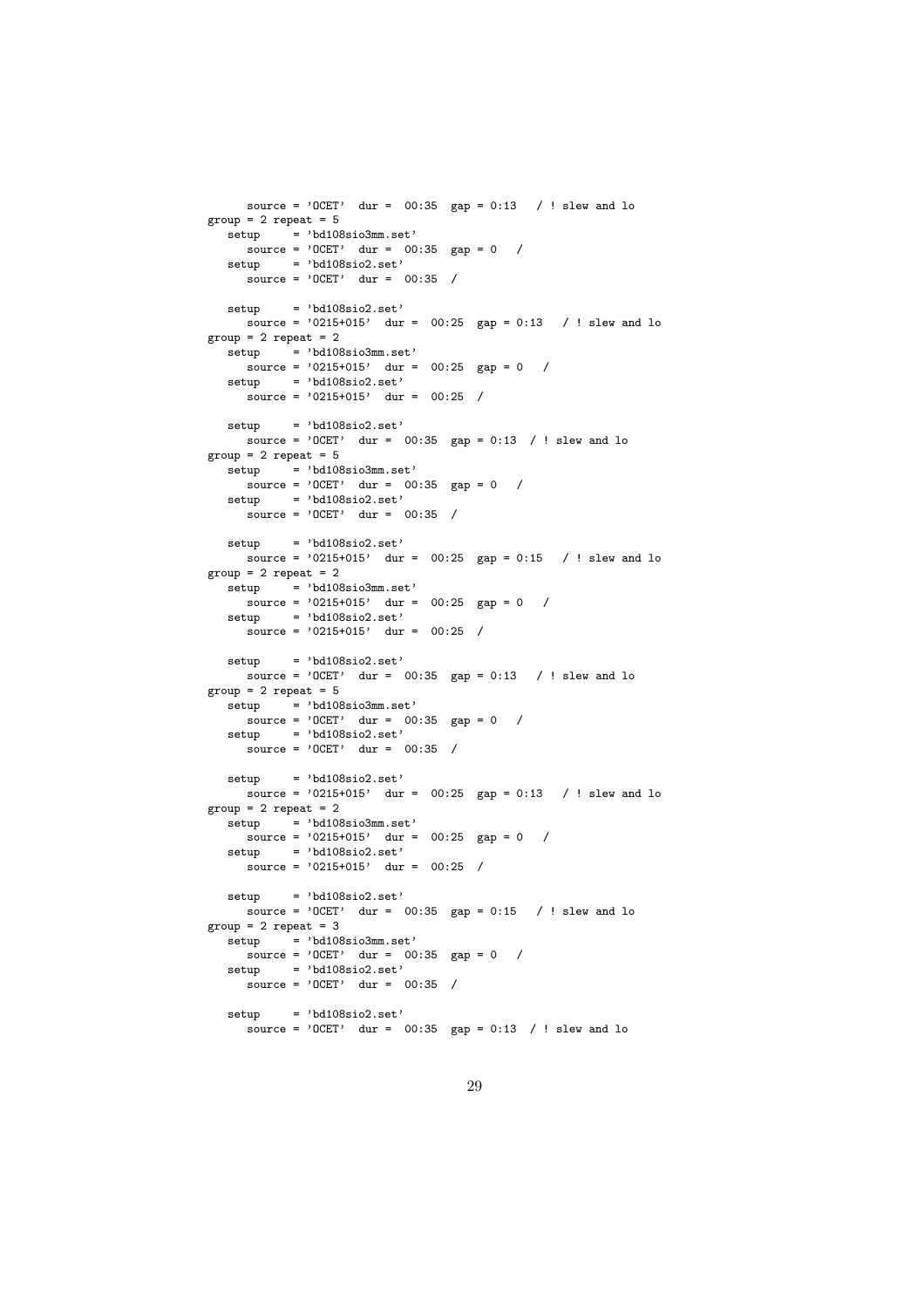```
      source = 'OCET'  dur =  00:35  gap = 0:13   / ! slew and lo
group = 2 repeat = 5
   setup     = 'bd108sio3mm.set'
      source = 'OCET'  dur =  00:35  gap = 0   /
   setup     = 'bd108sio2.set'
      source = 'OCET'  dur =  00:35  /

   setup     = 'bd108sio2.set'
      source = '0215+015'  dur =  00:25  gap = 0:13   / ! slew and lo
group = 2 repeat = 2
   setup     = 'bd108sio3mm.set'
      source = '0215+015'  dur =  00:25  gap = 0   /
   setup     = 'bd108sio2.set'
      source = '0215+015'  dur =  00:25  /

   setup     = 'bd108sio2.set'
      source = 'OCET'  dur =  00:35  gap = 0:13  / ! slew and lo
group = 2 repeat = 5
   setup     = 'bd108sio3mm.set'
      source = 'OCET'  dur =  00:35  gap = 0   /
   setup     = 'bd108sio2.set'
      source = 'OCET'  dur =  00:35  /

   setup     = 'bd108sio2.set'
      source = '0215+015'  dur =  00:25  gap = 0:15   / ! slew and lo
group = 2 repeat = 2
   setup     = 'bd108sio3mm.set'
      source = '0215+015'  dur =  00:25  gap = 0   /
   setup     = 'bd108sio2.set'
      source = '0215+015'  dur =  00:25  /

   setup     = 'bd108sio2.set'
      source = 'OCET'  dur =  00:35  gap = 0:13   / ! slew and lo
group = 2 repeat = 5
   setup     = 'bd108sio3mm.set'
      source = 'OCET'  dur =  00:35  gap = 0   /
   setup     = 'bd108sio2.set'
      source = 'OCET'  dur =  00:35  /

   setup     = 'bd108sio2.set'
      source = '0215+015'  dur =  00:25  gap = 0:13   / ! slew and lo
group = 2 repeat = 2
   setup     = 'bd108sio3mm.set'
      source = '0215+015'  dur =  00:25  gap = 0   /
   setup     = 'bd108sio2.set'
      source = '0215+015'  dur =  00:25  /

   setup     = 'bd108sio2.set'
      source = 'OCET'  dur =  00:35  gap = 0:15   / ! slew and lo
group = 2 repeat = 3
   setup     = 'bd108sio3mm.set'
      source = 'OCET'  dur =  00:35  gap = 0   /
   setup     = 'bd108sio2.set'
      source = 'OCET'  dur =  00:35  /

   setup     = 'bd108sio2.set'
      source = 'OCET'  dur =  00:35  gap = 0:13  / ! slew and lo
```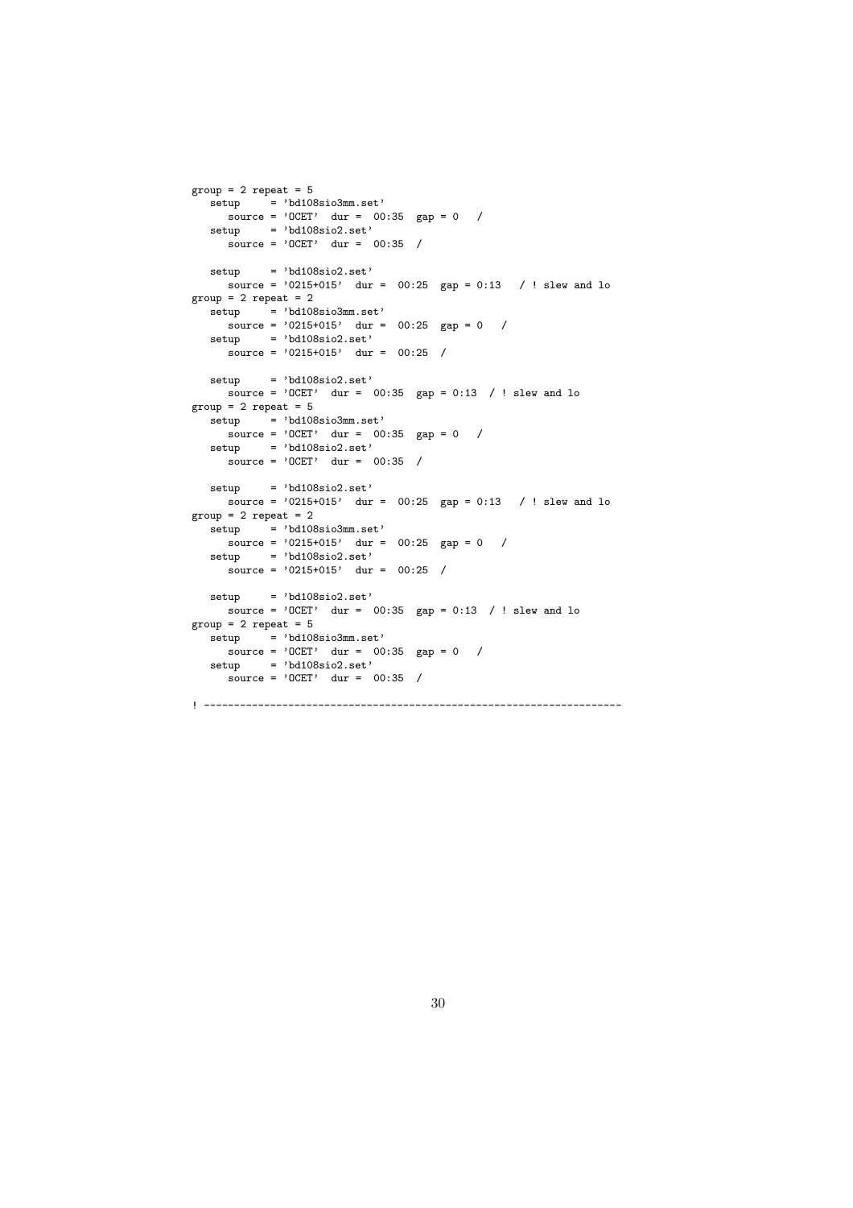```
group = 2 repeat = 5
   setup     = 'bd108sio3mm.set'
      source = 'OCET'  dur =  00:35  gap = 0   /
   setup     = 'bd108sio2.set'
      source = 'OCET'  dur =  00:35  /

   setup     = 'bd108sio2.set'
      source = '0215+015'  dur =  00:25  gap = 0:13   / ! slew and lo
group = 2 repeat = 2
   setup     = 'bd108sio3mm.set'
      source = '0215+015'  dur =  00:25  gap = 0   /
   setup     = 'bd108sio2.set'
      source = '0215+015'  dur =  00:25  /

   setup     = 'bd108sio2.set'
      source = 'OCET'  dur =  00:35  gap = 0:13  / ! slew and lo
group = 2 repeat = 5
   setup     = 'bd108sio3mm.set'
      source = 'OCET'  dur =  00:35  gap = 0   /
   setup     = 'bd108sio2.set'
      source = 'OCET'  dur =  00:35  /

   setup     = 'bd108sio2.set'
      source = '0215+015'  dur =  00:25  gap = 0:13   / ! slew and lo
group = 2 repeat = 2
   setup     = 'bd108sio3mm.set'
      source = '0215+015'  dur =  00:25  gap = 0   /
   setup     = 'bd108sio2.set'
      source = '0215+015'  dur =  00:25  /

   setup     = 'bd108sio2.set'
      source = 'OCET'  dur =  00:35  gap = 0:13  / ! slew and lo
group = 2 repeat = 5
   setup     = 'bd108sio3mm.set'
      source = 'OCET'  dur =  00:35  gap = 0   /
   setup     = 'bd108sio2.set'
      source = 'OCET'  dur =  00:35  /

! ----------------------------------------------------------------------
```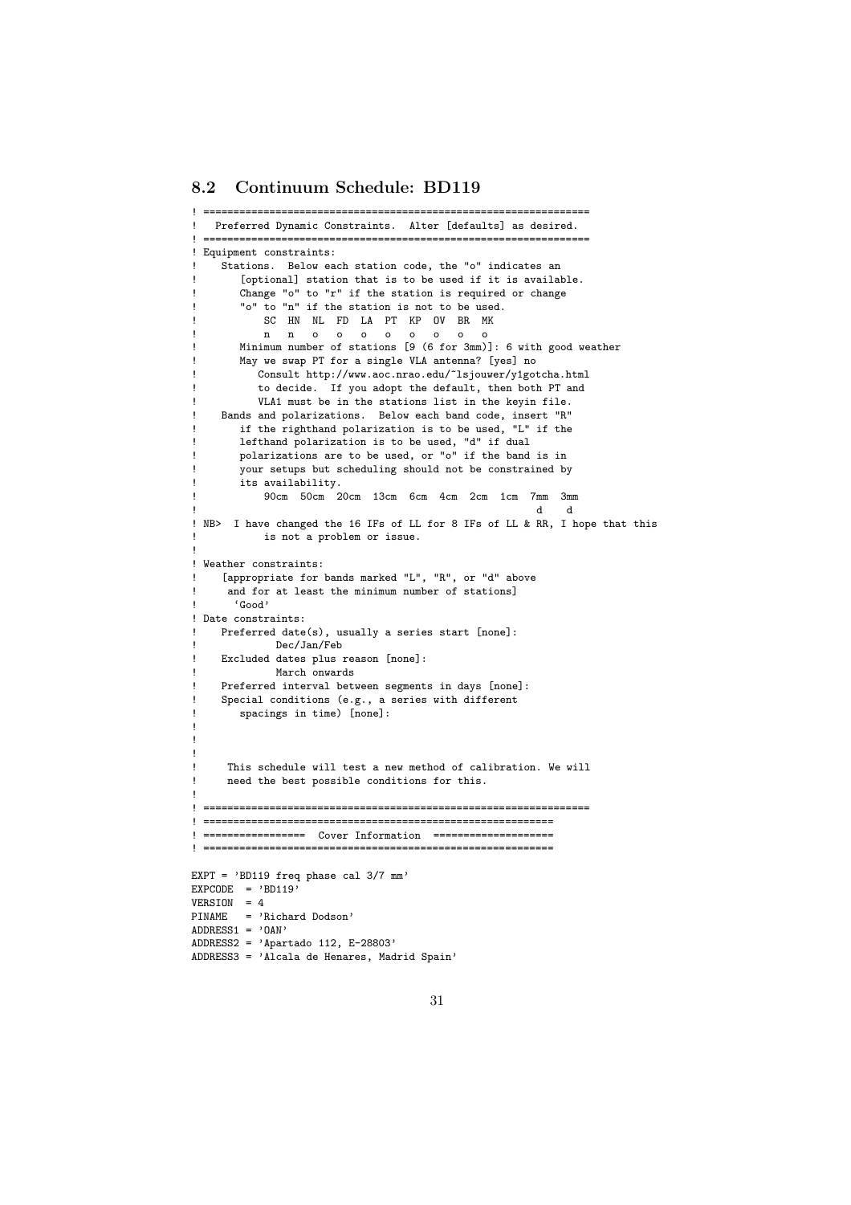## 8.2 Continuum Schedule: BD119

```
! ================================================================
!   Preferred Dynamic Constraints.  Alter [defaults] as desired.
! ================================================================
! Equipment constraints:
!    Stations.  Below each station code, the "o" indicates an
!       [optional] station that is to be used if it is available.
!       Change "o" to "r" if the station is required or change
!       "o" to "n" if the station is not to be used.
!          SC  HN  NL  FD  LA  PT  KP  OV  BR  MK
!          n   n   o   o   o   o   o   o   o   o
!       Minimum number of stations [9 (6 for 3mm)]: 6 with good weather
!       May we swap PT for a single VLA antenna? [yes] no
!          Consult http://www.aoc.nrao.edu/~lsjouwer/y1gotcha.html
!          to decide.  If you adopt the default, then both PT and
!          VLA1 must be in the stations list in the keyin file.
!    Bands and polarizations.  Below each band code, insert "R"
!       if the righthand polarization is to be used, "L" if the
!       lefthand polarization is to be used, "d" if dual
!       polarizations are to be used, or "o" if the band is in
!       your setups but scheduling should not be constrained by
!       its availability.
!          90cm  50cm  20cm  13cm  6cm  4cm  2cm  1cm  7mm  3mm
!                                                        d    d
! NB>  I have changed the 16 IFs of LL for 8 IFs of LL & RR, I hope that this
!          is not a problem or issue.
!
! Weather constraints:
!    [appropriate for bands marked "L", "R", or "d" above
!     and for at least the minimum number of stations]
!      'Good'
! Date constraints:
!    Preferred date(s), usually a series start [none]:
!             Dec/Jan/Feb
!    Excluded dates plus reason [none]:
!             March onwards
!    Preferred interval between segments in days [none]:
!    Special conditions (e.g., a series with different
!       spacings in time) [none]:
!
!
!
!     This schedule will test a new method of calibration. We will
!     need the best possible conditions for this.
!
! ================================================================
! ==========================================================
! ================  Cover Information  ===================
! ==========================================================

EXPT = 'BD119 freq phase cal 3/7 mm'
EXPCODE  = 'BD119'
VERSION  = 4
PINAME   = 'Richard Dodson'
ADDRESS1 = 'OAN'
ADDRESS2 = 'Apartado 112, E-28803'
ADDRESS3 = 'Alcala de Henares, Madrid Spain'
```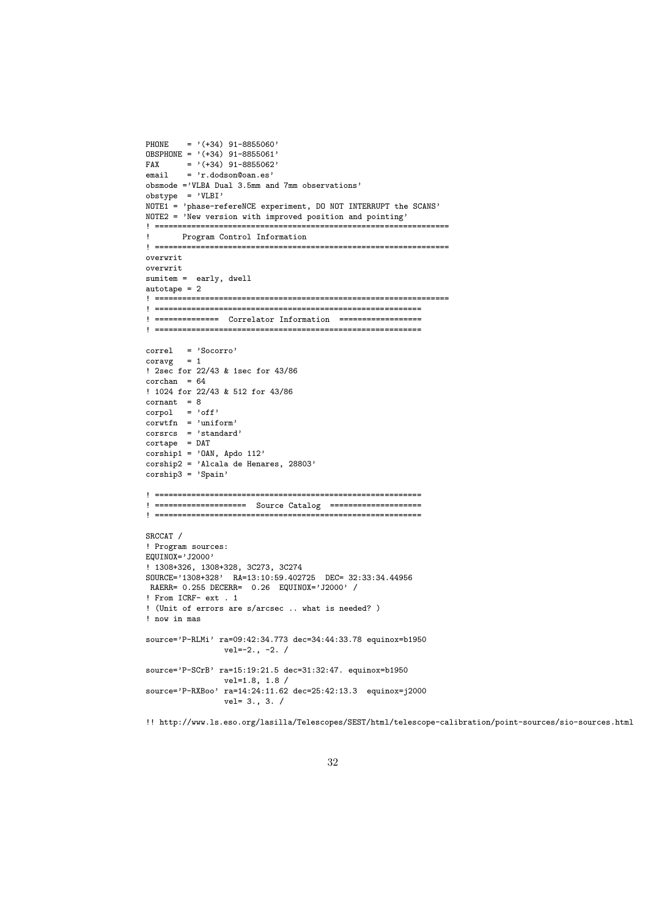```
PHONE    = '(+34) 91-8855060'
OBSPHONE = '(+34) 91-8855061'
FAX      = '(+34) 91-8855062'
email    = 'r.dodson@oan.es'
obsmode ='VLBA Dual 3.5mm and 7mm observations'
obstype  = 'VLBI'
NOTE1 = 'phase-refereNCE experiment, DO NOT INTERRUPT the SCANS'
NOTE2 = 'New version with improved position and pointing'
! ================================================================
!       Program Control Information
! ================================================================
overwrit
overwrit
sumitem =  early, dwell
autotape = 2
! ================================================================
! ==========================================================
! ==============  Correlator Information  ==================
! ==========================================================

correl   = 'Socorro'
coravg   = 1
! 2sec for 22/43 & 1sec for 43/86
corchan  = 64
! 1024 for 22/43 & 512 for 43/86
cornant  = 8
corpol   = 'off'
corwtfn  = 'uniform'
corsrcs  = 'standard'
cortape  = DAT
corship1 = 'OAN, Apdo 112'
corship2 = 'Alcala de Henares, 28803'
corship3 = 'Spain'

! ==========================================================
! ====================  Source Catalog  ====================
! ==========================================================

SRCCAT /
! Program sources:
EQUINOX='J2000'
! 1308+326, 1308+328, 3C273, 3C274
SOURCE='1308+328'  RA=13:10:59.402725  DEC= 32:33:34.44956
 RAERR= 0.255 DECERR=  0.26  EQUINOX='J2000' /
! From ICRF- ext . 1
! (Unit of errors are s/arcsec .. what is needed? )
! now in mas

source='P-RLMi' ra=09:42:34.773 dec=34:44:33.78 equinox=b1950
                vel=-2., -2. /

source='P-SCrB' ra=15:19:21.5 dec=31:32:47. equinox=b1950
                vel=1.8, 1.8 /
source='P-RXBoo' ra=14:24:11.62 dec=25:42:13.3  equinox=j2000
                vel= 3., 3. /

!! http://www.ls.eso.org/lasilla/Telescopes/SEST/html/telescope-calibration/point-sources/sio-sources.html
```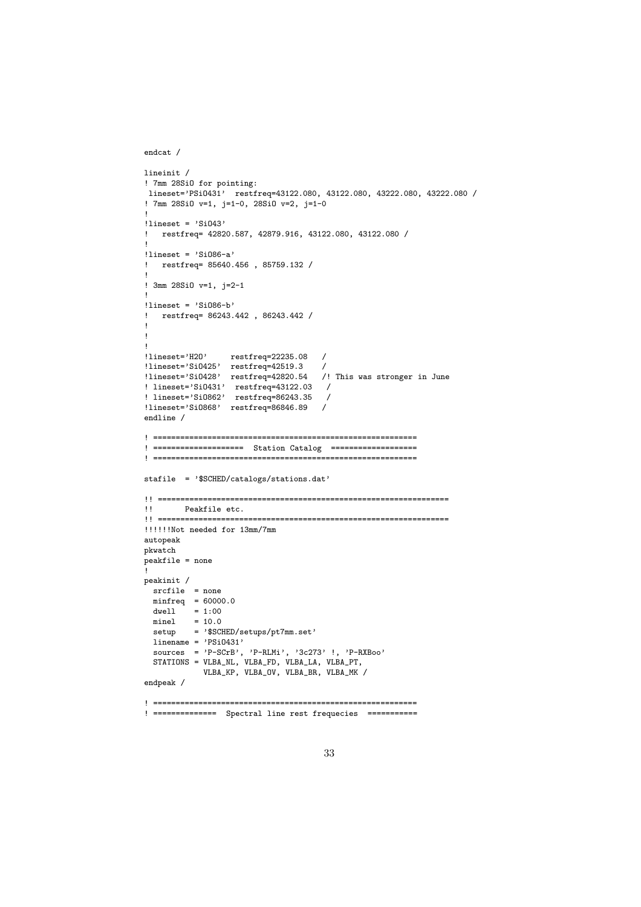```
endcat /

lineinit /
! 7mm 28SiO for pointing:
 lineset='PSiO431'  restfreq=43122.080, 43122.080, 43222.080, 43222.080 /
! 7mm 28SiO v=1, j=1-0, 28SiO v=2, j=1-0
!
!lineset = 'SiO43'
!   restfreq= 42820.587, 42879.916, 43122.080, 43122.080 /
!
!lineset = 'SiO86-a'
!   restfreq= 85640.456 , 85759.132 /
!
! 3mm 28SiO v=1, j=2-1
!
!lineset = 'SiO86-b'
!   restfreq= 86243.442 , 86243.442 /
!
!
!
!lineset='H2O'     restfreq=22235.08   /
!lineset='SiO425'  restfreq=42519.3    /
!lineset='SiO428'  restfreq=42820.54   /! This was stronger in June
! lineset='SiO431'  restfreq=43122.03   /
! lineset='SiO862'  restfreq=86243.35   /
!lineset='SiO868'  restfreq=86846.89   /
endline /

! ==========================================================
! ===================  Station Catalog  ===================
! ==========================================================

stafile  = '$SCHED/catalogs/stations.dat'

!! ================================================================
!!       Peakfile etc.
!! ================================================================
!!!!!!Not needed for 13mm/7mm
autopeak
pkwatch
peakfile = none
!
peakinit /
  srcfile  = none
  minfreq  = 60000.0
  dwell    = 1:00
  minel    = 10.0
  setup    = '$SCHED/setups/pt7mm.set'
  linename = 'PSiO431'
  sources  = 'P-SCrB', 'P-RLMi', '3c273' !, 'P-RXBoo'
  STATIONS = VLBA_NL, VLBA_FD, VLBA_LA, VLBA_PT,
             VLBA_KP, VLBA_OV, VLBA_BR, VLBA_MK /
endpeak /

! ==========================================================
! ==============  Spectral line rest frequecies  ===========
```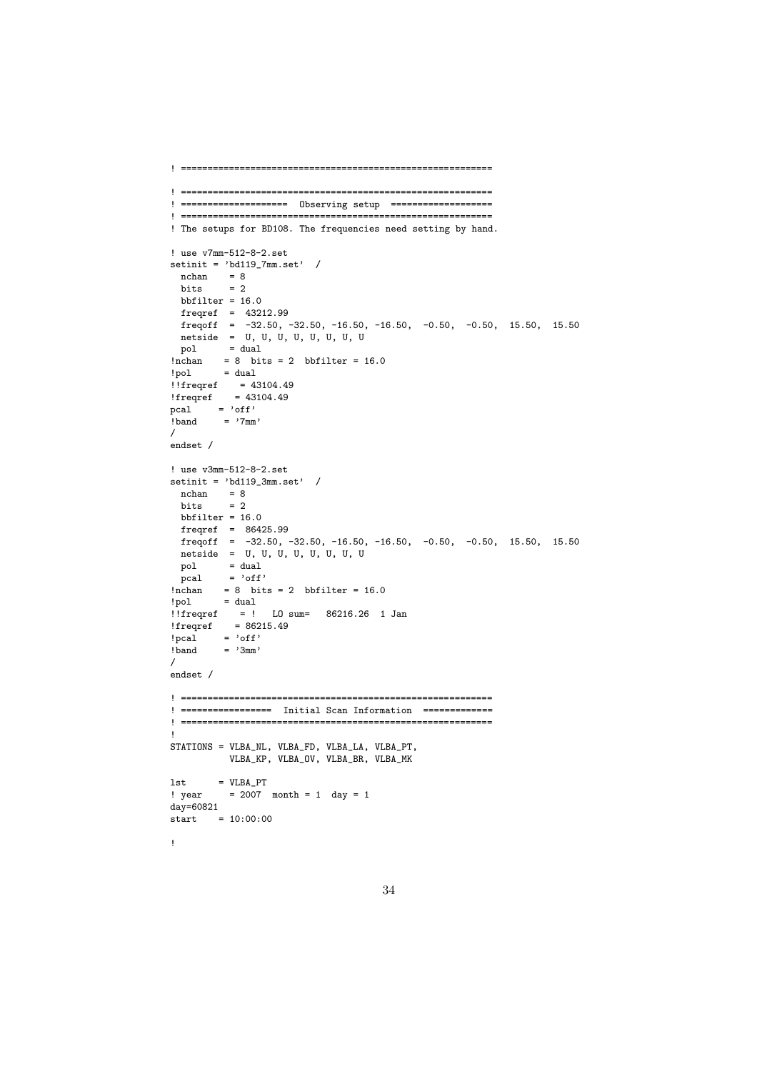```
! ==========================================================

! ==========================================================
! ===================  Observing setup  ==================
! ==========================================================
! The setups for BD108. The frequencies need setting by hand.

! use v7mm-512-8-2.set
setinit = 'bd119_7mm.set'  /
  nchan    = 8
  bits     = 2
  bbfilter = 16.0
  freqref  =  43212.99
  freqoff  =  -32.50, -32.50, -16.50, -16.50,  -0.50,  -0.50,  15.50,  15.50
  netside  =  U, U, U, U, U, U, U, U
  pol      = dual
!nchan    = 8  bits = 2  bbfilter = 16.0
!pol      = dual
!!freqref    = 43104.49
!freqref    = 43104.49
pcal     = 'off'
!band     = '7mm'
/
endset /

! use v3mm-512-8-2.set
setinit = 'bd119_3mm.set'  /
  nchan    = 8
  bits     = 2
  bbfilter = 16.0
  freqref  =  86425.99
  freqoff  =  -32.50, -32.50, -16.50, -16.50,  -0.50,  -0.50,  15.50,  15.50
  netside  =  U, U, U, U, U, U, U, U
  pol      = dual
  pcal     = 'off'
!nchan    = 8  bits = 2  bbfilter = 16.0
!pol      = dual
!!freqref    = !   LO sum=   86216.26  1 Jan
!freqref    = 86215.49
!pcal     = 'off'
!band     = '3mm'
/
endset /

! ==========================================================
! =================  Initial Scan Information  =============
! ==========================================================
!
STATIONS = VLBA_NL, VLBA_FD, VLBA_LA, VLBA_PT,
           VLBA_KP, VLBA_OV, VLBA_BR, VLBA_MK

lst      = VLBA_PT
! year     = 2007  month = 1  day = 1
day=60821
start    = 10:00:00

!
```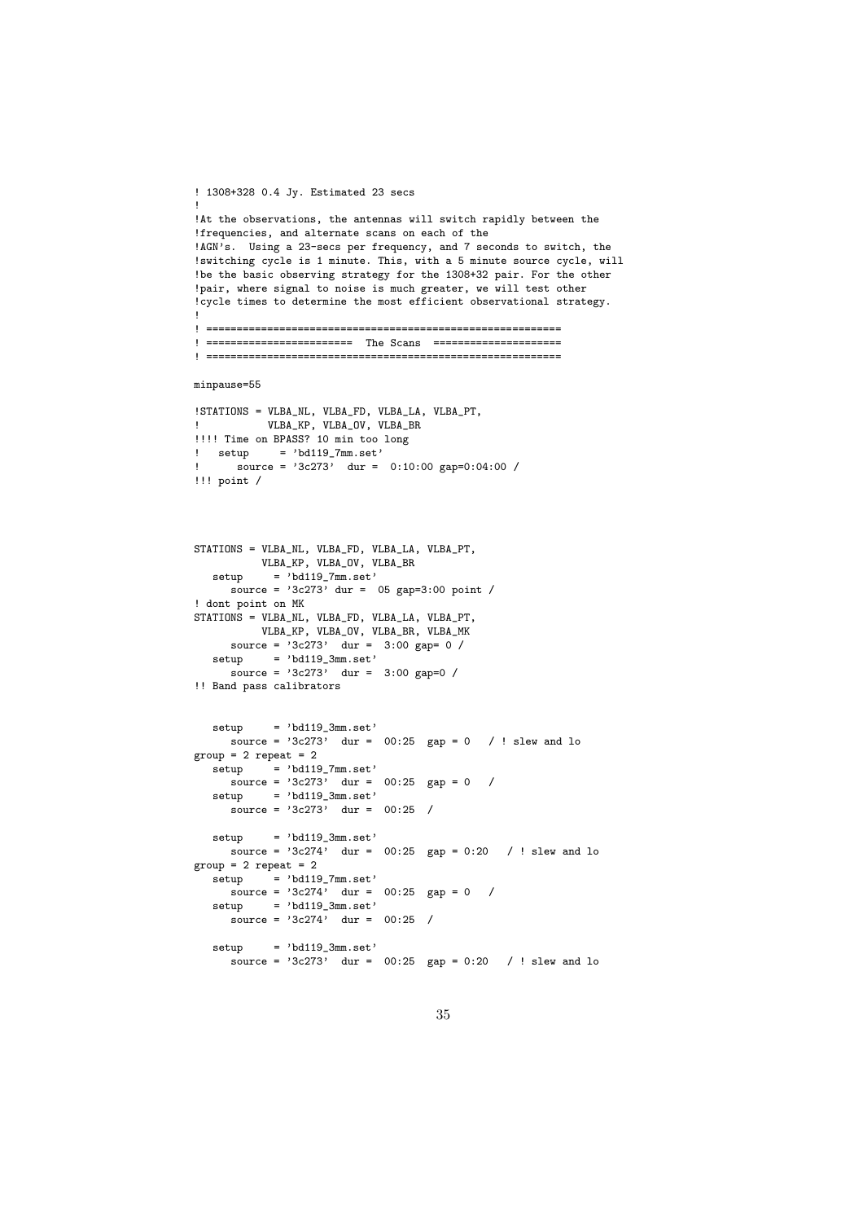```
! 1308+328 0.4 Jy. Estimated 23 secs
!
!At the observations, the antennas will switch rapidly between the
!frequencies, and alternate scans on each of the
!AGN's.  Using a 23-secs per frequency, and 7 seconds to switch, the
!switching cycle is 1 minute. This, with a 5 minute source cycle, will
!be the basic observing strategy for the 1308+32 pair. For the other
!pair, where signal to noise is much greater, we will test other
!cycle times to determine the most efficient observational strategy.
!
! ==========================================================
! ========================  The Scans  =====================
! ==========================================================

minpause=55

!STATIONS = VLBA_NL, VLBA_FD, VLBA_LA, VLBA_PT,
!           VLBA_KP, VLBA_OV, VLBA_BR
!!!! Time on BPASS? 10 min too long
!   setup     = 'bd119_7mm.set'
!      source = '3c273'  dur =  0:10:00 gap=0:04:00 /
!!! point /



STATIONS = VLBA_NL, VLBA_FD, VLBA_LA, VLBA_PT,
           VLBA_KP, VLBA_OV, VLBA_BR
   setup     = 'bd119_7mm.set'
      source = '3c273' dur =  05 gap=3:00 point /
! dont point on MK
STATIONS = VLBA_NL, VLBA_FD, VLBA_LA, VLBA_PT,
           VLBA_KP, VLBA_OV, VLBA_BR, VLBA_MK
      source = '3c273'  dur =  3:00 gap= 0 /
   setup     = 'bd119_3mm.set'
      source = '3c273'  dur =  3:00 gap=0 /
!! Band pass calibrators


   setup     = 'bd119_3mm.set'
      source = '3c273'  dur =  00:25  gap = 0   / ! slew and lo
group = 2 repeat = 2
   setup     = 'bd119_7mm.set'
      source = '3c273'  dur =  00:25  gap = 0   /
   setup     = 'bd119_3mm.set'
      source = '3c273'  dur =  00:25  /

   setup     = 'bd119_3mm.set'
      source = '3c274'  dur =  00:25  gap = 0:20   / ! slew and lo
group = 2 repeat = 2
   setup     = 'bd119_7mm.set'
      source = '3c274'  dur =  00:25  gap = 0   /
   setup     = 'bd119_3mm.set'
      source = '3c274'  dur =  00:25  /

   setup     = 'bd119_3mm.set'
      source = '3c273'  dur =  00:25  gap = 0:20   / ! slew and lo
```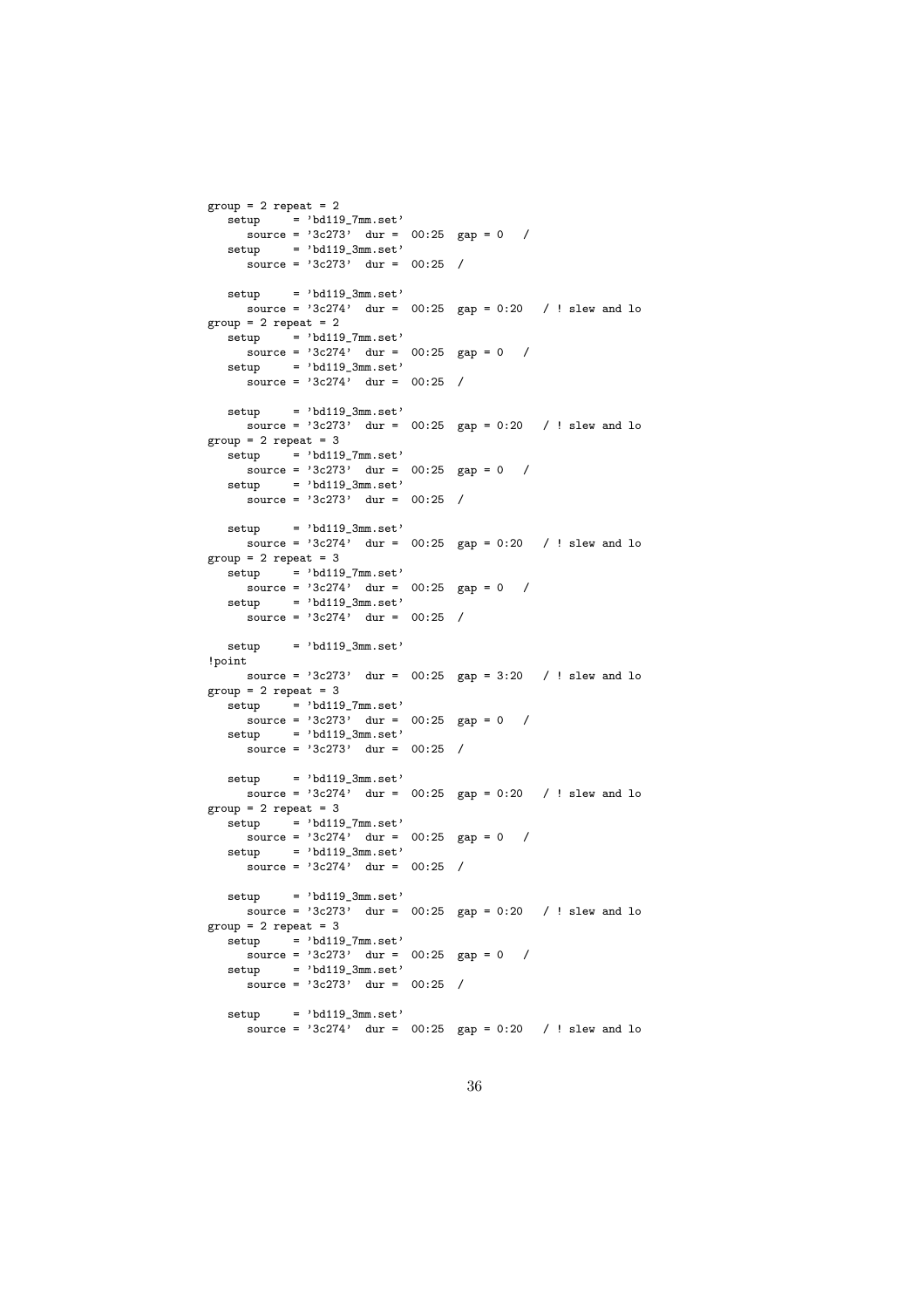```
group = 2 repeat = 2
   setup     = 'bd119_7mm.set'
      source = '3c273'  dur =  00:25  gap = 0   /
   setup     = 'bd119_3mm.set'
      source = '3c273'  dur =  00:25  /

   setup     = 'bd119_3mm.set'
      source = '3c274'  dur =  00:25  gap = 0:20   / ! slew and lo
group = 2 repeat = 2
   setup     = 'bd119_7mm.set'
      source = '3c274'  dur =  00:25  gap = 0   /
   setup     = 'bd119_3mm.set'
      source = '3c274'  dur =  00:25  /

   setup     = 'bd119_3mm.set'
      source = '3c273'  dur =  00:25  gap = 0:20   / ! slew and lo
group = 2 repeat = 3
   setup     = 'bd119_7mm.set'
      source = '3c273'  dur =  00:25  gap = 0   /
   setup     = 'bd119_3mm.set'
      source = '3c273'  dur =  00:25  /

   setup     = 'bd119_3mm.set'
      source = '3c274'  dur =  00:25  gap = 0:20   / ! slew and lo
group = 2 repeat = 3
   setup     = 'bd119_7mm.set'
      source = '3c274'  dur =  00:25  gap = 0   /
   setup     = 'bd119_3mm.set'
      source = '3c274'  dur =  00:25  /

   setup     = 'bd119_3mm.set'
!point
      source = '3c273'  dur =  00:25  gap = 3:20   / ! slew and lo
group = 2 repeat = 3
   setup     = 'bd119_7mm.set'
      source = '3c273'  dur =  00:25  gap = 0   /
   setup     = 'bd119_3mm.set'
      source = '3c273'  dur =  00:25  /

   setup     = 'bd119_3mm.set'
      source = '3c274'  dur =  00:25  gap = 0:20   / ! slew and lo
group = 2 repeat = 3
   setup     = 'bd119_7mm.set'
      source = '3c274'  dur =  00:25  gap = 0   /
   setup     = 'bd119_3mm.set'
      source = '3c274'  dur =  00:25  /

   setup     = 'bd119_3mm.set'
      source = '3c273'  dur =  00:25  gap = 0:20   / ! slew and lo
group = 2 repeat = 3
   setup     = 'bd119_7mm.set'
      source = '3c273'  dur =  00:25  gap = 0   /
   setup     = 'bd119_3mm.set'
      source = '3c273'  dur =  00:25  /

   setup     = 'bd119_3mm.set'
      source = '3c274'  dur =  00:25  gap = 0:20   / ! slew and lo
```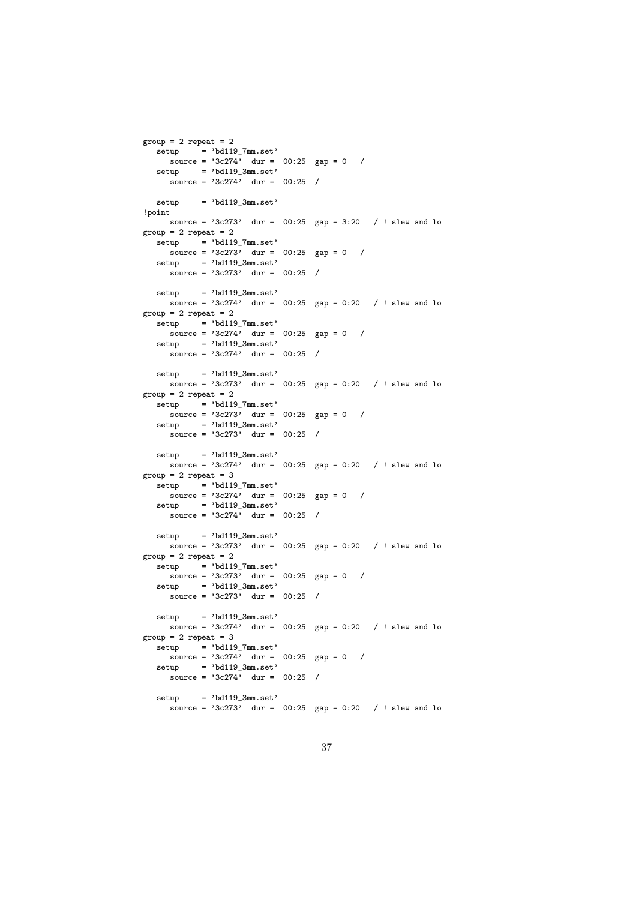```
group = 2 repeat = 2
   setup     = 'bd119_7mm.set'
      source = '3c274'  dur =  00:25  gap = 0   /
   setup     = 'bd119_3mm.set'
      source = '3c274'  dur =  00:25  /

   setup     = 'bd119_3mm.set'
!point
      source = '3c273'  dur =  00:25  gap = 3:20   / ! slew and lo
group = 2 repeat = 2
   setup     = 'bd119_7mm.set'
      source = '3c273'  dur =  00:25  gap = 0   /
   setup     = 'bd119_3mm.set'
      source = '3c273'  dur =  00:25  /

   setup     = 'bd119_3mm.set'
      source = '3c274'  dur =  00:25  gap = 0:20   / ! slew and lo
group = 2 repeat = 2
   setup     = 'bd119_7mm.set'
      source = '3c274'  dur =  00:25  gap = 0   /
   setup     = 'bd119_3mm.set'
      source = '3c274'  dur =  00:25  /

   setup     = 'bd119_3mm.set'
      source = '3c273'  dur =  00:25  gap = 0:20   / ! slew and lo
group = 2 repeat = 2
   setup     = 'bd119_7mm.set'
      source = '3c273'  dur =  00:25  gap = 0   /
   setup     = 'bd119_3mm.set'
      source = '3c273'  dur =  00:25  /

   setup     = 'bd119_3mm.set'
      source = '3c274'  dur =  00:25  gap = 0:20   / ! slew and lo
group = 2 repeat = 3
   setup     = 'bd119_7mm.set'
      source = '3c274'  dur =  00:25  gap = 0   /
   setup     = 'bd119_3mm.set'
      source = '3c274'  dur =  00:25  /

   setup     = 'bd119_3mm.set'
      source = '3c273'  dur =  00:25  gap = 0:20   / ! slew and lo
group = 2 repeat = 2
   setup     = 'bd119_7mm.set'
      source = '3c273'  dur =  00:25  gap = 0   /
   setup     = 'bd119_3mm.set'
      source = '3c273'  dur =  00:25  /

   setup     = 'bd119_3mm.set'
      source = '3c274'  dur =  00:25  gap = 0:20   / ! slew and lo
group = 2 repeat = 3
   setup     = 'bd119_7mm.set'
      source = '3c274'  dur =  00:25  gap = 0   /
   setup     = 'bd119_3mm.set'
      source = '3c274'  dur =  00:25  /

   setup     = 'bd119_3mm.set'
      source = '3c273'  dur =  00:25  gap = 0:20   / ! slew and lo
```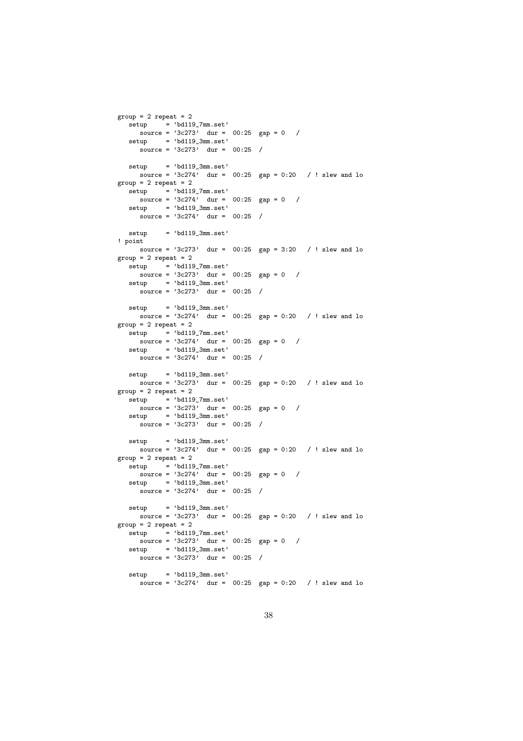```
group = 2 repeat = 2
   setup     = 'bd119_7mm.set'
      source = '3c273'  dur =  00:25  gap = 0   /
   setup     = 'bd119_3mm.set'
      source = '3c273'  dur =  00:25  /

   setup     = 'bd119_3mm.set'
      source = '3c274'  dur =  00:25  gap = 0:20   / ! slew and lo
group = 2 repeat = 2
   setup     = 'bd119_7mm.set'
      source = '3c274'  dur =  00:25  gap = 0   /
   setup     = 'bd119_3mm.set'
      source = '3c274'  dur =  00:25  /

   setup     = 'bd119_3mm.set'
! point
      source = '3c273'  dur =  00:25  gap = 3:20   / ! slew and lo
group = 2 repeat = 2
   setup     = 'bd119_7mm.set'
      source = '3c273'  dur =  00:25  gap = 0   /
   setup     = 'bd119_3mm.set'
      source = '3c273'  dur =  00:25  /

   setup     = 'bd119_3mm.set'
      source = '3c274'  dur =  00:25  gap = 0:20   / ! slew and lo
group = 2 repeat = 2
   setup     = 'bd119_7mm.set'
      source = '3c274'  dur =  00:25  gap = 0   /
   setup     = 'bd119_3mm.set'
      source = '3c274'  dur =  00:25  /

   setup     = 'bd119_3mm.set'
      source = '3c273'  dur =  00:25  gap = 0:20   / ! slew and lo
group = 2 repeat = 2
   setup     = 'bd119_7mm.set'
      source = '3c273'  dur =  00:25  gap = 0   /
   setup     = 'bd119_3mm.set'
      source = '3c273'  dur =  00:25  /

   setup     = 'bd119_3mm.set'
      source = '3c274'  dur =  00:25  gap = 0:20   / ! slew and lo
group = 2 repeat = 2
   setup     = 'bd119_7mm.set'
      source = '3c274'  dur =  00:25  gap = 0   /
   setup     = 'bd119_3mm.set'
      source = '3c274'  dur =  00:25  /

   setup     = 'bd119_3mm.set'
      source = '3c273'  dur =  00:25  gap = 0:20   / ! slew and lo
group = 2 repeat = 2
   setup     = 'bd119_7mm.set'
      source = '3c273'  dur =  00:25  gap = 0   /
   setup     = 'bd119_3mm.set'
      source = '3c273'  dur =  00:25  /

   setup     = 'bd119_3mm.set'
      source = '3c274'  dur =  00:25  gap = 0:20   / ! slew and lo
```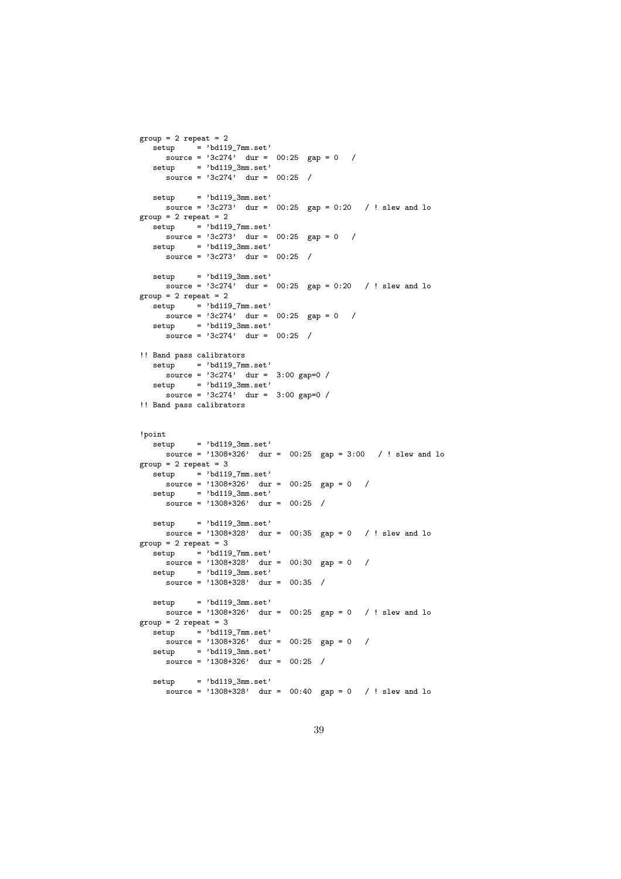```
group = 2 repeat = 2
   setup     = 'bd119_7mm.set'
      source = '3c274'  dur =  00:25  gap = 0   /
   setup     = 'bd119_3mm.set'
      source = '3c274'  dur =  00:25  /

   setup     = 'bd119_3mm.set'
      source = '3c273'  dur =  00:25  gap = 0:20   / ! slew and lo
group = 2 repeat = 2
   setup     = 'bd119_7mm.set'
      source = '3c273'  dur =  00:25  gap = 0   /
   setup     = 'bd119_3mm.set'
      source = '3c273'  dur =  00:25  /

   setup     = 'bd119_3mm.set'
      source = '3c274'  dur =  00:25  gap = 0:20   / ! slew and lo
group = 2 repeat = 2
   setup     = 'bd119_7mm.set'
      source = '3c274'  dur =  00:25  gap = 0   /
   setup     = 'bd119_3mm.set'
      source = '3c274'  dur =  00:25  /

!! Band pass calibrators
   setup     = 'bd119_7mm.set'
      source = '3c274'  dur =  3:00 gap=0 /
   setup     = 'bd119_3mm.set'
      source = '3c274'  dur =  3:00 gap=0 /
!! Band pass calibrators


!point
   setup     = 'bd119_3mm.set'
      source = '1308+326'  dur =  00:25  gap = 3:00   / ! slew and lo
group = 2 repeat = 3
   setup     = 'bd119_7mm.set'
      source = '1308+326'  dur =  00:25  gap = 0   /
   setup     = 'bd119_3mm.set'
      source = '1308+326'  dur =  00:25  /

   setup     = 'bd119_3mm.set'
      source = '1308+328'  dur =  00:35  gap = 0   / ! slew and lo
group = 2 repeat = 3
   setup     = 'bd119_7mm.set'
      source = '1308+328'  dur =  00:30  gap = 0   /
   setup     = 'bd119_3mm.set'
      source = '1308+328'  dur =  00:35  /

   setup     = 'bd119_3mm.set'
      source = '1308+326'  dur =  00:25  gap = 0   / ! slew and lo
group = 2 repeat = 3
   setup     = 'bd119_7mm.set'
      source = '1308+326'  dur =  00:25  gap = 0   /
   setup     = 'bd119_3mm.set'
      source = '1308+326'  dur =  00:25  /

   setup     = 'bd119_3mm.set'
      source = '1308+328'  dur =  00:40  gap = 0   / ! slew and lo
```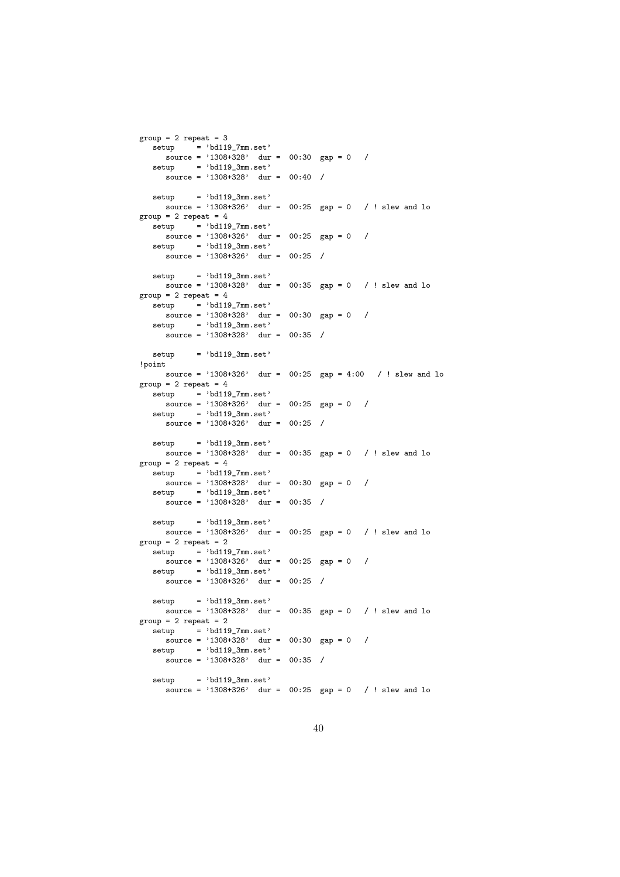```
group = 2 repeat = 3
   setup     = 'bd119_7mm.set'
      source = '1308+328'  dur =  00:30  gap = 0   /
   setup     = 'bd119_3mm.set'
      source = '1308+328'  dur =  00:40  /

   setup     = 'bd119_3mm.set'
      source = '1308+326'  dur =  00:25  gap = 0   / ! slew and lo
group = 2 repeat = 4
   setup     = 'bd119_7mm.set'
      source = '1308+326'  dur =  00:25  gap = 0   /
   setup     = 'bd119_3mm.set'
      source = '1308+326'  dur =  00:25  /

   setup     = 'bd119_3mm.set'
      source = '1308+328'  dur =  00:35  gap = 0   / ! slew and lo
group = 2 repeat = 4
   setup     = 'bd119_7mm.set'
      source = '1308+328'  dur =  00:30  gap = 0   /
   setup     = 'bd119_3mm.set'
      source = '1308+328'  dur =  00:35  /

   setup     = 'bd119_3mm.set'
!point
      source = '1308+326'  dur =  00:25  gap = 4:00   / ! slew and lo
group = 2 repeat = 4
   setup     = 'bd119_7mm.set'
      source = '1308+326'  dur =  00:25  gap = 0   /
   setup     = 'bd119_3mm.set'
      source = '1308+326'  dur =  00:25  /

   setup     = 'bd119_3mm.set'
      source = '1308+328'  dur =  00:35  gap = 0   / ! slew and lo
group = 2 repeat = 4
   setup     = 'bd119_7mm.set'
      source = '1308+328'  dur =  00:30  gap = 0   /
   setup     = 'bd119_3mm.set'
      source = '1308+328'  dur =  00:35  /

   setup     = 'bd119_3mm.set'
      source = '1308+326'  dur =  00:25  gap = 0   / ! slew and lo
group = 2 repeat = 2
   setup     = 'bd119_7mm.set'
      source = '1308+326'  dur =  00:25  gap = 0   /
   setup     = 'bd119_3mm.set'
      source = '1308+326'  dur =  00:25  /

   setup     = 'bd119_3mm.set'
      source = '1308+328'  dur =  00:35  gap = 0   / ! slew and lo
group = 2 repeat = 2
   setup     = 'bd119_7mm.set'
      source = '1308+328'  dur =  00:30  gap = 0   /
   setup     = 'bd119_3mm.set'
      source = '1308+328'  dur =  00:35  /

   setup     = 'bd119_3mm.set'
      source = '1308+326'  dur =  00:25  gap = 0   / ! slew and lo
```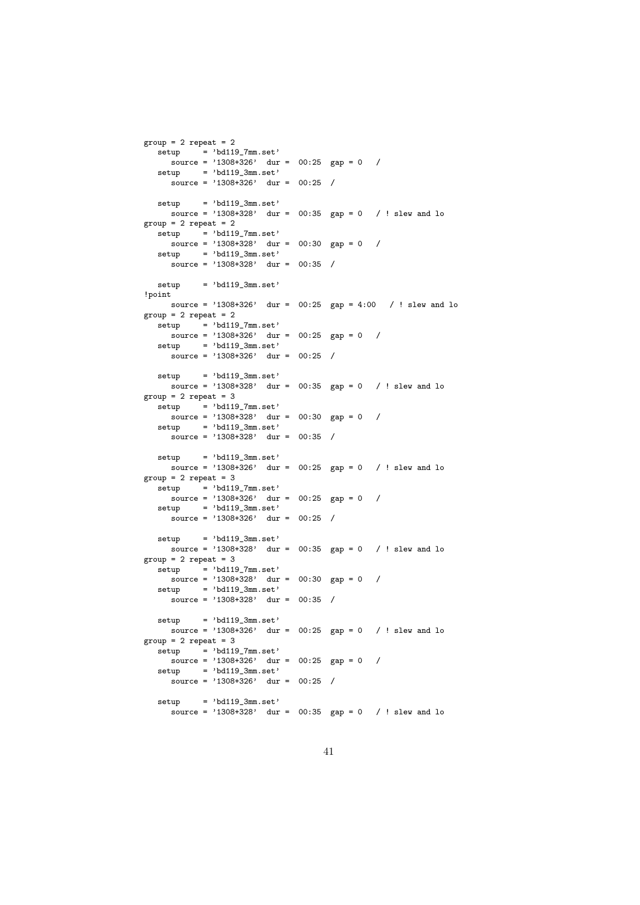```
group = 2 repeat = 2
   setup     = 'bd119_7mm.set'
      source = '1308+326'  dur =  00:25  gap = 0   /
   setup     = 'bd119_3mm.set'
      source = '1308+326'  dur =  00:25  /

   setup     = 'bd119_3mm.set'
      source = '1308+328'  dur =  00:35  gap = 0   / ! slew and lo
group = 2 repeat = 2
   setup     = 'bd119_7mm.set'
      source = '1308+328'  dur =  00:30  gap = 0   /
   setup     = 'bd119_3mm.set'
      source = '1308+328'  dur =  00:35  /

   setup     = 'bd119_3mm.set'
!point
      source = '1308+326'  dur =  00:25  gap = 4:00   / ! slew and lo
group = 2 repeat = 2
   setup     = 'bd119_7mm.set'
      source = '1308+326'  dur =  00:25  gap = 0   /
   setup     = 'bd119_3mm.set'
      source = '1308+326'  dur =  00:25  /

   setup     = 'bd119_3mm.set'
      source = '1308+328'  dur =  00:35  gap = 0   / ! slew and lo
group = 2 repeat = 3
   setup     = 'bd119_7mm.set'
      source = '1308+328'  dur =  00:30  gap = 0   /
   setup     = 'bd119_3mm.set'
      source = '1308+328'  dur =  00:35  /

   setup     = 'bd119_3mm.set'
      source = '1308+326'  dur =  00:25  gap = 0   / ! slew and lo
group = 2 repeat = 3
   setup     = 'bd119_7mm.set'
      source = '1308+326'  dur =  00:25  gap = 0   /
   setup     = 'bd119_3mm.set'
      source = '1308+326'  dur =  00:25  /

   setup     = 'bd119_3mm.set'
      source = '1308+328'  dur =  00:35  gap = 0   / ! slew and lo
group = 2 repeat = 3
   setup     = 'bd119_7mm.set'
      source = '1308+328'  dur =  00:30  gap = 0   /
   setup     = 'bd119_3mm.set'
      source = '1308+328'  dur =  00:35  /

   setup     = 'bd119_3mm.set'
      source = '1308+326'  dur =  00:25  gap = 0   / ! slew and lo
group = 2 repeat = 3
   setup     = 'bd119_7mm.set'
      source = '1308+326'  dur =  00:25  gap = 0   /
   setup     = 'bd119_3mm.set'
      source = '1308+326'  dur =  00:25  /

   setup     = 'bd119_3mm.set'
      source = '1308+328'  dur =  00:35  gap = 0   / ! slew and lo
```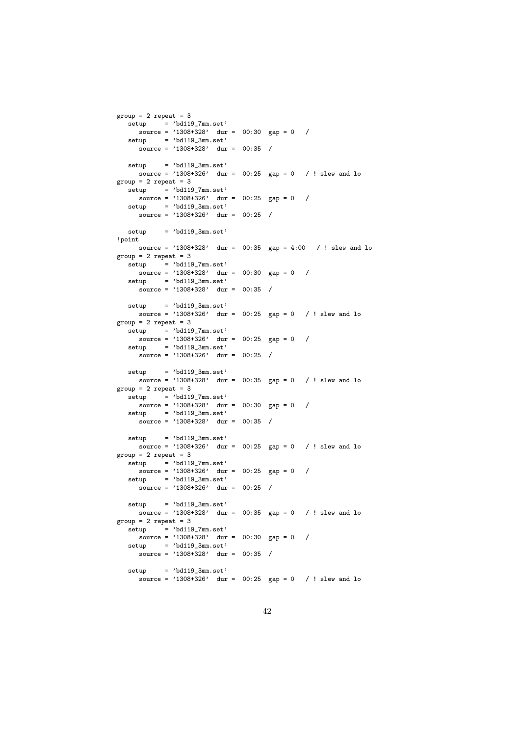```
group = 2 repeat = 3
   setup     = 'bd119_7mm.set'
      source = '1308+328'  dur =  00:30  gap = 0   /
   setup     = 'bd119_3mm.set'
      source = '1308+328'  dur =  00:35  /

   setup     = 'bd119_3mm.set'
      source = '1308+326'  dur =  00:25  gap = 0   / ! slew and lo
group = 2 repeat = 3
   setup     = 'bd119_7mm.set'
      source = '1308+326'  dur =  00:25  gap = 0   /
   setup     = 'bd119_3mm.set'
      source = '1308+326'  dur =  00:25  /

   setup     = 'bd119_3mm.set'
!point
      source = '1308+328'  dur =  00:35  gap = 4:00   / ! slew and lo
group = 2 repeat = 3
   setup     = 'bd119_7mm.set'
      source = '1308+328'  dur =  00:30  gap = 0   /
   setup     = 'bd119_3mm.set'
      source = '1308+328'  dur =  00:35  /

   setup     = 'bd119_3mm.set'
      source = '1308+326'  dur =  00:25  gap = 0   / ! slew and lo
group = 2 repeat = 3
   setup     = 'bd119_7mm.set'
      source = '1308+326'  dur =  00:25  gap = 0   /
   setup     = 'bd119_3mm.set'
      source = '1308+326'  dur =  00:25  /

   setup     = 'bd119_3mm.set'
      source = '1308+328'  dur =  00:35  gap = 0   / ! slew and lo
group = 2 repeat = 3
   setup     = 'bd119_7mm.set'
      source = '1308+328'  dur =  00:30  gap = 0   /
   setup     = 'bd119_3mm.set'
      source = '1308+328'  dur =  00:35  /

   setup     = 'bd119_3mm.set'
      source = '1308+326'  dur =  00:25  gap = 0   / ! slew and lo
group = 2 repeat = 3
   setup     = 'bd119_7mm.set'
      source = '1308+326'  dur =  00:25  gap = 0   /
   setup     = 'bd119_3mm.set'
      source = '1308+326'  dur =  00:25  /

   setup     = 'bd119_3mm.set'
      source = '1308+328'  dur =  00:35  gap = 0   / ! slew and lo
group = 2 repeat = 3
   setup     = 'bd119_7mm.set'
      source = '1308+328'  dur =  00:30  gap = 0   /
   setup     = 'bd119_3mm.set'
      source = '1308+328'  dur =  00:35  /

   setup     = 'bd119_3mm.set'
      source = '1308+326'  dur =  00:25  gap = 0   / ! slew and lo
```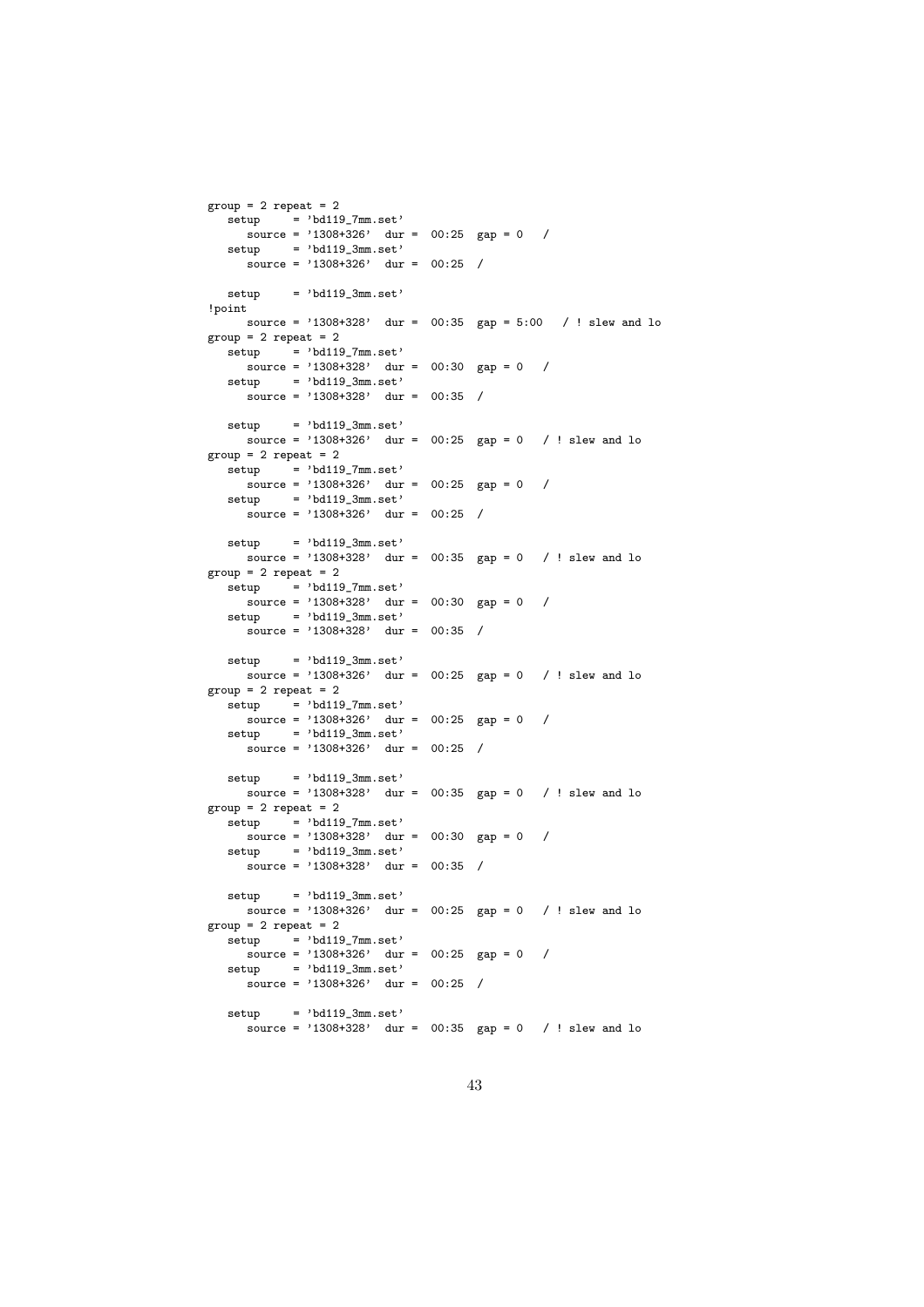```
group = 2 repeat = 2
   setup     = 'bd119_7mm.set'
      source = '1308+326'  dur =  00:25  gap = 0   /
   setup     = 'bd119_3mm.set'
      source = '1308+326'  dur =  00:25  /

   setup     = 'bd119_3mm.set'
!point
      source = '1308+328'  dur =  00:35  gap = 5:00   / ! slew and lo
group = 2 repeat = 2
   setup     = 'bd119_7mm.set'
      source = '1308+328'  dur =  00:30  gap = 0   /
   setup     = 'bd119_3mm.set'
      source = '1308+328'  dur =  00:35  /

   setup     = 'bd119_3mm.set'
      source = '1308+326'  dur =  00:25  gap = 0   / ! slew and lo
group = 2 repeat = 2
   setup     = 'bd119_7mm.set'
      source = '1308+326'  dur =  00:25  gap = 0   /
   setup     = 'bd119_3mm.set'
      source = '1308+326'  dur =  00:25  /

   setup     = 'bd119_3mm.set'
      source = '1308+328'  dur =  00:35  gap = 0   / ! slew and lo
group = 2 repeat = 2
   setup     = 'bd119_7mm.set'
      source = '1308+328'  dur =  00:30  gap = 0   /
   setup     = 'bd119_3mm.set'
      source = '1308+328'  dur =  00:35  /

   setup     = 'bd119_3mm.set'
      source = '1308+326'  dur =  00:25  gap = 0   / ! slew and lo
group = 2 repeat = 2
   setup     = 'bd119_7mm.set'
      source = '1308+326'  dur =  00:25  gap = 0   /
   setup     = 'bd119_3mm.set'
      source = '1308+326'  dur =  00:25  /

   setup     = 'bd119_3mm.set'
      source = '1308+328'  dur =  00:35  gap = 0   / ! slew and lo
group = 2 repeat = 2
   setup     = 'bd119_7mm.set'
      source = '1308+328'  dur =  00:30  gap = 0   /
   setup     = 'bd119_3mm.set'
      source = '1308+328'  dur =  00:35  /

   setup     = 'bd119_3mm.set'
      source = '1308+326'  dur =  00:25  gap = 0   / ! slew and lo
group = 2 repeat = 2
   setup     = 'bd119_7mm.set'
      source = '1308+326'  dur =  00:25  gap = 0   /
   setup     = 'bd119_3mm.set'
      source = '1308+326'  dur =  00:25  /

   setup     = 'bd119_3mm.set'
      source = '1308+328'  dur =  00:35  gap = 0   / ! slew and lo
```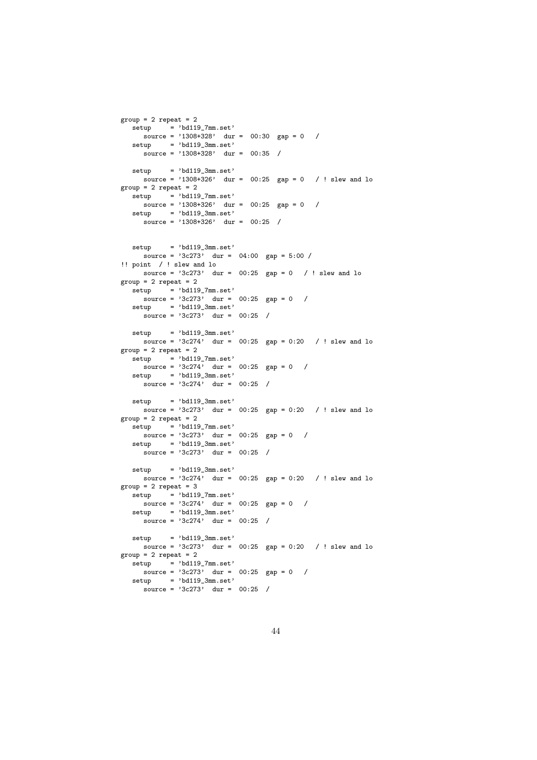```
group = 2 repeat = 2
   setup     = 'bd119_7mm.set'
      source = '1308+328'  dur =  00:30  gap = 0   /
   setup     = 'bd119_3mm.set'
      source = '1308+328'  dur =  00:35  /

   setup     = 'bd119_3mm.set'
      source = '1308+326'  dur =  00:25  gap = 0   / ! slew and lo
group = 2 repeat = 2
   setup     = 'bd119_7mm.set'
      source = '1308+326'  dur =  00:25  gap = 0   /
   setup     = 'bd119_3mm.set'
      source = '1308+326'  dur =  00:25  /


   setup     = 'bd119_3mm.set'
      source = '3c273'  dur =  04:00  gap = 5:00 /
!! point  / ! slew and lo
      source = '3c273'  dur =  00:25  gap = 0   / ! slew and lo
group = 2 repeat = 2
   setup     = 'bd119_7mm.set'
      source = '3c273'  dur =  00:25  gap = 0   /
   setup     = 'bd119_3mm.set'
      source = '3c273'  dur =  00:25  /

   setup     = 'bd119_3mm.set'
      source = '3c274'  dur =  00:25  gap = 0:20   / ! slew and lo
group = 2 repeat = 2
   setup     = 'bd119_7mm.set'
      source = '3c274'  dur =  00:25  gap = 0   /
   setup     = 'bd119_3mm.set'
      source = '3c274'  dur =  00:25  /

   setup     = 'bd119_3mm.set'
      source = '3c273'  dur =  00:25  gap = 0:20   / ! slew and lo
group = 2 repeat = 2
   setup     = 'bd119_7mm.set'
      source = '3c273'  dur =  00:25  gap = 0   /
   setup     = 'bd119_3mm.set'
      source = '3c273'  dur =  00:25  /

   setup     = 'bd119_3mm.set'
      source = '3c274'  dur =  00:25  gap = 0:20   / ! slew and lo
group = 2 repeat = 3
   setup     = 'bd119_7mm.set'
      source = '3c274'  dur =  00:25  gap = 0   /
   setup     = 'bd119_3mm.set'
      source = '3c274'  dur =  00:25  /

   setup     = 'bd119_3mm.set'
      source = '3c273'  dur =  00:25  gap = 0:20   / ! slew and lo
group = 2 repeat = 2
   setup     = 'bd119_7mm.set'
      source = '3c273'  dur =  00:25  gap = 0   /
   setup     = 'bd119_3mm.set'
      source = '3c273'  dur =  00:25  /
```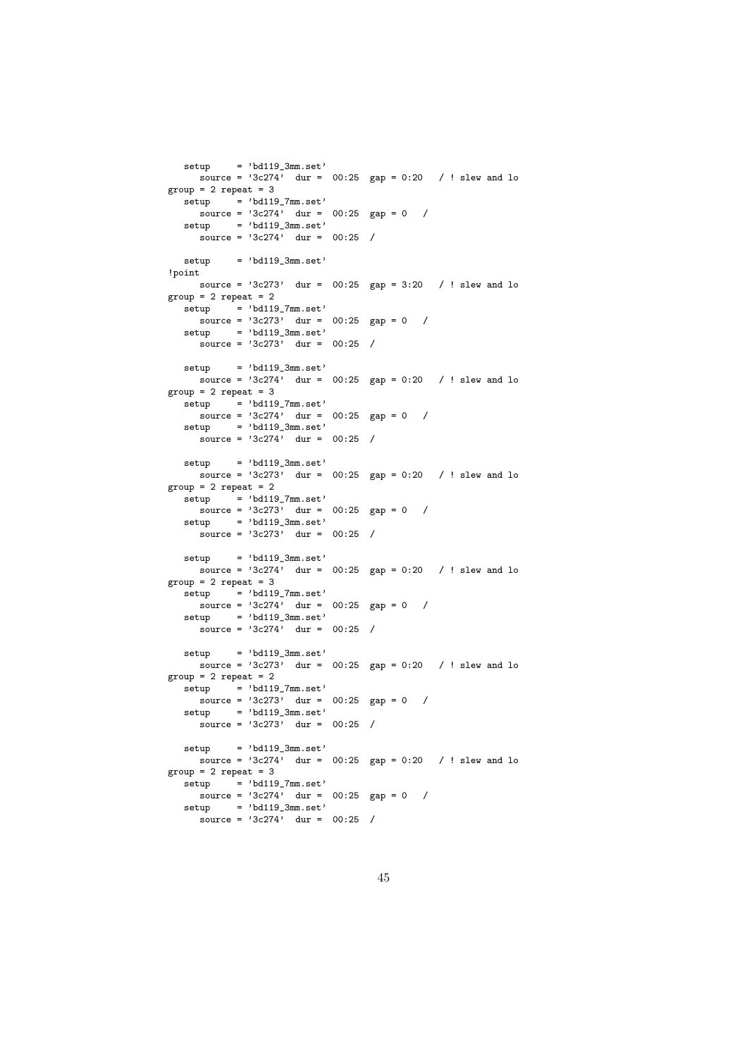```
   setup     = 'bd119_3mm.set'
      source = '3c274'  dur =  00:25  gap = 0:20   / ! slew and lo
group = 2 repeat = 3
   setup     = 'bd119_7mm.set'
      source = '3c274'  dur =  00:25  gap = 0   /
   setup     = 'bd119_3mm.set'
      source = '3c274'  dur =  00:25  /

   setup     = 'bd119_3mm.set'
!point
      source = '3c273'  dur =  00:25  gap = 3:20   / ! slew and lo
group = 2 repeat = 2
   setup     = 'bd119_7mm.set'
      source = '3c273'  dur =  00:25  gap = 0   /
   setup     = 'bd119_3mm.set'
      source = '3c273'  dur =  00:25  /

   setup     = 'bd119_3mm.set'
      source = '3c274'  dur =  00:25  gap = 0:20   / ! slew and lo
group = 2 repeat = 3
   setup     = 'bd119_7mm.set'
      source = '3c274'  dur =  00:25  gap = 0   /
   setup     = 'bd119_3mm.set'
      source = '3c274'  dur =  00:25  /

   setup     = 'bd119_3mm.set'
      source = '3c273'  dur =  00:25  gap = 0:20   / ! slew and lo
group = 2 repeat = 2
   setup     = 'bd119_7mm.set'
      source = '3c273'  dur =  00:25  gap = 0   /
   setup     = 'bd119_3mm.set'
      source = '3c273'  dur =  00:25  /

   setup     = 'bd119_3mm.set'
      source = '3c274'  dur =  00:25  gap = 0:20   / ! slew and lo
group = 2 repeat = 3
   setup     = 'bd119_7mm.set'
      source = '3c274'  dur =  00:25  gap = 0   /
   setup     = 'bd119_3mm.set'
      source = '3c274'  dur =  00:25  /

   setup     = 'bd119_3mm.set'
      source = '3c273'  dur =  00:25  gap = 0:20   / ! slew and lo
group = 2 repeat = 2
   setup     = 'bd119_7mm.set'
      source = '3c273'  dur =  00:25  gap = 0   /
   setup     = 'bd119_3mm.set'
      source = '3c273'  dur =  00:25  /

   setup     = 'bd119_3mm.set'
      source = '3c274'  dur =  00:25  gap = 0:20   / ! slew and lo
group = 2 repeat = 3
   setup     = 'bd119_7mm.set'
      source = '3c274'  dur =  00:25  gap = 0   /
   setup     = 'bd119_3mm.set'
      source = '3c274'  dur =  00:25  /
```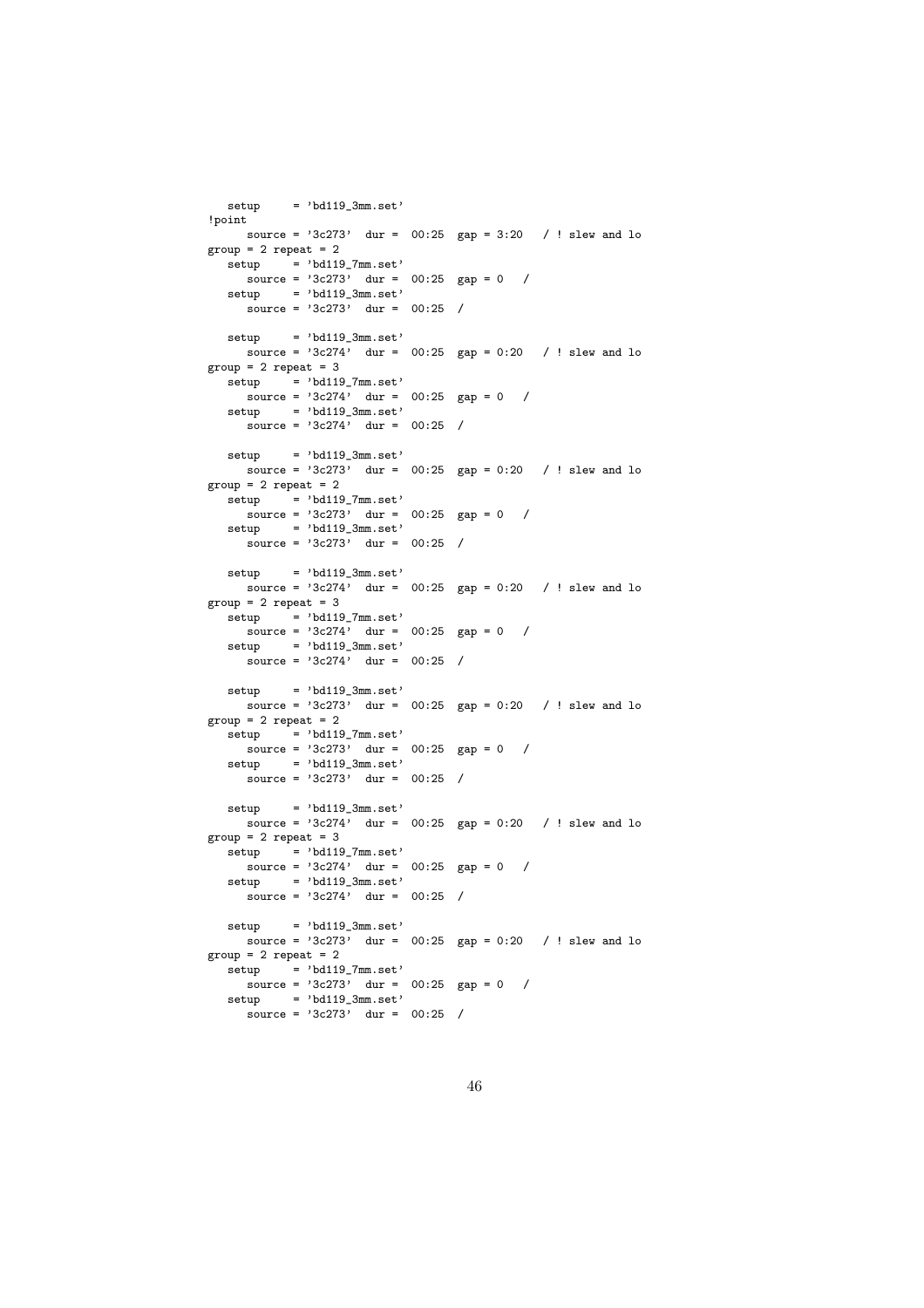```
   setup     = 'bd119_3mm.set'
!point
      source = '3c273'  dur =  00:25  gap = 3:20   / ! slew and lo
group = 2 repeat = 2
   setup     = 'bd119_7mm.set'
      source = '3c273'  dur =  00:25  gap = 0   /
   setup     = 'bd119_3mm.set'
      source = '3c273'  dur =  00:25  /

   setup     = 'bd119_3mm.set'
      source = '3c274'  dur =  00:25  gap = 0:20   / ! slew and lo
group = 2 repeat = 3
   setup     = 'bd119_7mm.set'
      source = '3c274'  dur =  00:25  gap = 0   /
   setup     = 'bd119_3mm.set'
      source = '3c274'  dur =  00:25  /

   setup     = 'bd119_3mm.set'
      source = '3c273'  dur =  00:25  gap = 0:20   / ! slew and lo
group = 2 repeat = 2
   setup     = 'bd119_7mm.set'
      source = '3c273'  dur =  00:25  gap = 0   /
   setup     = 'bd119_3mm.set'
      source = '3c273'  dur =  00:25  /

   setup     = 'bd119_3mm.set'
      source = '3c274'  dur =  00:25  gap = 0:20   / ! slew and lo
group = 2 repeat = 3
   setup     = 'bd119_7mm.set'
      source = '3c274'  dur =  00:25  gap = 0   /
   setup     = 'bd119_3mm.set'
      source = '3c274'  dur =  00:25  /

   setup     = 'bd119_3mm.set'
      source = '3c273'  dur =  00:25  gap = 0:20   / ! slew and lo
group = 2 repeat = 2
   setup     = 'bd119_7mm.set'
      source = '3c273'  dur =  00:25  gap = 0   /
   setup     = 'bd119_3mm.set'
      source = '3c273'  dur =  00:25  /

   setup     = 'bd119_3mm.set'
      source = '3c274'  dur =  00:25  gap = 0:20   / ! slew and lo
group = 2 repeat = 3
   setup     = 'bd119_7mm.set'
      source = '3c274'  dur =  00:25  gap = 0   /
   setup     = 'bd119_3mm.set'
      source = '3c274'  dur =  00:25  /

   setup     = 'bd119_3mm.set'
      source = '3c273'  dur =  00:25  gap = 0:20   / ! slew and lo
group = 2 repeat = 2
   setup     = 'bd119_7mm.set'
      source = '3c273'  dur =  00:25  gap = 0   /
   setup     = 'bd119_3mm.set'
      source = '3c273'  dur =  00:25  /
```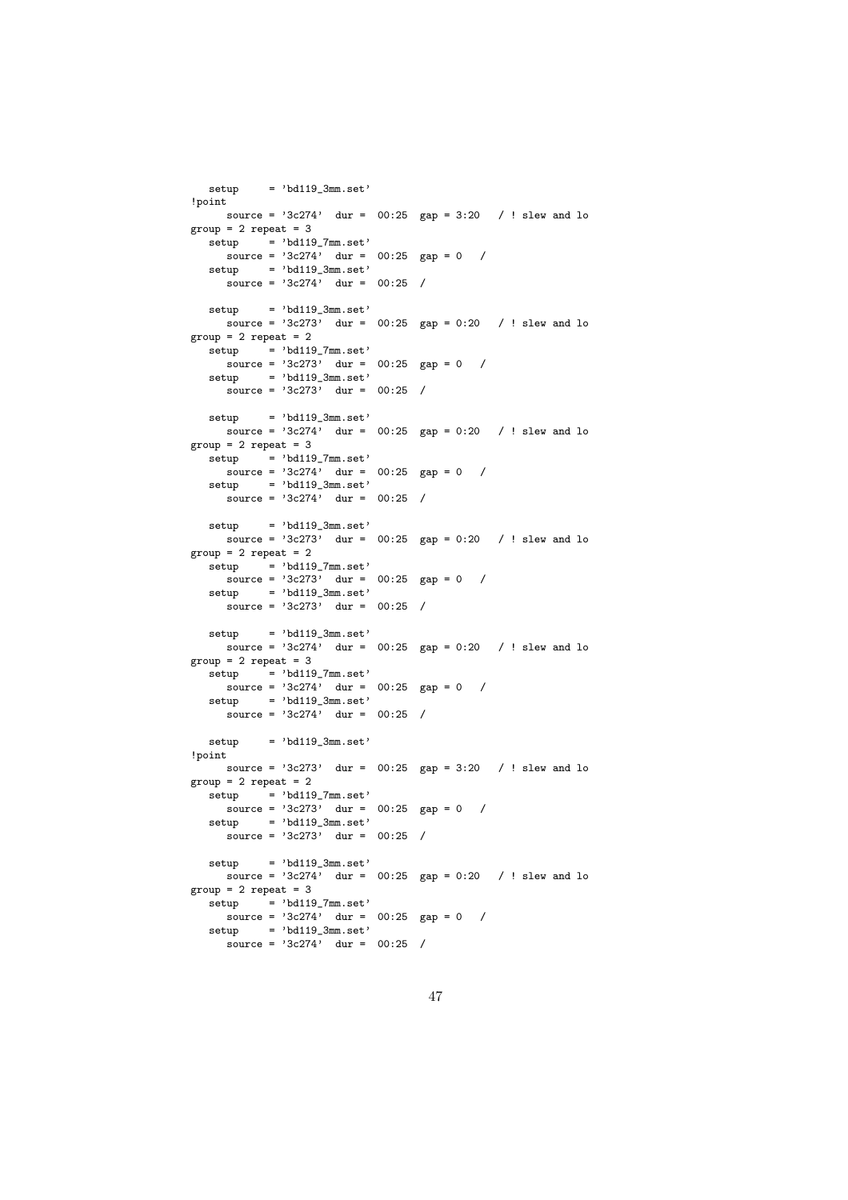```
   setup     = 'bd119_3mm.set'
!point
      source = '3c274'  dur =  00:25  gap = 3:20   / ! slew and lo
group = 2 repeat = 3
   setup     = 'bd119_7mm.set'
      source = '3c274'  dur =  00:25  gap = 0   /
   setup     = 'bd119_3mm.set'
      source = '3c274'  dur =  00:25  /

   setup     = 'bd119_3mm.set'
      source = '3c273'  dur =  00:25  gap = 0:20   / ! slew and lo
group = 2 repeat = 2
   setup     = 'bd119_7mm.set'
      source = '3c273'  dur =  00:25  gap = 0   /
   setup     = 'bd119_3mm.set'
      source = '3c273'  dur =  00:25  /

   setup     = 'bd119_3mm.set'
      source = '3c274'  dur =  00:25  gap = 0:20   / ! slew and lo
group = 2 repeat = 3
   setup     = 'bd119_7mm.set'
      source = '3c274'  dur =  00:25  gap = 0   /
   setup     = 'bd119_3mm.set'
      source = '3c274'  dur =  00:25  /

   setup     = 'bd119_3mm.set'
      source = '3c273'  dur =  00:25  gap = 0:20   / ! slew and lo
group = 2 repeat = 2
   setup     = 'bd119_7mm.set'
      source = '3c273'  dur =  00:25  gap = 0   /
   setup     = 'bd119_3mm.set'
      source = '3c273'  dur =  00:25  /

   setup     = 'bd119_3mm.set'
      source = '3c274'  dur =  00:25  gap = 0:20   / ! slew and lo
group = 2 repeat = 3
   setup     = 'bd119_7mm.set'
      source = '3c274'  dur =  00:25  gap = 0   /
   setup     = 'bd119_3mm.set'
      source = '3c274'  dur =  00:25  /

   setup     = 'bd119_3mm.set'
!point
      source = '3c273'  dur =  00:25  gap = 3:20   / ! slew and lo
group = 2 repeat = 2
   setup     = 'bd119_7mm.set'
      source = '3c273'  dur =  00:25  gap = 0   /
   setup     = 'bd119_3mm.set'
      source = '3c273'  dur =  00:25  /

   setup     = 'bd119_3mm.set'
      source = '3c274'  dur =  00:25  gap = 0:20   / ! slew and lo
group = 2 repeat = 3
   setup     = 'bd119_7mm.set'
      source = '3c274'  dur =  00:25  gap = 0   /
   setup     = 'bd119_3mm.set'
      source = '3c274'  dur =  00:25  /
```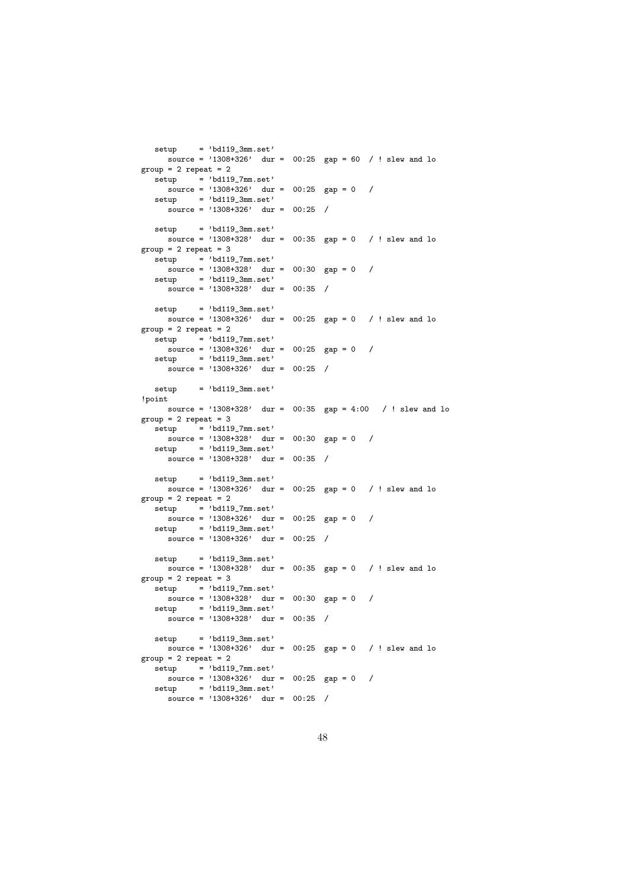```
   setup     = 'bd119_3mm.set'
      source = '1308+326'  dur =  00:25  gap = 60  / ! slew and lo
group = 2 repeat = 2
   setup     = 'bd119_7mm.set'
      source = '1308+326'  dur =  00:25  gap = 0   /
   setup     = 'bd119_3mm.set'
      source = '1308+326'  dur =  00:25  /

   setup     = 'bd119_3mm.set'
      source = '1308+328'  dur =  00:35  gap = 0   / ! slew and lo
group = 2 repeat = 3
   setup     = 'bd119_7mm.set'
      source = '1308+328'  dur =  00:30  gap = 0   /
   setup     = 'bd119_3mm.set'
      source = '1308+328'  dur =  00:35  /

   setup     = 'bd119_3mm.set'
      source = '1308+326'  dur =  00:25  gap = 0   / ! slew and lo
group = 2 repeat = 2
   setup     = 'bd119_7mm.set'
      source = '1308+326'  dur =  00:25  gap = 0   /
   setup     = 'bd119_3mm.set'
      source = '1308+326'  dur =  00:25  /

   setup     = 'bd119_3mm.set'
!point
      source = '1308+328'  dur =  00:35  gap = 4:00   / ! slew and lo
group = 2 repeat = 3
   setup     = 'bd119_7mm.set'
      source = '1308+328'  dur =  00:30  gap = 0   /
   setup     = 'bd119_3mm.set'
      source = '1308+328'  dur =  00:35  /

   setup     = 'bd119_3mm.set'
      source = '1308+326'  dur =  00:25  gap = 0   / ! slew and lo
group = 2 repeat = 2
   setup     = 'bd119_7mm.set'
      source = '1308+326'  dur =  00:25  gap = 0   /
   setup     = 'bd119_3mm.set'
      source = '1308+326'  dur =  00:25  /

   setup     = 'bd119_3mm.set'
      source = '1308+328'  dur =  00:35  gap = 0   / ! slew and lo
group = 2 repeat = 3
   setup     = 'bd119_7mm.set'
      source = '1308+328'  dur =  00:30  gap = 0   /
   setup     = 'bd119_3mm.set'
      source = '1308+328'  dur =  00:35  /

   setup     = 'bd119_3mm.set'
      source = '1308+326'  dur =  00:25  gap = 0   / ! slew and lo
group = 2 repeat = 2
   setup     = 'bd119_7mm.set'
      source = '1308+326'  dur =  00:25  gap = 0   /
   setup     = 'bd119_3mm.set'
      source = '1308+326'  dur =  00:25  /
```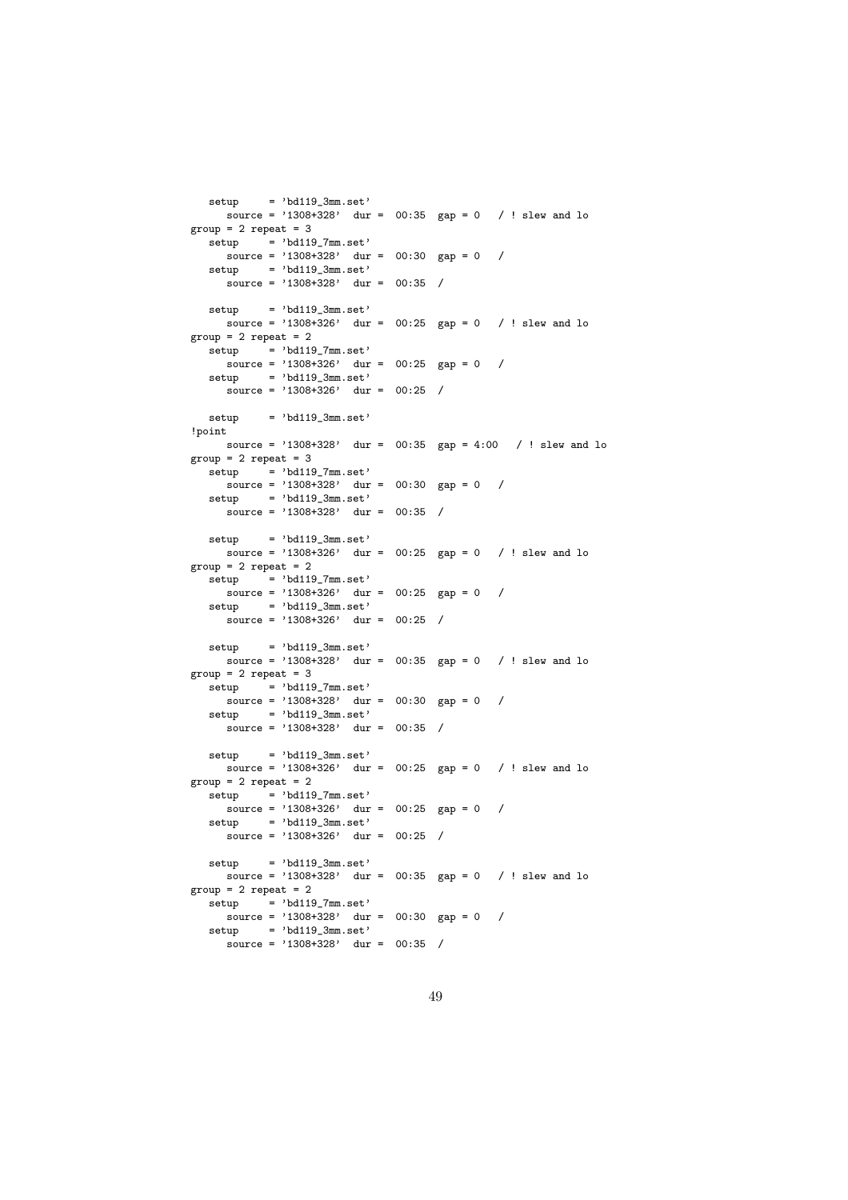```
   setup     = 'bd119_3mm.set'
      source = '1308+328'  dur =  00:35  gap = 0   / ! slew and lo
group = 2 repeat = 3
   setup     = 'bd119_7mm.set'
      source = '1308+328'  dur =  00:30  gap = 0   /
   setup     = 'bd119_3mm.set'
      source = '1308+328'  dur =  00:35  /

   setup     = 'bd119_3mm.set'
      source = '1308+326'  dur =  00:25  gap = 0   / ! slew and lo
group = 2 repeat = 2
   setup     = 'bd119_7mm.set'
      source = '1308+326'  dur =  00:25  gap = 0   /
   setup     = 'bd119_3mm.set'
      source = '1308+326'  dur =  00:25  /

   setup     = 'bd119_3mm.set'
!point
      source = '1308+328'  dur =  00:35  gap = 4:00   / ! slew and lo
group = 2 repeat = 3
   setup     = 'bd119_7mm.set'
      source = '1308+328'  dur =  00:30  gap = 0   /
   setup     = 'bd119_3mm.set'
      source = '1308+328'  dur =  00:35  /

   setup     = 'bd119_3mm.set'
      source = '1308+326'  dur =  00:25  gap = 0   / ! slew and lo
group = 2 repeat = 2
   setup     = 'bd119_7mm.set'
      source = '1308+326'  dur =  00:25  gap = 0   /
   setup     = 'bd119_3mm.set'
      source = '1308+326'  dur =  00:25  /

   setup     = 'bd119_3mm.set'
      source = '1308+328'  dur =  00:35  gap = 0   / ! slew and lo
group = 2 repeat = 3
   setup     = 'bd119_7mm.set'
      source = '1308+328'  dur =  00:30  gap = 0   /
   setup     = 'bd119_3mm.set'
      source = '1308+328'  dur =  00:35  /

   setup     = 'bd119_3mm.set'
      source = '1308+326'  dur =  00:25  gap = 0   / ! slew and lo
group = 2 repeat = 2
   setup     = 'bd119_7mm.set'
      source = '1308+326'  dur =  00:25  gap = 0   /
   setup     = 'bd119_3mm.set'
      source = '1308+326'  dur =  00:25  /

   setup     = 'bd119_3mm.set'
      source = '1308+328'  dur =  00:35  gap = 0   / ! slew and lo
group = 2 repeat = 2
   setup     = 'bd119_7mm.set'
      source = '1308+328'  dur =  00:30  gap = 0   /
   setup     = 'bd119_3mm.set'
      source = '1308+328'  dur =  00:35  /
```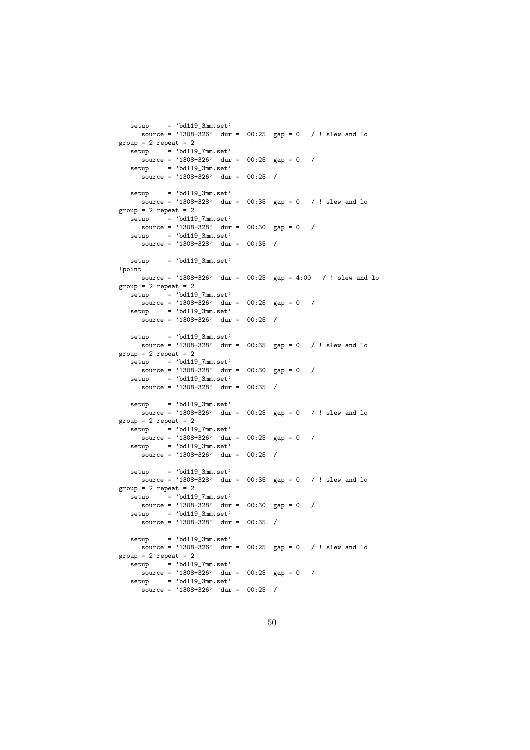```
   setup     = 'bd119_3mm.set'
      source = '1308+326'  dur =  00:25  gap = 0   / ! slew and lo
group = 2 repeat = 2
   setup     = 'bd119_7mm.set'
      source = '1308+326'  dur =  00:25  gap = 0   /
   setup     = 'bd119_3mm.set'
      source = '1308+326'  dur =  00:25  /

   setup     = 'bd119_3mm.set'
      source = '1308+328'  dur =  00:35  gap = 0   / ! slew and lo
group = 2 repeat = 2
   setup     = 'bd119_7mm.set'
      source = '1308+328'  dur =  00:30  gap = 0   /
   setup     = 'bd119_3mm.set'
      source = '1308+328'  dur =  00:35  /

   setup     = 'bd119_3mm.set'
!point
      source = '1308+326'  dur =  00:25  gap = 4:00   / ! slew and lo
group = 2 repeat = 2
   setup     = 'bd119_7mm.set'
      source = '1308+326'  dur =  00:25  gap = 0   /
   setup     = 'bd119_3mm.set'
      source = '1308+326'  dur =  00:25  /

   setup     = 'bd119_3mm.set'
      source = '1308+328'  dur =  00:35  gap = 0   / ! slew and lo
group = 2 repeat = 2
   setup     = 'bd119_7mm.set'
      source = '1308+328'  dur =  00:30  gap = 0   /
   setup     = 'bd119_3mm.set'
      source = '1308+328'  dur =  00:35  /

   setup     = 'bd119_3mm.set'
      source = '1308+326'  dur =  00:25  gap = 0   / ! slew and lo
group = 2 repeat = 2
   setup     = 'bd119_7mm.set'
      source = '1308+326'  dur =  00:25  gap = 0   /
   setup     = 'bd119_3mm.set'
      source = '1308+326'  dur =  00:25  /

   setup     = 'bd119_3mm.set'
      source = '1308+328'  dur =  00:35  gap = 0   / ! slew and lo
group = 2 repeat = 2
   setup     = 'bd119_7mm.set'
      source = '1308+328'  dur =  00:30  gap = 0   /
   setup     = 'bd119_3mm.set'
      source = '1308+328'  dur =  00:35  /

   setup     = 'bd119_3mm.set'
      source = '1308+326'  dur =  00:25  gap = 0   / ! slew and lo
group = 2 repeat = 2
   setup     = 'bd119_7mm.set'
      source = '1308+326'  dur =  00:25  gap = 0   /
   setup     = 'bd119_3mm.set'
      source = '1308+326'  dur =  00:25  /
```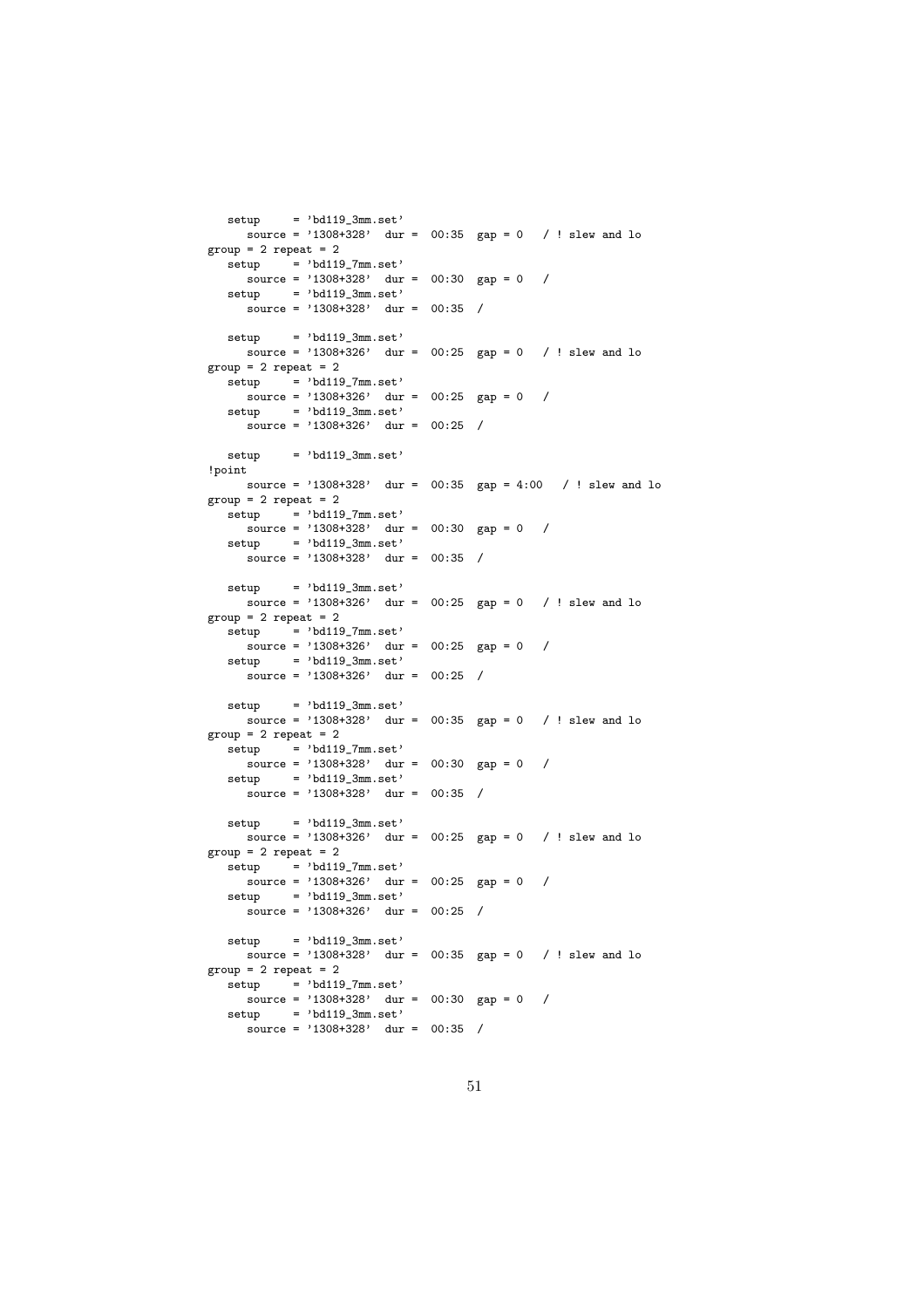```
   setup     = 'bd119_3mm.set'
      source = '1308+328'  dur =  00:35  gap = 0   / ! slew and lo
group = 2 repeat = 2
   setup     = 'bd119_7mm.set'
      source = '1308+328'  dur =  00:30  gap = 0   /
   setup     = 'bd119_3mm.set'
      source = '1308+328'  dur =  00:35  /

   setup     = 'bd119_3mm.set'
      source = '1308+326'  dur =  00:25  gap = 0   / ! slew and lo
group = 2 repeat = 2
   setup     = 'bd119_7mm.set'
      source = '1308+326'  dur =  00:25  gap = 0   /
   setup     = 'bd119_3mm.set'
      source = '1308+326'  dur =  00:25  /

   setup     = 'bd119_3mm.set'
!point
      source = '1308+328'  dur =  00:35  gap = 4:00   / ! slew and lo
group = 2 repeat = 2
   setup     = 'bd119_7mm.set'
      source = '1308+328'  dur =  00:30  gap = 0   /
   setup     = 'bd119_3mm.set'
      source = '1308+328'  dur =  00:35  /

   setup     = 'bd119_3mm.set'
      source = '1308+326'  dur =  00:25  gap = 0   / ! slew and lo
group = 2 repeat = 2
   setup     = 'bd119_7mm.set'
      source = '1308+326'  dur =  00:25  gap = 0   /
   setup     = 'bd119_3mm.set'
      source = '1308+326'  dur =  00:25  /

   setup     = 'bd119_3mm.set'
      source = '1308+328'  dur =  00:35  gap = 0   / ! slew and lo
group = 2 repeat = 2
   setup     = 'bd119_7mm.set'
      source = '1308+328'  dur =  00:30  gap = 0   /
   setup     = 'bd119_3mm.set'
      source = '1308+328'  dur =  00:35  /

   setup     = 'bd119_3mm.set'
      source = '1308+326'  dur =  00:25  gap = 0   / ! slew and lo
group = 2 repeat = 2
   setup     = 'bd119_7mm.set'
      source = '1308+326'  dur =  00:25  gap = 0   /
   setup     = 'bd119_3mm.set'
      source = '1308+326'  dur =  00:25  /

   setup     = 'bd119_3mm.set'
      source = '1308+328'  dur =  00:35  gap = 0   / ! slew and lo
group = 2 repeat = 2
   setup     = 'bd119_7mm.set'
      source = '1308+328'  dur =  00:30  gap = 0   /
   setup     = 'bd119_3mm.set'
      source = '1308+328'  dur =  00:35  /
```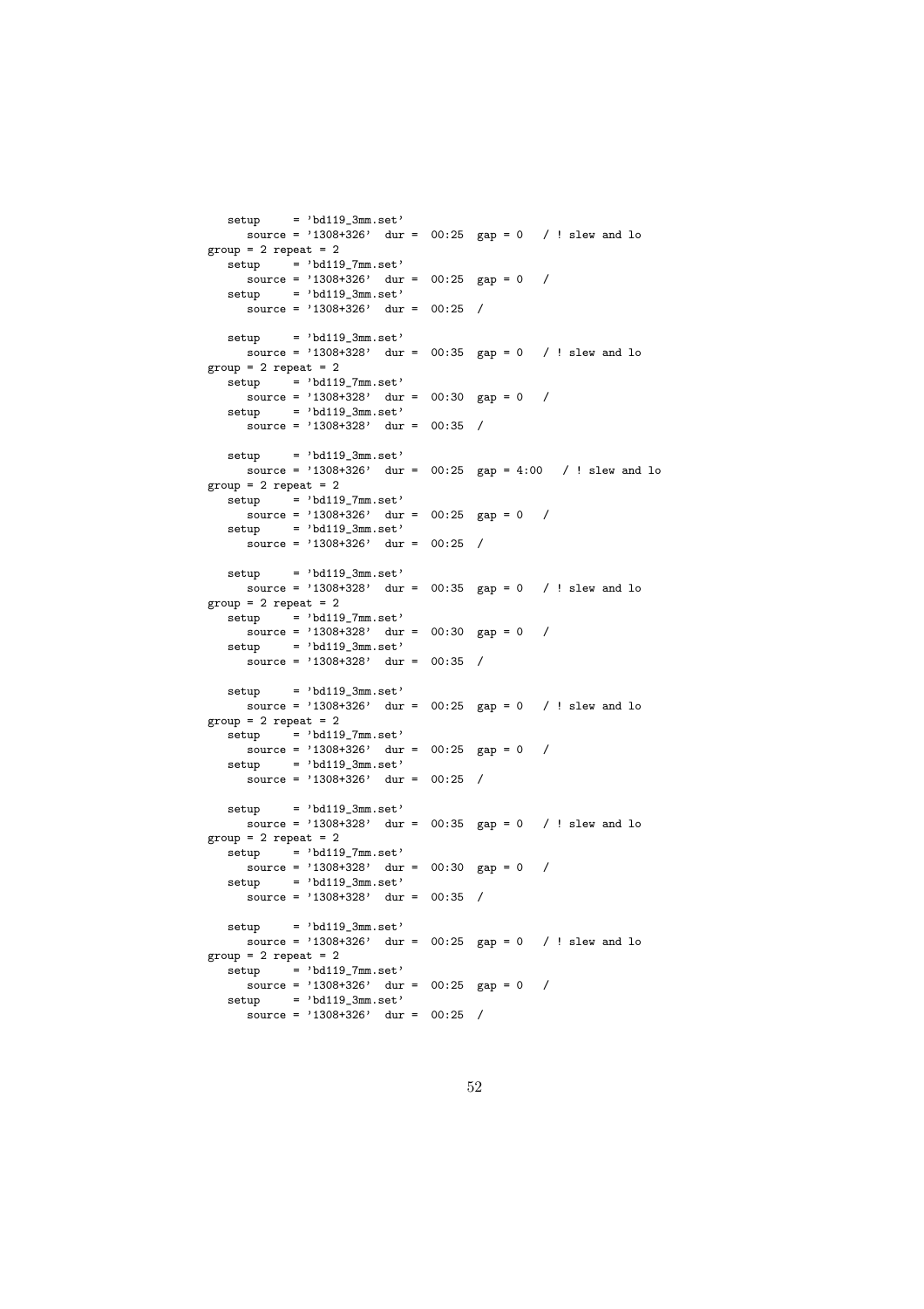```
   setup     = 'bd119_3mm.set'
      source = '1308+326'  dur =  00:25  gap = 0   / ! slew and lo
group = 2 repeat = 2
   setup     = 'bd119_7mm.set'
      source = '1308+326'  dur =  00:25  gap = 0   /
   setup     = 'bd119_3mm.set'
      source = '1308+326'  dur =  00:25  /

   setup     = 'bd119_3mm.set'
      source = '1308+328'  dur =  00:35  gap = 0   / ! slew and lo
group = 2 repeat = 2
   setup     = 'bd119_7mm.set'
      source = '1308+328'  dur =  00:30  gap = 0   /
   setup     = 'bd119_3mm.set'
      source = '1308+328'  dur =  00:35  /

   setup     = 'bd119_3mm.set'
      source = '1308+326'  dur =  00:25  gap = 4:00   / ! slew and lo
group = 2 repeat = 2
   setup     = 'bd119_7mm.set'
      source = '1308+326'  dur =  00:25  gap = 0   /
   setup     = 'bd119_3mm.set'
      source = '1308+326'  dur =  00:25  /

   setup     = 'bd119_3mm.set'
      source = '1308+328'  dur =  00:35  gap = 0   / ! slew and lo
group = 2 repeat = 2
   setup     = 'bd119_7mm.set'
      source = '1308+328'  dur =  00:30  gap = 0   /
   setup     = 'bd119_3mm.set'
      source = '1308+328'  dur =  00:35  /

   setup     = 'bd119_3mm.set'
      source = '1308+326'  dur =  00:25  gap = 0   / ! slew and lo
group = 2 repeat = 2
   setup     = 'bd119_7mm.set'
      source = '1308+326'  dur =  00:25  gap = 0   /
   setup     = 'bd119_3mm.set'
      source = '1308+326'  dur =  00:25  /

   setup     = 'bd119_3mm.set'
      source = '1308+328'  dur =  00:35  gap = 0   / ! slew and lo
group = 2 repeat = 2
   setup     = 'bd119_7mm.set'
      source = '1308+328'  dur =  00:30  gap = 0   /
   setup     = 'bd119_3mm.set'
      source = '1308+328'  dur =  00:35  /

   setup     = 'bd119_3mm.set'
      source = '1308+326'  dur =  00:25  gap = 0   / ! slew and lo
group = 2 repeat = 2
   setup     = 'bd119_7mm.set'
      source = '1308+326'  dur =  00:25  gap = 0   /
   setup     = 'bd119_3mm.set'
      source = '1308+326'  dur =  00:25  /
```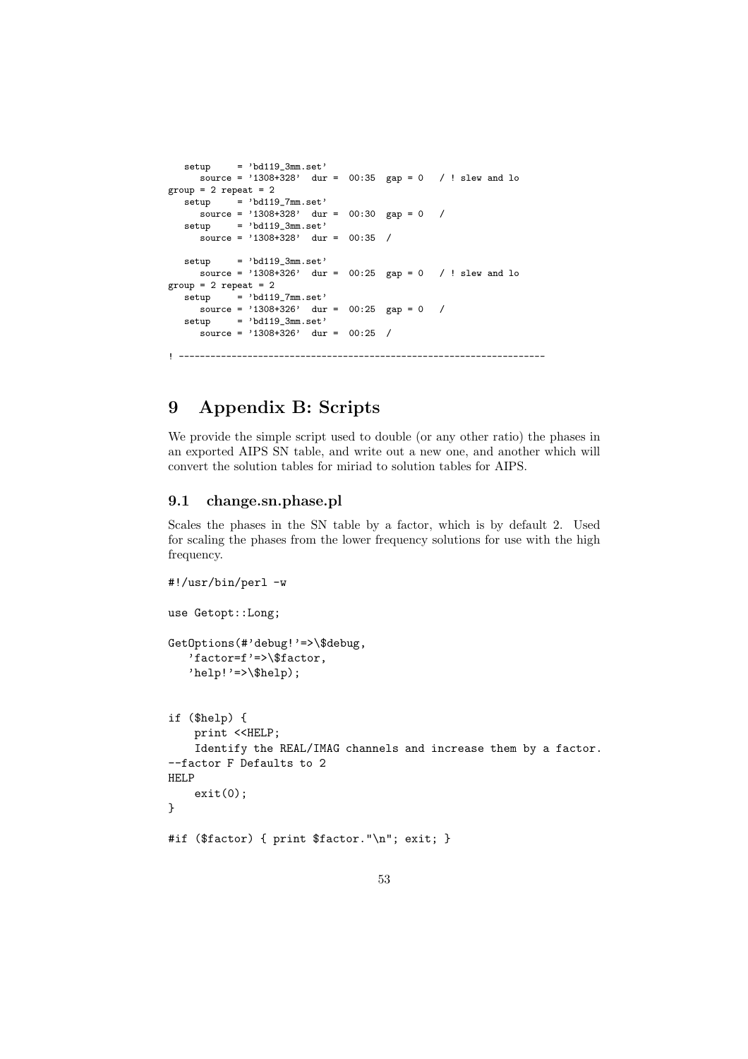```
   setup     = 'bd119_3mm.set'
      source = '1308+328'  dur =  00:35  gap = 0   / ! slew and lo
group = 2 repeat = 2
   setup     = 'bd119_7mm.set'
      source = '1308+328'  dur =  00:30  gap = 0   /
   setup     = 'bd119_3mm.set'
      source = '1308+328'  dur =  00:35  /

   setup     = 'bd119_3mm.set'
      source = '1308+326'  dur =  00:25  gap = 0   / ! slew and lo
group = 2 repeat = 2
   setup     = 'bd119_7mm.set'
      source = '1308+326'  dur =  00:25  gap = 0   /
   setup     = 'bd119_3mm.set'
      source = '1308+326'  dur =  00:25  /

! ---------------------------------------------------------------------
```

# 9 Appendix B: Scripts

We provide the simple script used to double (or any other ratio) the phases in an exported AIPS SN table, and write out a new one, and another which will convert the solution tables for miriad to solution tables for AIPS.

## 9.1 change.sn.phase.pl

Scales the phases in the SN table by a factor, which is by default 2. Used for scaling the phases from the lower frequency solutions for use with the high frequency.

```
#!/usr/bin/perl -w

use Getopt::Long;

GetOptions(#'debug!'=>\$debug,
   'factor=f'=>\$factor,
   'help!'=>\$help);


if ($help) {
    print <<HELP;
    Identify the REAL/IMAG channels and increase them by a factor.
--factor F Defaults to 2
HELP
    exit(0);
}

#if ($factor) { print $factor."\n"; exit; }
```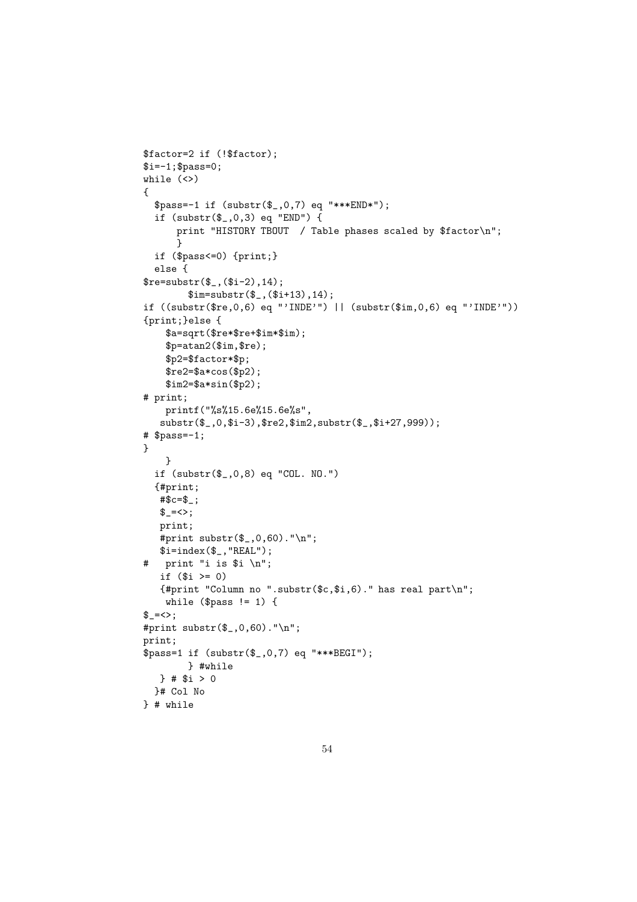```
$factor=2 if (!$factor);
$i=-1;$pass=0;
while (<>)
{
  $pass=-1 if (substr($_,0,7) eq "***END*");
  if (substr($_,0,3) eq "END") {
      print "HISTORY TBOUT  / Table phases scaled by $factor\n";
      }
  if ($pass<=0) {print;}
  else {
$re=substr($_,($i-2),14);
       $im=substr($_,($i+13),14);
if ((substr($re,0,6) eq "'INDE'") || (substr($im,0,6) eq "'INDE'"))
{print;}else {
    $a=sqrt($re*$re+$im*$im);
    $p=atan2($im,$re);
    $p2=$factor*$p;
    $re2=$a*cos($p2);
    $im2=$a*sin($p2);
# print;
    printf("%s%15.6e%15.6e%s",
   substr($_,0,$i-3),$re2,$im2,substr($_,$i+27,999));
# $pass=-1;
}
    }
  if (substr($_,0,8) eq "COL. NO.")
  {#print;
   #$c=$_;
   $_=<>;
   print;
   #print substr($_,0,60)."\n";
   $i=index($_,"REAL");
#   print "i is $i \n";
   if ($i >= 0)
   {#print "Column no ".substr($c,$i,6)." has real part\n";
    while ($pass != 1) {
$_=<>;
#print substr($_,0,60)."\n";
print;
$pass=1 if (substr($_,0,7) eq "***BEGI");
        } #while
   } # $i > 0
  }# Col No
} # while
```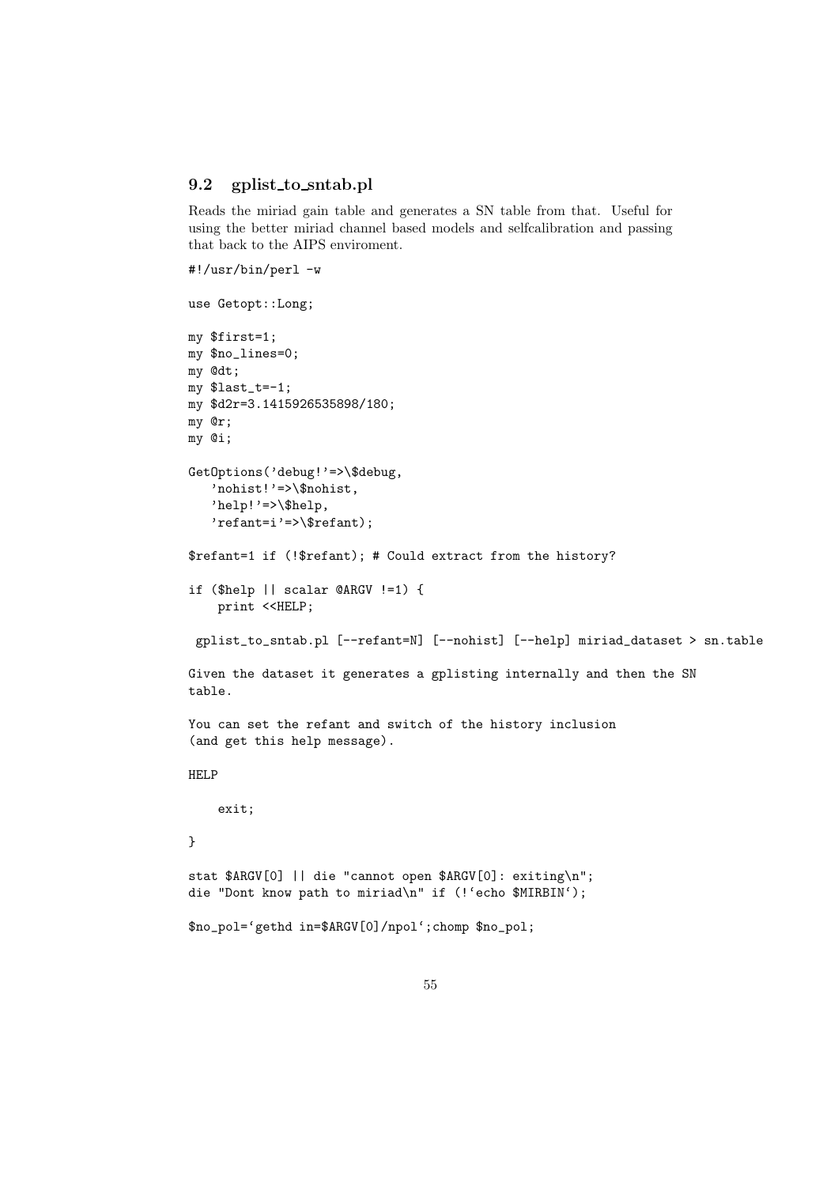## 9.2 gplist_to_sntab.pl

Reads the miriad gain table and generates a SN table from that. Useful for using the better miriad channel based models and selfcalibration and passing that back to the AIPS enviroment.

```
#!/usr/bin/perl -w

use Getopt::Long;

my $first=1;
my $no_lines=0;
my @dt;
my $last_t=-1;
my $d2r=3.1415926535898/180;
my @r;
my @i;

GetOptions('debug!'=>\$debug,
   'nohist!'=>\$nohist,
   'help!'=>\$help,
   'refant=i'=>\$refant);

$refant=1 if (!$refant); # Could extract from the history?

if ($help || scalar @ARGV !=1) {
    print <<HELP;

 gplist_to_sntab.pl [--refant=N] [--nohist] [--help] miriad_dataset > sn.table

Given the dataset it generates a gplisting internally and then the SN
table.

You can set the refant and switch of the history inclusion
(and get this help message).

HELP

    exit;

}

stat $ARGV[0] || die "cannot open $ARGV[0]: exiting\n";
die "Dont know path to miriad\n" if (!`echo $MIRBIN`);

$no_pol=`gethd in=$ARGV[0]/npol`;chomp $no_pol;
```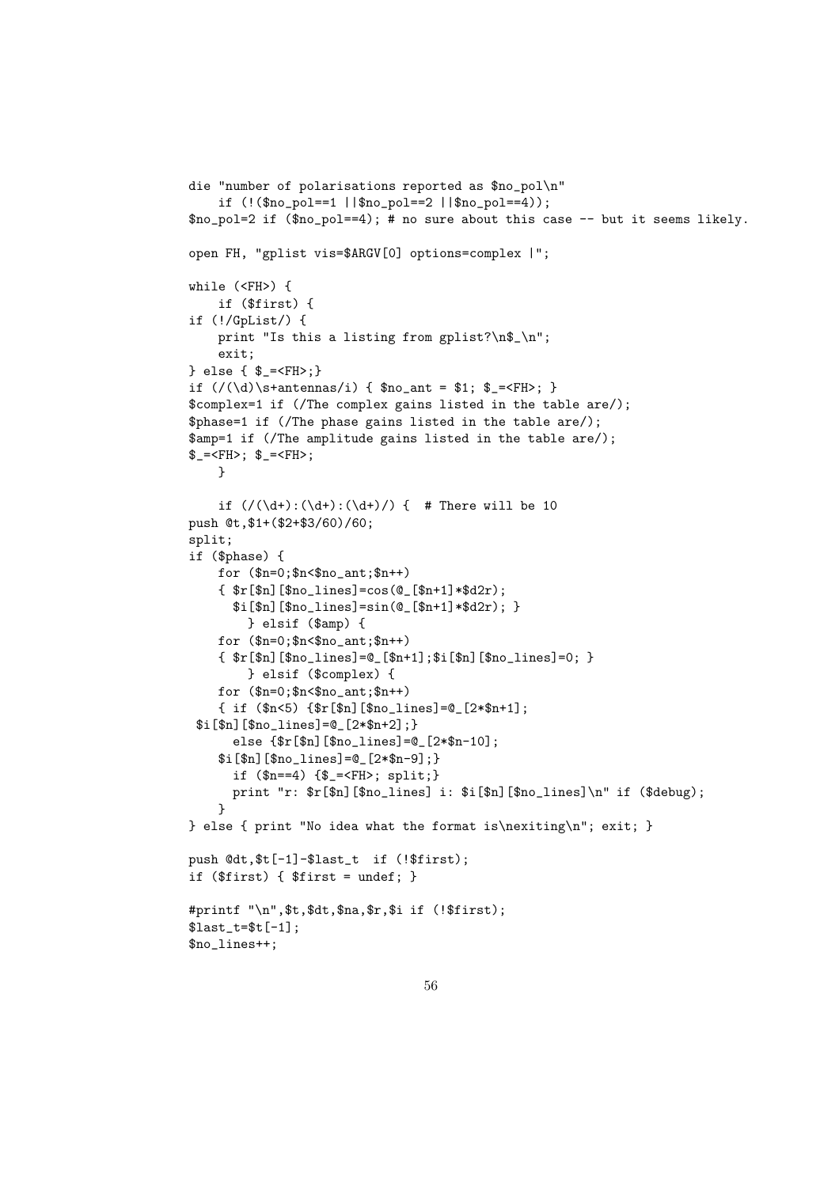```
die "number of polarisations reported as $no_pol\n"
    if (!($no_pol==1 ||$no_pol==2 ||$no_pol==4));
$no_pol=2 if ($no_pol==4); # no sure about this case -- but it seems likely.

open FH, "gplist vis=$ARGV[0] options=complex |";

while (<FH>) {
    if ($first) {
if (!/GpList/) {
    print "Is this a listing from gplist?\n$_\n";
    exit;
} else { $_=<FH>;}
if (/(\d)\s+antennas/i) { $no_ant = $1; $_=<FH>; }
$complex=1 if (/The complex gains listed in the table are/);
$phase=1 if (/The phase gains listed in the table are/);
$amp=1 if (/The amplitude gains listed in the table are/);
$_=<FH>; $_=<FH>;
    }

    if (/(\d+):(\d+):(\d+)/) {  # There will be 10
push @t,$1+($2+$3/60)/60;
split;
if ($phase) {
    for ($n=0;$n<$no_ant;$n++)
    { $r[$n][$no_lines]=cos(@_[$n+1]*$d2r);
      $i[$n][$no_lines]=sin(@_[$n+1]*$d2r); }
        } elsif ($amp) {
    for ($n=0;$n<$no_ant;$n++)
    { $r[$n][$no_lines]=@_[$n+1];$i[$n][$no_lines]=0; }
        } elsif ($complex) {
    for ($n=0;$n<$no_ant;$n++)
    { if ($n<5) {$r[$n][$no_lines]=@_[2*$n+1];
 $i[$n][$no_lines]=@_[2*$n+2];}
      else {$r[$n][$no_lines]=@_[2*$n-10];
    $i[$n][$no_lines]=@_[2*$n-9];}
      if ($n==4) {$_=<FH>; split;}
      print "r: $r[$n][$no_lines] i: $i[$n][$no_lines]\n" if ($debug);
    }
} else { print "No idea what the format is\nexiting\n"; exit; }

push @dt,$t[-1]-$last_t  if (!$first);
if ($first) { $first = undef; }

#printf "\n",$t,$dt,$na,$r,$i if (!$first);
$last_t=$t[-1];
$no_lines++;
```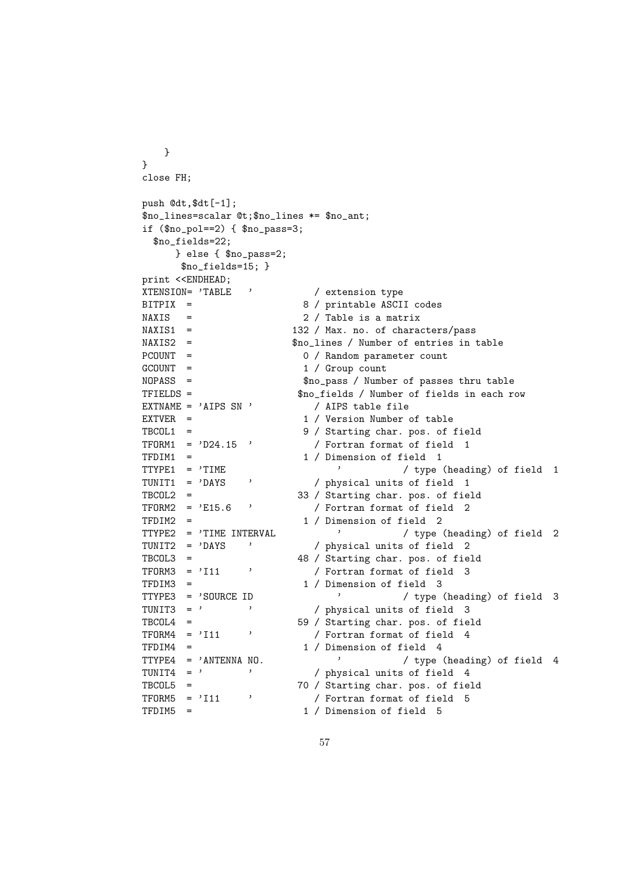```
    }
}
close FH;

push @dt,$dt[-1];
$no_lines=scalar @t;$no_lines *= $no_ant;
if ($no_pol==2) { $no_pass=3;
  $no_fields=22;
      } else { $no_pass=2;
       $no_fields=15; }
print <<ENDHEAD;
XTENSION= 'TABLE   '           / extension type
BITPIX  =                    8 / printable ASCII codes
NAXIS   =                    2 / Table is a matrix
NAXIS1  =                  132 / Max. no. of characters/pass
NAXIS2  =                  $no_lines / Number of entries in table
PCOUNT  =                    0 / Random parameter count
GCOUNT  =                    1 / Group count
NOPASS  =                    $no_pass / Number of passes thru table
TFIELDS =                   $no_fields / Number of fields in each row
EXTNAME = 'AIPS SN '           / AIPS table file
EXTVER  =                    1 / Version Number of table
TBCOL1  =                    9 / Starting char. pos. of field
TFORM1  = 'D24.15  '           / Fortran format of field  1
TFDIM1  =                    1 / Dimension of field  1
TTYPE1  = 'TIME                    '           / type (heading) of field  1
TUNIT1  = 'DAYS    '           / physical units of field  1
TBCOL2  =                   33 / Starting char. pos. of field
TFORM2  = 'E15.6   '           / Fortran format of field  2
TFDIM2  =                    1 / Dimension of field  2
TTYPE2  = 'TIME INTERVAL           '           / type (heading) of field  2
TUNIT2  = 'DAYS    '           / physical units of field  2
TBCOL3  =                   48 / Starting char. pos. of field
TFORM3  = 'I11     '           / Fortran format of field  3
TFDIM3  =                    1 / Dimension of field  3
TTYPE3  = 'SOURCE ID               '           / type (heading) of field  3
TUNIT3  = '        '           / physical units of field  3
TBCOL4  =                   59 / Starting char. pos. of field
TFORM4  = 'I11     '           / Fortran format of field  4
TFDIM4  =                    1 / Dimension of field  4
TTYPE4  = 'ANTENNA NO.             '           / type (heading) of field  4
TUNIT4  = '        '           / physical units of field  4
TBCOL5  =                   70 / Starting char. pos. of field
TFORM5  = 'I11     '           / Fortran format of field  5
TFDIM5  =                    1 / Dimension of field  5
```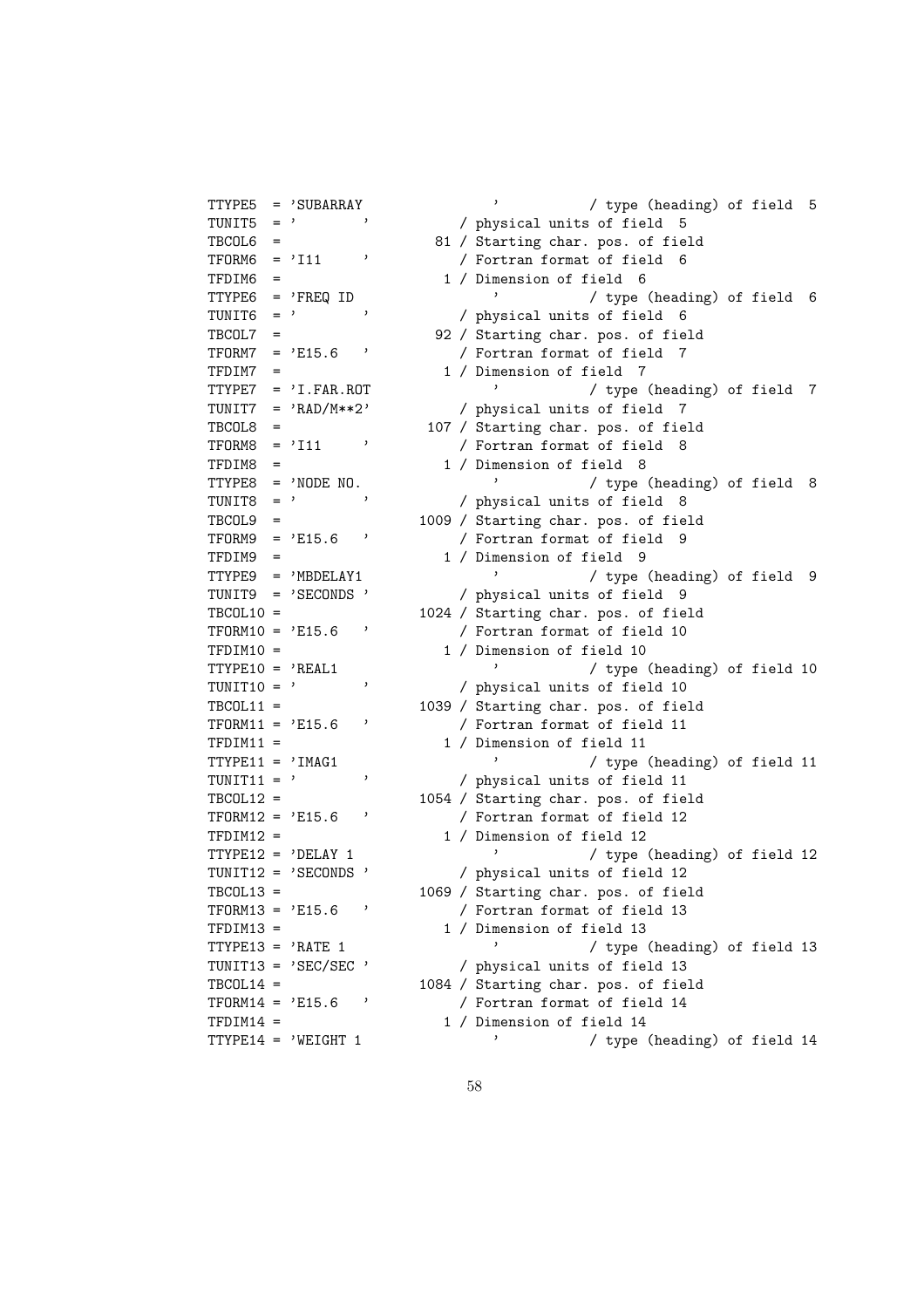```
TTYPE5  = 'SUBARRAY               '           / type (heading) of field  5
TUNIT5  = '        '          / physical units of field  5
TBCOL6  =                   81 / Starting char. pos. of field
TFORM6  = 'I11     '          / Fortran format of field  6
TFDIM6  =                    1 / Dimension of field  6
TTYPE6  = 'FREQ ID                '           / type (heading) of field  6
TUNIT6  = '        '          / physical units of field  6
TBCOL7  =                   92 / Starting char. pos. of field
TFORM7  = 'E15.6   '          / Fortran format of field  7
TFDIM7  =                    1 / Dimension of field  7
TTYPE7  = 'I.FAR.ROT              '           / type (heading) of field  7
TUNIT7  = 'RAD/M**2'          / physical units of field  7
TBCOL8  =                  107 / Starting char. pos. of field
TFORM8  = 'I11     '          / Fortran format of field  8
TFDIM8  =                    1 / Dimension of field  8
TTYPE8  = 'NODE NO.               '           / type (heading) of field  8
TUNIT8  = '        '          / physical units of field  8
TBCOL9  =                 1009 / Starting char. pos. of field
TFORM9  = 'E15.6   '          / Fortran format of field  9
TFDIM9  =                    1 / Dimension of field  9
TTYPE9  = 'MBDELAY1               '           / type (heading) of field  9
TUNIT9  = 'SECONDS '          / physical units of field  9
TBCOL10 =                 1024 / Starting char. pos. of field
TFORM10 = 'E15.6   '          / Fortran format of field 10
TFDIM10 =                    1 / Dimension of field 10
TTYPE10 = 'REAL1                  '           / type (heading) of field 10
TUNIT10 = '        '          / physical units of field 10
TBCOL11 =                 1039 / Starting char. pos. of field
TFORM11 = 'E15.6   '          / Fortran format of field 11
TFDIM11 =                    1 / Dimension of field 11
TTYPE11 = 'IMAG1                  '           / type (heading) of field 11
TUNIT11 = '        '          / physical units of field 11
TBCOL12 =                 1054 / Starting char. pos. of field
TFORM12 = 'E15.6   '          / Fortran format of field 12
TFDIM12 =                    1 / Dimension of field 12
TTYPE12 = 'DELAY 1                '           / type (heading) of field 12
TUNIT12 = 'SECONDS '          / physical units of field 12
TBCOL13 =                 1069 / Starting char. pos. of field
TFORM13 = 'E15.6   '          / Fortran format of field 13
TFDIM13 =                    1 / Dimension of field 13
TTYPE13 = 'RATE 1                 '           / type (heading) of field 13
TUNIT13 = 'SEC/SEC '          / physical units of field 13
TBCOL14 =                 1084 / Starting char. pos. of field
TFORM14 = 'E15.6   '          / Fortran format of field 14
TFDIM14 =                    1 / Dimension of field 14
TTYPE14 = 'WEIGHT 1               '           / type (heading) of field 14
```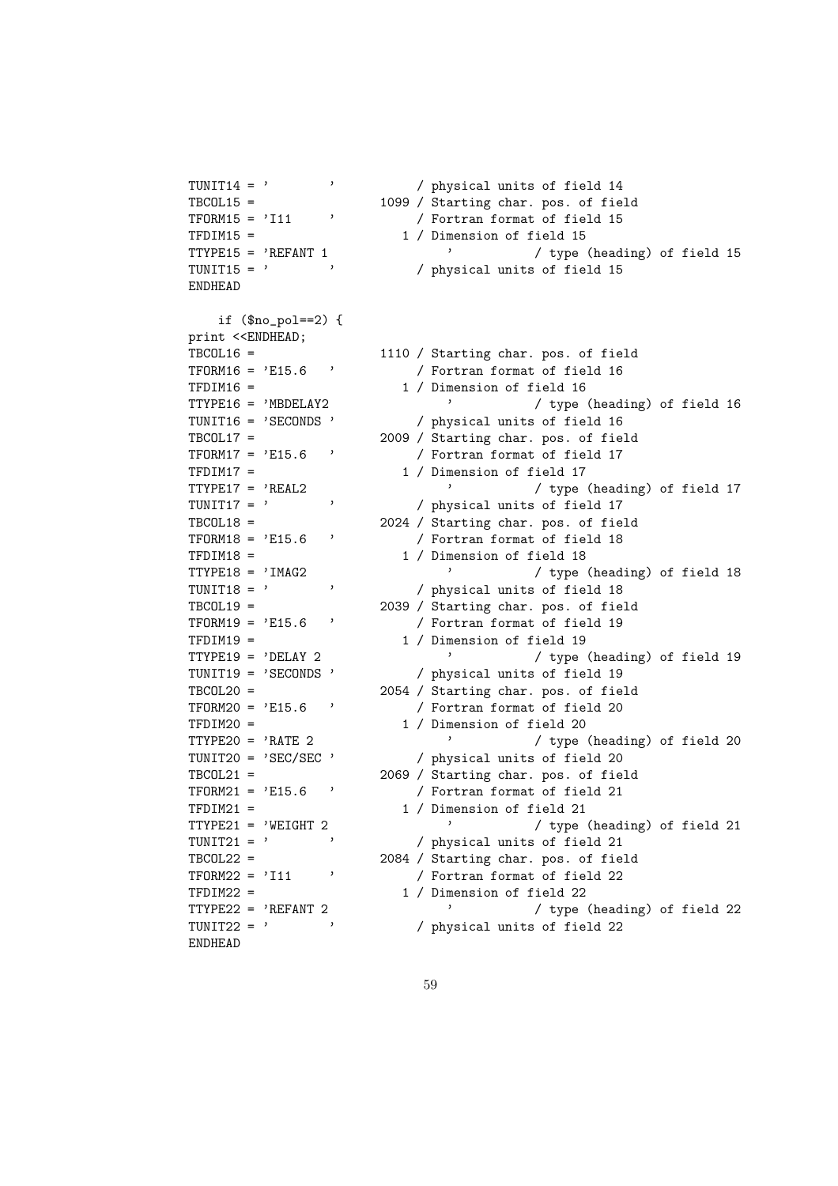```
TUNIT14 = '        '           / physical units of field 14
TBCOL15 =                 1099 / Starting char. pos. of field
TFORM15 = 'I11     '           / Fortran format of field 15
TFDIM15 =                    1 / Dimension of field 15
TTYPE15 = 'REFANT 1                ' / type (heading) of field 15
TUNIT15 = '        '           / physical units of field 15
ENDHEAD

   if ($no_pol==2) {
print <<ENDHEAD;
TBCOL16 =                 1110 / Starting char. pos. of field
TFORM16 = 'E15.6   '           / Fortran format of field 16
TFDIM16 =                    1 / Dimension of field 16
TTYPE16 = 'MBDELAY2                ' / type (heading) of field 16
TUNIT16 = 'SECONDS '           / physical units of field 16
TBCOL17 =                 2009 / Starting char. pos. of field
TFORM17 = 'E15.6   '           / Fortran format of field 17
TFDIM17 =                    1 / Dimension of field 17
TTYPE17 = 'REAL2                   ' / type (heading) of field 17
TUNIT17 = '        '           / physical units of field 17
TBCOL18 =                 2024 / Starting char. pos. of field
TFORM18 = 'E15.6   '           / Fortran format of field 18
TFDIM18 =                    1 / Dimension of field 18
TTYPE18 = 'IMAG2                   ' / type (heading) of field 18
TUNIT18 = '        '           / physical units of field 18
TBCOL19 =                 2039 / Starting char. pos. of field
TFORM19 = 'E15.6   '           / Fortran format of field 19
TFDIM19 =                    1 / Dimension of field 19
TTYPE19 = 'DELAY 2                 ' / type (heading) of field 19
TUNIT19 = 'SECONDS '           / physical units of field 19
TBCOL20 =                 2054 / Starting char. pos. of field
TFORM20 = 'E15.6   '           / Fortran format of field 20
TFDIM20 =                    1 / Dimension of field 20
TTYPE20 = 'RATE 2                  ' / type (heading) of field 20
TUNIT20 = 'SEC/SEC '           / physical units of field 20
TBCOL21 =                 2069 / Starting char. pos. of field
TFORM21 = 'E15.6   '           / Fortran format of field 21
TFDIM21 =                    1 / Dimension of field 21
TTYPE21 = 'WEIGHT 2                ' / type (heading) of field 21
TUNIT21 = '        '           / physical units of field 21
TBCOL22 =                 2084 / Starting char. pos. of field
TFORM22 = 'I11     '           / Fortran format of field 22
TFDIM22 =                    1 / Dimension of field 22
TTYPE22 = 'REFANT 2                ' / type (heading) of field 22
TUNIT22 = '        '           / physical units of field 22
ENDHEAD
```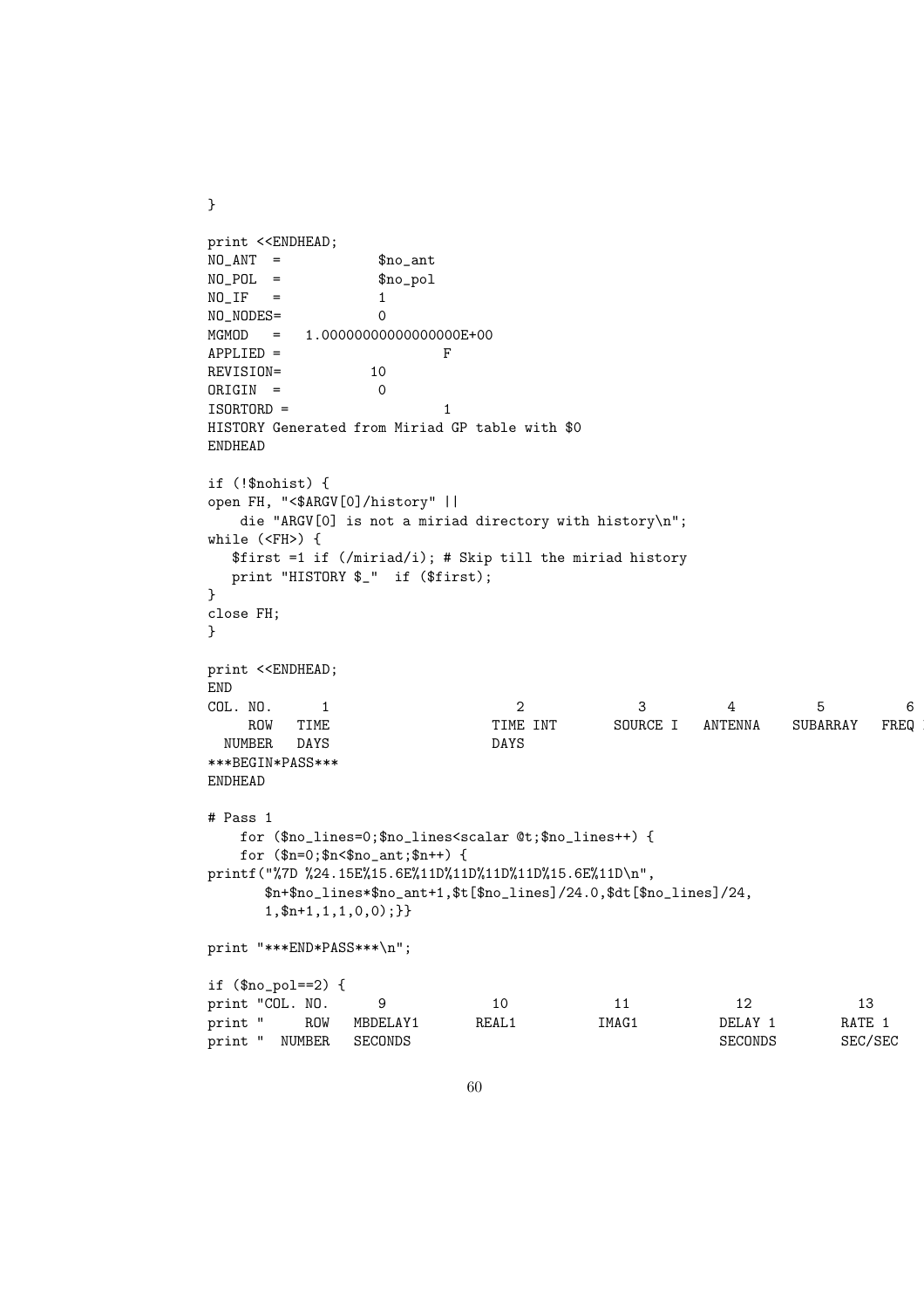```
}

print <<ENDHEAD;
NO_ANT  =            $no_ant
NO_POL  =            $no_pol
NO_IF   =            1
NO_NODES=            0
MGMOD   =   1.00000000000000000E+00
APPLIED =                    F
REVISION=           10
ORIGIN  =            0
ISORTORD =                   1
HISTORY Generated from Miriad GP table with $0
ENDHEAD

if (!$nohist) {
open FH, "<$ARGV[0]/history" ||
    die "ARGV[0] is not a miriad directory with history\n";
while (<FH>) {
   $first =1 if (/miriad/i); # Skip till the miriad history
   print "HISTORY $_"  if ($first);
}
close FH;
}

print <<ENDHEAD;
END
COL. NO.      1                      2             3          4          5          6
     ROW   TIME                    TIME INT       SOURCE I   ANTENNA    SUBARRAY   FREQ I
  NUMBER   DAYS                    DAYS
***BEGIN*PASS***
ENDHEAD

# Pass 1
    for ($no_lines=0;$no_lines<scalar @t;$no_lines++) {
    for ($n=0;$n<$no_ant;$n++) {
printf("%7D %24.15E%15.6E%11D%11D%11D%11D%15.6E%11D\n",
       $n+$no_lines*$no_ant+1,$t[$no_lines]/24.0,$dt[$no_lines]/24,
       1,$n+1,1,1,0,0);}}

print "***END*PASS***\n";

if ($no_pol==2) {
print "COL. NO.      9            10            11            12            13
print "     ROW   MBDELAY1       REAL1         IMAG1         DELAY 1        RATE 1
print "  NUMBER   SECONDS                                    SECONDS        SEC/SEC
```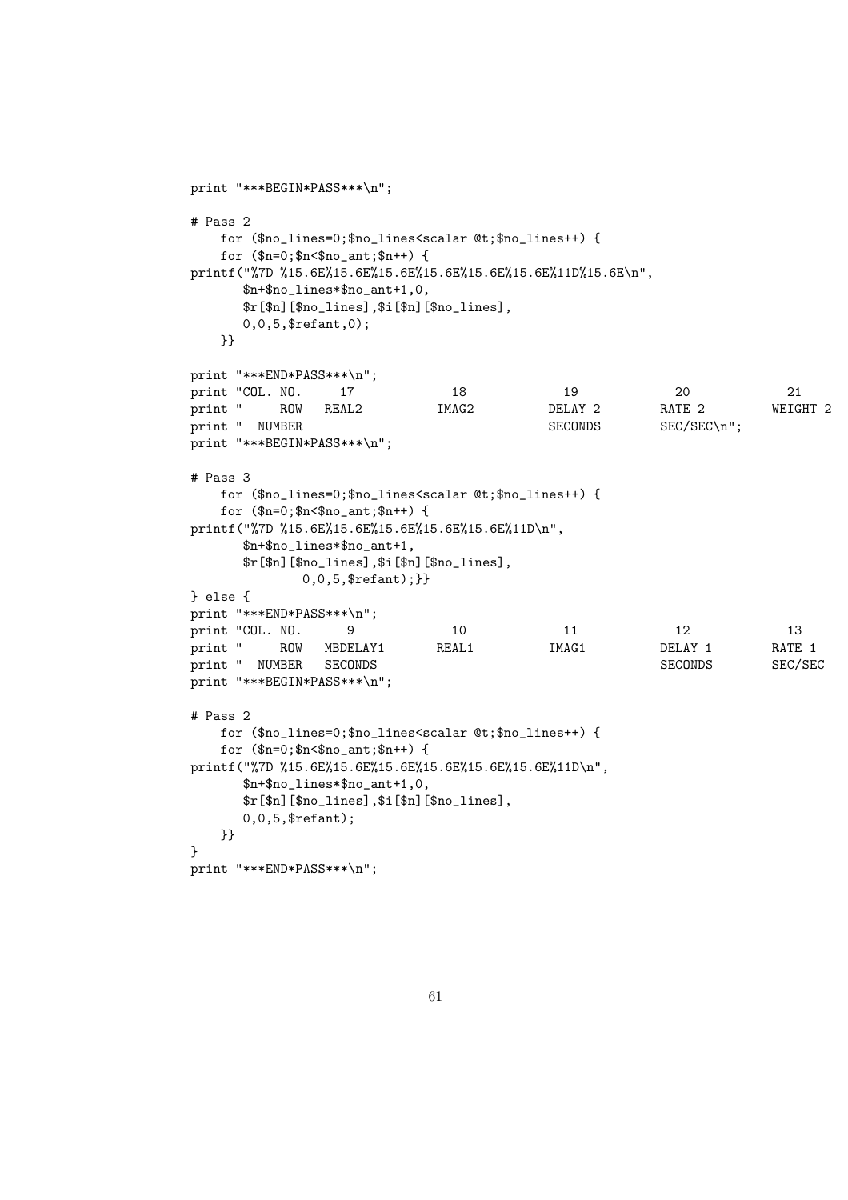```
print "***BEGIN*PASS***\n";

# Pass 2
    for ($no_lines=0;$no_lines<scalar @t;$no_lines++) {
    for ($n=0;$n<$no_ant;$n++) {
printf("%7D %15.6E%15.6E%15.6E%15.6E%15.6E%15.6E%11D%15.6E\n",
       $n+$no_lines*$no_ant+1,0,
       $r[$n][$no_lines],$i[$n][$no_lines],
       0,0,5,$refant,0);
    }}

print "***END*PASS***\n";
print "COL. NO.     17             18             19             20             21
print "     ROW   REAL2          IMAG2          DELAY 2        RATE 2         WEIGHT 2
print "  NUMBER                                 SECONDS        SEC/SEC\n";
print "***BEGIN*PASS***\n";

# Pass 3
    for ($no_lines=0;$no_lines<scalar @t;$no_lines++) {
    for ($n=0;$n<$no_ant;$n++) {
printf("%7D %15.6E%15.6E%15.6E%15.6E%15.6E%11D\n",
       $n+$no_lines*$no_ant+1,
       $r[$n][$no_lines],$i[$n][$no_lines],
              0,0,5,$refant);}}
} else {
print "***END*PASS***\n";
print "COL. NO.      9             10             11             12             13
print "     ROW   MBDELAY1       REAL1          IMAG1          DELAY 1        RATE 1
print "  NUMBER   SECONDS                                      SECONDS        SEC/SEC
print "***BEGIN*PASS***\n";

# Pass 2
    for ($no_lines=0;$no_lines<scalar @t;$no_lines++) {
    for ($n=0;$n<$no_ant;$n++) {
printf("%7D %15.6E%15.6E%15.6E%15.6E%15.6E%15.6E%11D\n",
       $n+$no_lines*$no_ant+1,0,
       $r[$n][$no_lines],$i[$n][$no_lines],
       0,0,5,$refant);
    }}
}
print "***END*PASS***\n";
```